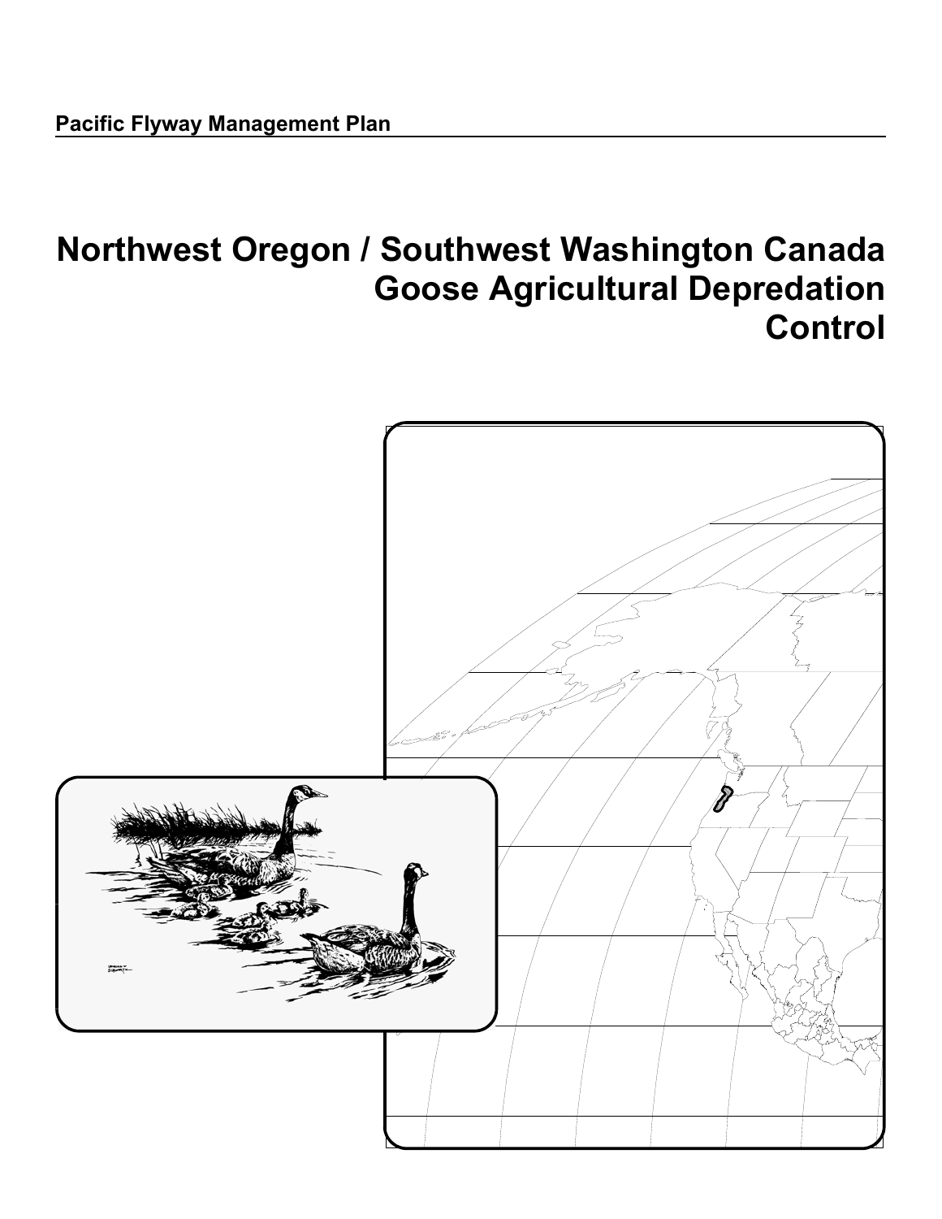Pacific Flyway Management Plan

# Northwest Oregon / Southwest Washington Canada Goose Agricultural Depredation Control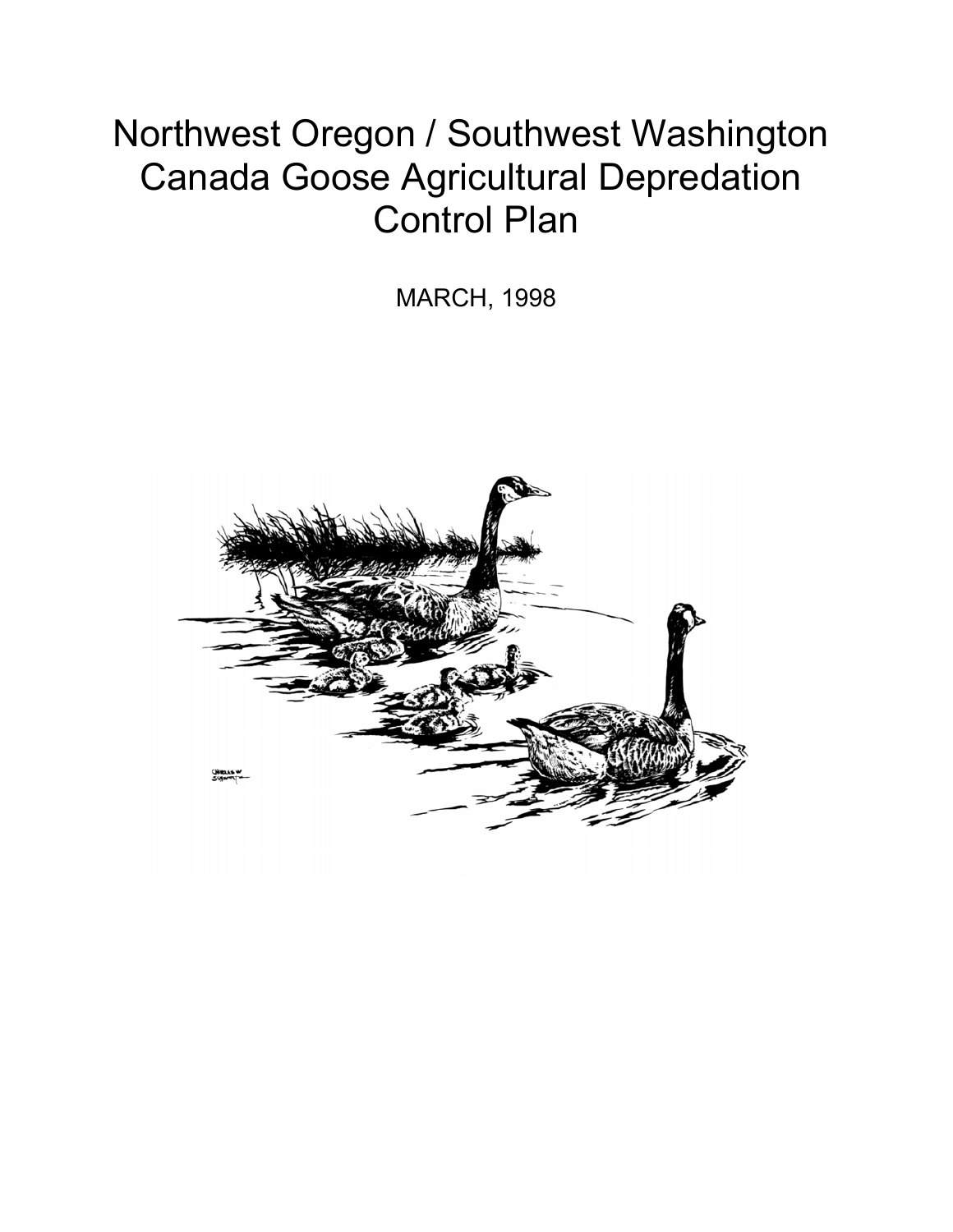# Northwest Oregon / Southwest Washington Canada Goose Agricultural Depredation Control Plan

MARCH, 1998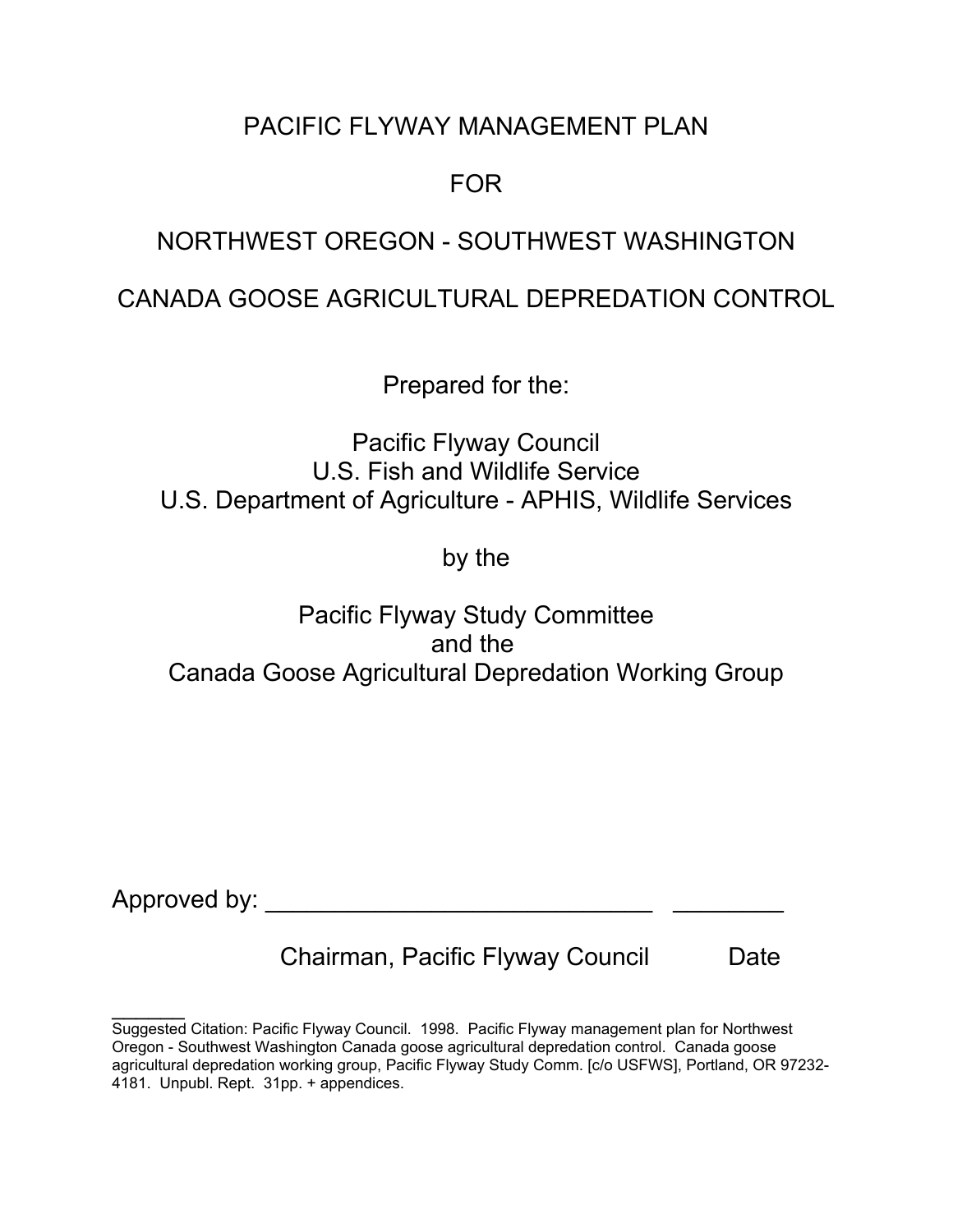# PACIFIC FLYWAY MANAGEMENT PLAN

# FOR

# NORTHWEST OREGON - SOUTHWEST WASHINGTON

# CANADA GOOSE AGRICULTURAL DEPREDATION CONTROL

Prepared for the:

Pacific Flyway Council
U.S. Fish and Wildlife Service
U.S. Department of Agriculture - APHIS, Wildlife Services

by the

Pacific Flyway Study Committee
and the
Canada Goose Agricultural Depredation Working Group

Approved by: ____________________________ ________

Chairman, Pacific Flyway Council     Date

---

Suggested Citation: Pacific Flyway Council. 1998. Pacific Flyway management plan for Northwest Oregon - Southwest Washington Canada goose agricultural depredation control. Canada goose agricultural depredation working group, Pacific Flyway Study Comm. [c/o USFWS], Portland, OR 97232-4181. Unpubl. Rept. 31pp. + appendices.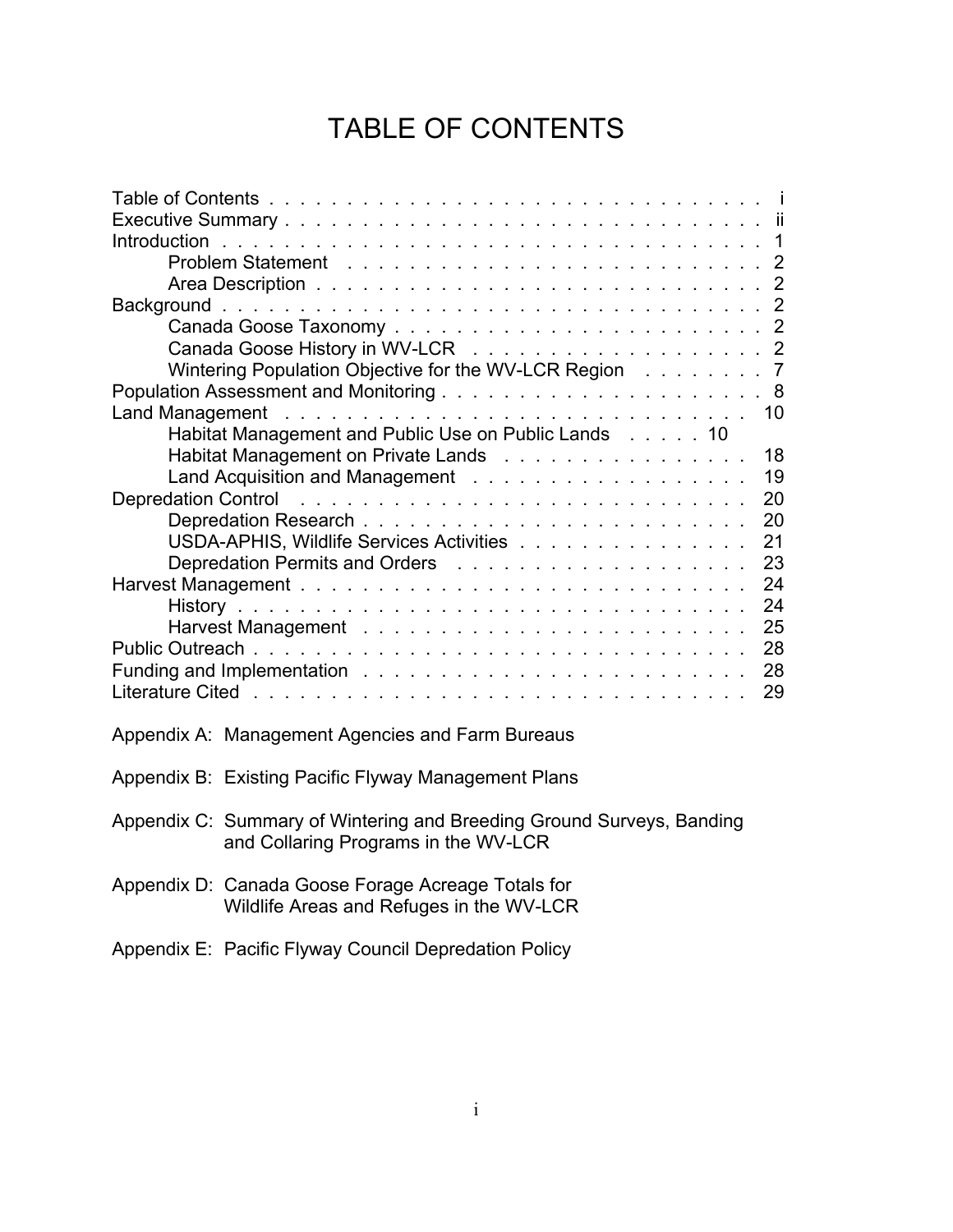# TABLE OF CONTENTS

Table of Contents . . . . . . . . . . . . . . . . . . . . . . . . . . . . . . . . . i
Executive Summary . . . . . . . . . . . . . . . . . . . . . . . . . . . . . . . ii
Introduction . . . . . . . . . . . . . . . . . . . . . . . . . . . . . . . . . . . 1
- Problem Statement . . . . . . . . . . . . . . . . . . . . . . . . . . 2
- Area Description . . . . . . . . . . . . . . . . . . . . . . . . . . . 2

Background . . . . . . . . . . . . . . . . . . . . . . . . . . . . . . . . . . . 2
- Canada Goose Taxonomy . . . . . . . . . . . . . . . . . . . . . . 2
- Canada Goose History in WV-LCR . . . . . . . . . . . . . . . . . . 2
- Wintering Population Objective for the WV-LCR Region . . . . . . . . 7

Population Assessment and Monitoring . . . . . . . . . . . . . . . . . . . . 8
Land Management . . . . . . . . . . . . . . . . . . . . . . . . . . . . . . 10
- Habitat Management and Public Use on Public Lands . . . . . 10
- Habitat Management on Private Lands . . . . . . . . . . . . . . . . 18
- Land Acquisition and Management . . . . . . . . . . . . . . . . . . 19

Depredation Control . . . . . . . . . . . . . . . . . . . . . . . . . . . . . 20
- Depredation Research . . . . . . . . . . . . . . . . . . . . . . . . 20
- USDA-APHIS, Wildlife Services Activities . . . . . . . . . . . . . . 21
- Depredation Permits and Orders . . . . . . . . . . . . . . . . . . . 23

Harvest Management . . . . . . . . . . . . . . . . . . . . . . . . . . . . . 24
- History . . . . . . . . . . . . . . . . . . . . . . . . . . . . . . . . 24
- Harvest Management . . . . . . . . . . . . . . . . . . . . . . . . . 25

Public Outreach . . . . . . . . . . . . . . . . . . . . . . . . . . . . . . . 28
Funding and Implementation . . . . . . . . . . . . . . . . . . . . . . . . . 28
Literature Cited . . . . . . . . . . . . . . . . . . . . . . . . . . . . . . . 29

Appendix A: Management Agencies and Farm Bureaus

Appendix B: Existing Pacific Flyway Management Plans

Appendix C: Summary of Wintering and Breeding Ground Surveys, Banding and Collaring Programs in the WV-LCR

Appendix D: Canada Goose Forage Acreage Totals for Wildlife Areas and Refuges in the WV-LCR

Appendix E: Pacific Flyway Council Depredation Policy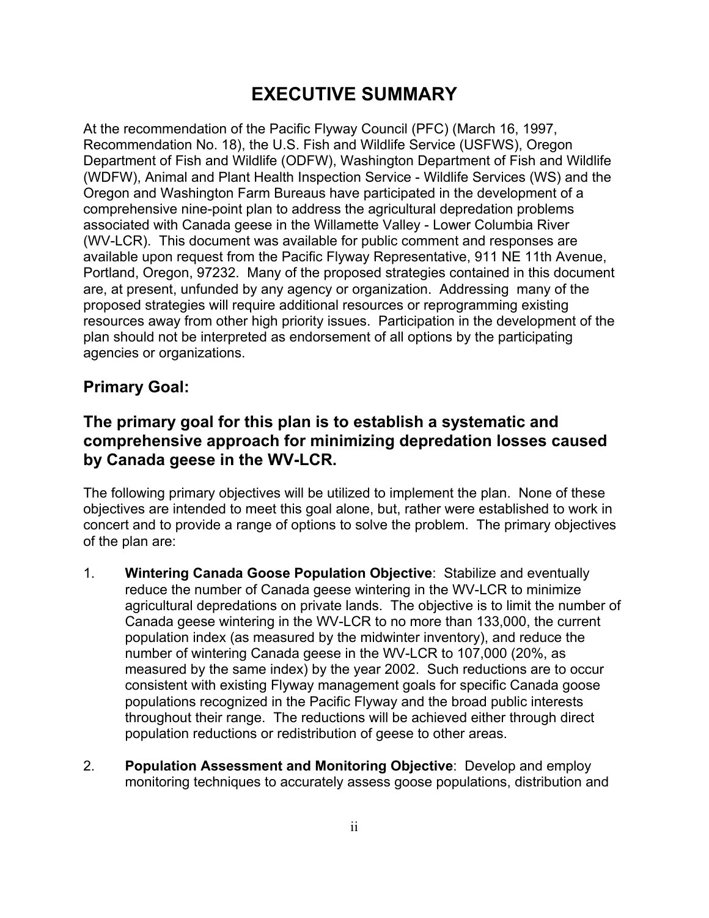# EXECUTIVE SUMMARY

At the recommendation of the Pacific Flyway Council (PFC) (March 16, 1997, Recommendation No. 18), the U.S. Fish and Wildlife Service (USFWS), Oregon Department of Fish and Wildlife (ODFW), Washington Department of Fish and Wildlife (WDFW), Animal and Plant Health Inspection Service - Wildlife Services (WS) and the Oregon and Washington Farm Bureaus have participated in the development of a comprehensive nine-point plan to address the agricultural depredation problems associated with Canada geese in the Willamette Valley - Lower Columbia River (WV-LCR). This document was available for public comment and responses are available upon request from the Pacific Flyway Representative, 911 NE 11th Avenue, Portland, Oregon, 97232. Many of the proposed strategies contained in this document are, at present, unfunded by any agency or organization. Addressing many of the proposed strategies will require additional resources or reprogramming existing resources away from other high priority issues. Participation in the development of the plan should not be interpreted as endorsement of all options by the participating agencies or organizations.

## Primary Goal:

## The primary goal for this plan is to establish a systematic and comprehensive approach for minimizing depredation losses caused by Canada geese in the WV-LCR.

The following primary objectives will be utilized to implement the plan. None of these objectives are intended to meet this goal alone, but, rather were established to work in concert and to provide a range of options to solve the problem. The primary objectives of the plan are:

1. **Wintering Canada Goose Population Objective**: Stabilize and eventually reduce the number of Canada geese wintering in the WV-LCR to minimize agricultural depredations on private lands. The objective is to limit the number of Canada geese wintering in the WV-LCR to no more than 133,000, the current population index (as measured by the midwinter inventory), and reduce the number of wintering Canada geese in the WV-LCR to 107,000 (20%, as measured by the same index) by the year 2002. Such reductions are to occur consistent with existing Flyway management goals for specific Canada goose populations recognized in the Pacific Flyway and the broad public interests throughout their range. The reductions will be achieved either through direct population reductions or redistribution of geese to other areas.

2. **Population Assessment and Monitoring Objective**: Develop and employ monitoring techniques to accurately assess goose populations, distribution and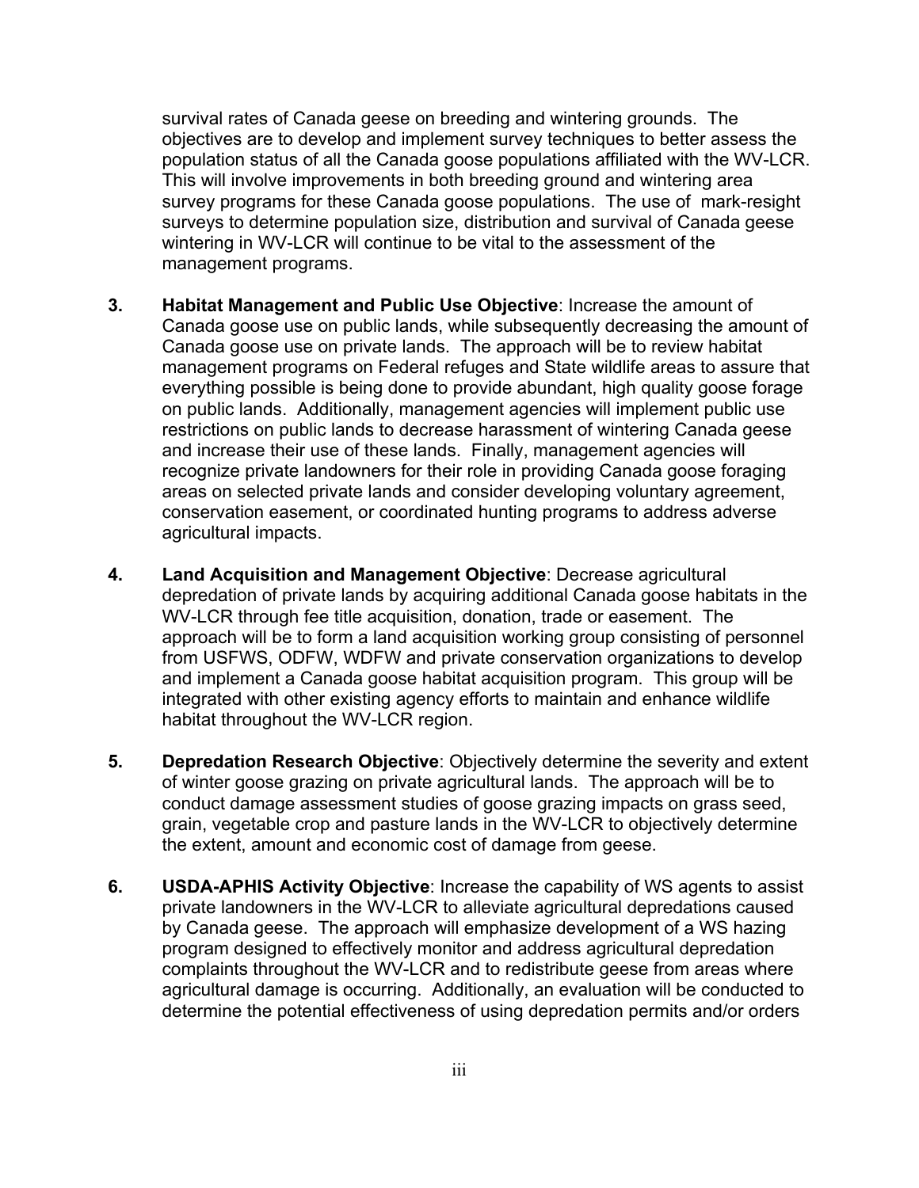survival rates of Canada geese on breeding and wintering grounds. The objectives are to develop and implement survey techniques to better assess the population status of all the Canada goose populations affiliated with the WV-LCR. This will involve improvements in both breeding ground and wintering area survey programs for these Canada goose populations. The use of mark-resight surveys to determine population size, distribution and survival of Canada geese wintering in WV-LCR will continue to be vital to the assessment of the management programs.

3. **Habitat Management and Public Use Objective**: Increase the amount of Canada goose use on public lands, while subsequently decreasing the amount of Canada goose use on private lands. The approach will be to review habitat management programs on Federal refuges and State wildlife areas to assure that everything possible is being done to provide abundant, high quality goose forage on public lands. Additionally, management agencies will implement public use restrictions on public lands to decrease harassment of wintering Canada geese and increase their use of these lands. Finally, management agencies will recognize private landowners for their role in providing Canada goose foraging areas on selected private lands and consider developing voluntary agreement, conservation easement, or coordinated hunting programs to address adverse agricultural impacts.

4. **Land Acquisition and Management Objective**: Decrease agricultural depredation of private lands by acquiring additional Canada goose habitats in the WV-LCR through fee title acquisition, donation, trade or easement. The approach will be to form a land acquisition working group consisting of personnel from USFWS, ODFW, WDFW and private conservation organizations to develop and implement a Canada goose habitat acquisition program. This group will be integrated with other existing agency efforts to maintain and enhance wildlife habitat throughout the WV-LCR region.

5. **Depredation Research Objective**: Objectively determine the severity and extent of winter goose grazing on private agricultural lands. The approach will be to conduct damage assessment studies of goose grazing impacts on grass seed, grain, vegetable crop and pasture lands in the WV-LCR to objectively determine the extent, amount and economic cost of damage from geese.

6. **USDA-APHIS Activity Objective**: Increase the capability of WS agents to assist private landowners in the WV-LCR to alleviate agricultural depredations caused by Canada geese. The approach will emphasize development of a WS hazing program designed to effectively monitor and address agricultural depredation complaints throughout the WV-LCR and to redistribute geese from areas where agricultural damage is occurring. Additionally, an evaluation will be conducted to determine the potential effectiveness of using depredation permits and/or orders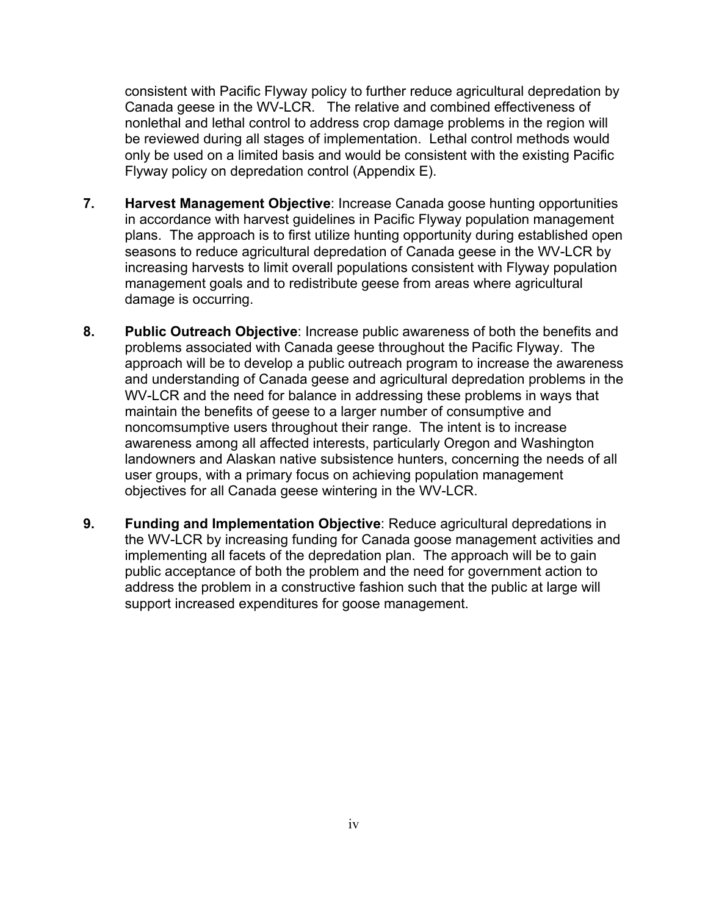consistent with Pacific Flyway policy to further reduce agricultural depredation by Canada geese in the WV-LCR. The relative and combined effectiveness of nonlethal and lethal control to address crop damage problems in the region will be reviewed during all stages of implementation. Lethal control methods would only be used on a limited basis and would be consistent with the existing Pacific Flyway policy on depredation control (Appendix E).

7. **Harvest Management Objective**: Increase Canada goose hunting opportunities in accordance with harvest guidelines in Pacific Flyway population management plans. The approach is to first utilize hunting opportunity during established open seasons to reduce agricultural depredation of Canada geese in the WV-LCR by increasing harvests to limit overall populations consistent with Flyway population management goals and to redistribute geese from areas where agricultural damage is occurring.

8. **Public Outreach Objective**: Increase public awareness of both the benefits and problems associated with Canada geese throughout the Pacific Flyway. The approach will be to develop a public outreach program to increase the awareness and understanding of Canada geese and agricultural depredation problems in the WV-LCR and the need for balance in addressing these problems in ways that maintain the benefits of geese to a larger number of consumptive and noncomsumptive users throughout their range. The intent is to increase awareness among all affected interests, particularly Oregon and Washington landowners and Alaskan native subsistence hunters, concerning the needs of all user groups, with a primary focus on achieving population management objectives for all Canada geese wintering in the WV-LCR.

9. **Funding and Implementation Objective**: Reduce agricultural depredations in the WV-LCR by increasing funding for Canada goose management activities and implementing all facets of the depredation plan. The approach will be to gain public acceptance of both the problem and the need for government action to address the problem in a constructive fashion such that the public at large will support increased expenditures for goose management.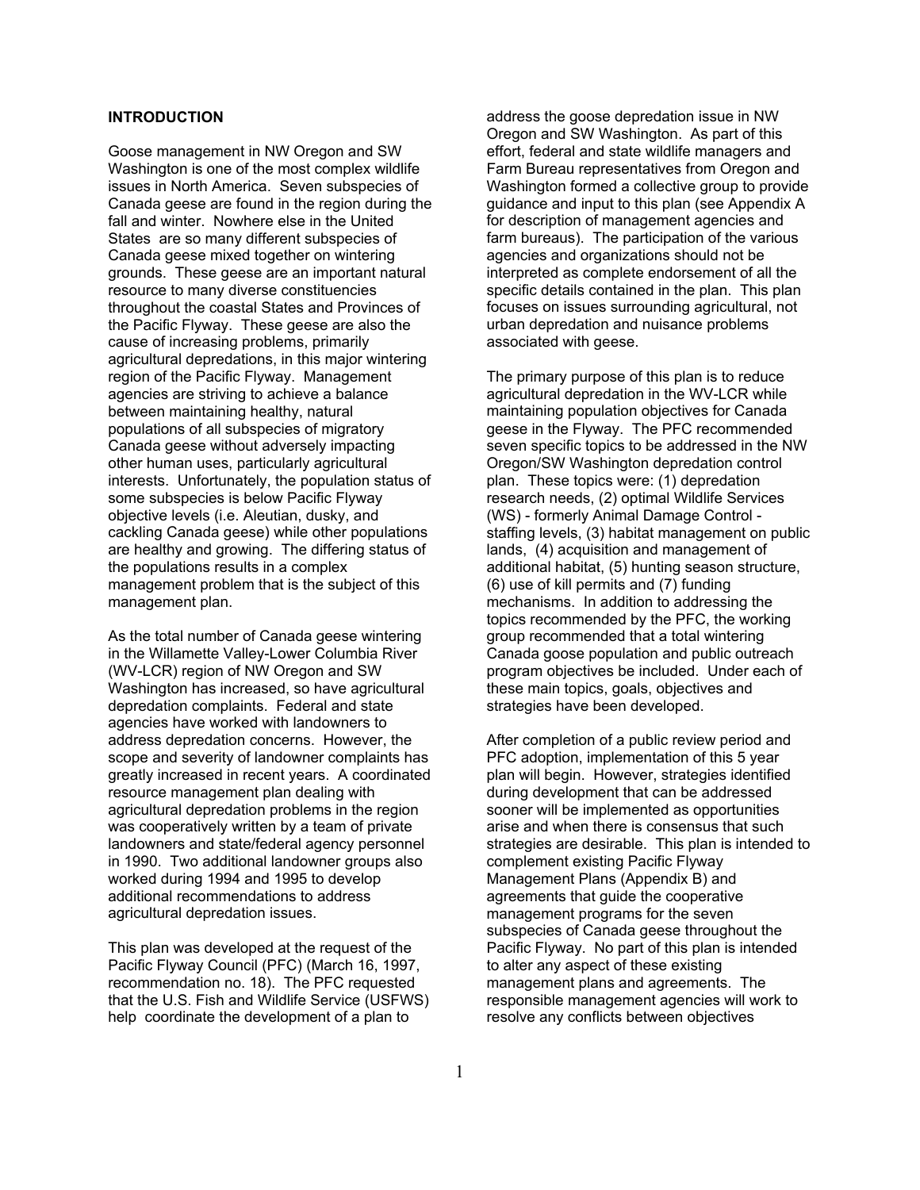## INTRODUCTION

Goose management in NW Oregon and SW Washington is one of the most complex wildlife issues in North America. Seven subspecies of Canada geese are found in the region during the fall and winter. Nowhere else in the United States are so many different subspecies of Canada geese mixed together on wintering grounds. These geese are an important natural resource to many diverse constituencies throughout the coastal States and Provinces of the Pacific Flyway. These geese are also the cause of increasing problems, primarily agricultural depredations, in this major wintering region of the Pacific Flyway. Management agencies are striving to achieve a balance between maintaining healthy, natural populations of all subspecies of migratory Canada geese without adversely impacting other human uses, particularly agricultural interests. Unfortunately, the population status of some subspecies is below Pacific Flyway objective levels (i.e. Aleutian, dusky, and cackling Canada geese) while other populations are healthy and growing. The differing status of the populations results in a complex management problem that is the subject of this management plan.

As the total number of Canada geese wintering in the Willamette Valley-Lower Columbia River (WV-LCR) region of NW Oregon and SW Washington has increased, so have agricultural depredation complaints. Federal and state agencies have worked with landowners to address depredation concerns. However, the scope and severity of landowner complaints has greatly increased in recent years. A coordinated resource management plan dealing with agricultural depredation problems in the region was cooperatively written by a team of private landowners and state/federal agency personnel in 1990. Two additional landowner groups also worked during 1994 and 1995 to develop additional recommendations to address agricultural depredation issues.

This plan was developed at the request of the Pacific Flyway Council (PFC) (March 16, 1997, recommendation no. 18). The PFC requested that the U.S. Fish and Wildlife Service (USFWS) help coordinate the development of a plan to address the goose depredation issue in NW Oregon and SW Washington. As part of this effort, federal and state wildlife managers and Farm Bureau representatives from Oregon and Washington formed a collective group to provide guidance and input to this plan (see Appendix A for description of management agencies and farm bureaus). The participation of the various agencies and organizations should not be interpreted as complete endorsement of all the specific details contained in the plan. This plan focuses on issues surrounding agricultural, not urban depredation and nuisance problems associated with geese.

The primary purpose of this plan is to reduce agricultural depredation in the WV-LCR while maintaining population objectives for Canada geese in the Flyway. The PFC recommended seven specific topics to be addressed in the NW Oregon/SW Washington depredation control plan. These topics were: (1) depredation research needs, (2) optimal Wildlife Services (WS) - formerly Animal Damage Control - staffing levels, (3) habitat management on public lands, (4) acquisition and management of additional habitat, (5) hunting season structure, (6) use of kill permits and (7) funding mechanisms. In addition to addressing the topics recommended by the PFC, the working group recommended that a total wintering Canada goose population and public outreach program objectives be included. Under each of these main topics, goals, objectives and strategies have been developed.

After completion of a public review period and PFC adoption, implementation of this 5 year plan will begin. However, strategies identified during development that can be addressed sooner will be implemented as opportunities arise and when there is consensus that such strategies are desirable. This plan is intended to complement existing Pacific Flyway Management Plans (Appendix B) and agreements that guide the cooperative management programs for the seven subspecies of Canada geese throughout the Pacific Flyway. No part of this plan is intended to alter any aspect of these existing management plans and agreements. The responsible management agencies will work to resolve any conflicts between objectives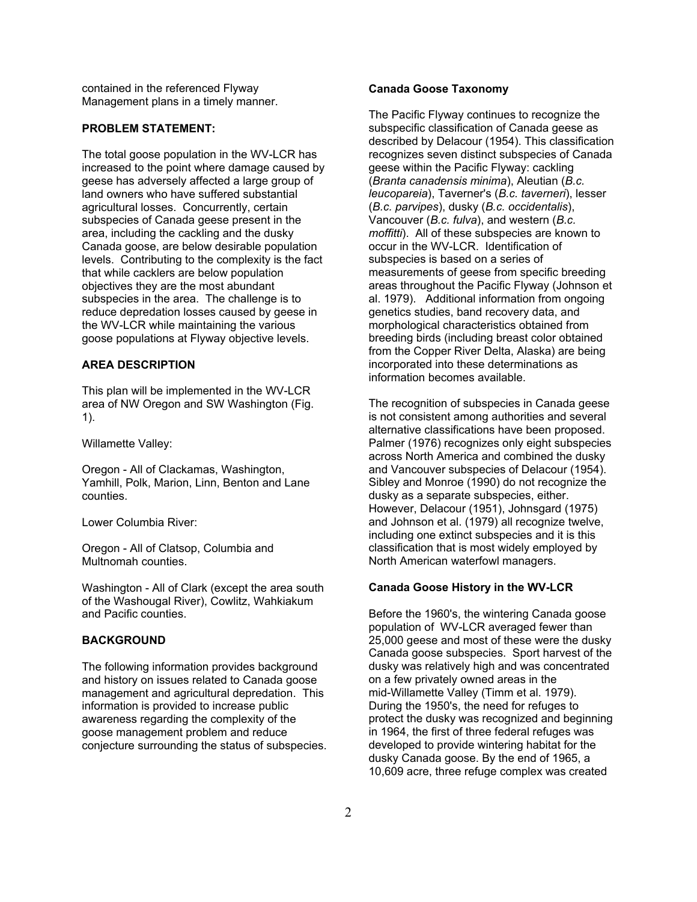contained in the referenced Flyway Management plans in a timely manner.

**PROBLEM STATEMENT:**

The total goose population in the WV-LCR has increased to the point where damage caused by geese has adversely affected a large group of land owners who have suffered substantial agricultural losses. Concurrently, certain subspecies of Canada geese present in the area, including the cackling and the dusky Canada goose, are below desirable population levels. Contributing to the complexity is the fact that while cacklers are below population objectives they are the most abundant subspecies in the area. The challenge is to reduce depredation losses caused by geese in the WV-LCR while maintaining the various goose populations at Flyway objective levels.

**AREA DESCRIPTION**

This plan will be implemented in the WV-LCR area of NW Oregon and SW Washington (Fig. 1).

Willamette Valley:

Oregon - All of Clackamas, Washington, Yamhill, Polk, Marion, Linn, Benton and Lane counties.

Lower Columbia River:

Oregon - All of Clatsop, Columbia and Multnomah counties.

Washington - All of Clark (except the area south of the Washougal River), Cowlitz, Wahkiakum and Pacific counties.

**BACKGROUND**

The following information provides background and history on issues related to Canada goose management and agricultural depredation. This information is provided to increase public awareness regarding the complexity of the goose management problem and reduce conjecture surrounding the status of subspecies.

**Canada Goose Taxonomy**

The Pacific Flyway continues to recognize the subspecific classification of Canada geese as described by Delacour (1954). This classification recognizes seven distinct subspecies of Canada geese within the Pacific Flyway: cackling (*Branta canadensis minima*), Aleutian (*B.c. leucopareia*), Taverner's (*B.c. taverneri*), lesser (*B.c. parvipes*), dusky (*B.c. occidentalis*), Vancouver (*B.c. fulva*), and western (*B.c. moffitti*). All of these subspecies are known to occur in the WV-LCR. Identification of subspecies is based on a series of measurements of geese from specific breeding areas throughout the Pacific Flyway (Johnson et al. 1979). Additional information from ongoing genetics studies, band recovery data, and morphological characteristics obtained from breeding birds (including breast color obtained from the Copper River Delta, Alaska) are being incorporated into these determinations as information becomes available.

The recognition of subspecies in Canada geese is not consistent among authorities and several alternative classifications have been proposed. Palmer (1976) recognizes only eight subspecies across North America and combined the dusky and Vancouver subspecies of Delacour (1954). Sibley and Monroe (1990) do not recognize the dusky as a separate subspecies, either. However, Delacour (1951), Johnsgard (1975) and Johnson et al. (1979) all recognize twelve, including one extinct subspecies and it is this classification that is most widely employed by North American waterfowl managers.

**Canada Goose History in the WV-LCR**

Before the 1960's, the wintering Canada goose population of WV-LCR averaged fewer than 25,000 geese and most of these were the dusky Canada goose subspecies. Sport harvest of the dusky was relatively high and was concentrated on a few privately owned areas in the mid-Willamette Valley (Timm et al. 1979). During the 1950's, the need for refuges to protect the dusky was recognized and beginning in 1964, the first of three federal refuges was developed to provide wintering habitat for the dusky Canada goose. By the end of 1965, a 10,609 acre, three refuge complex was created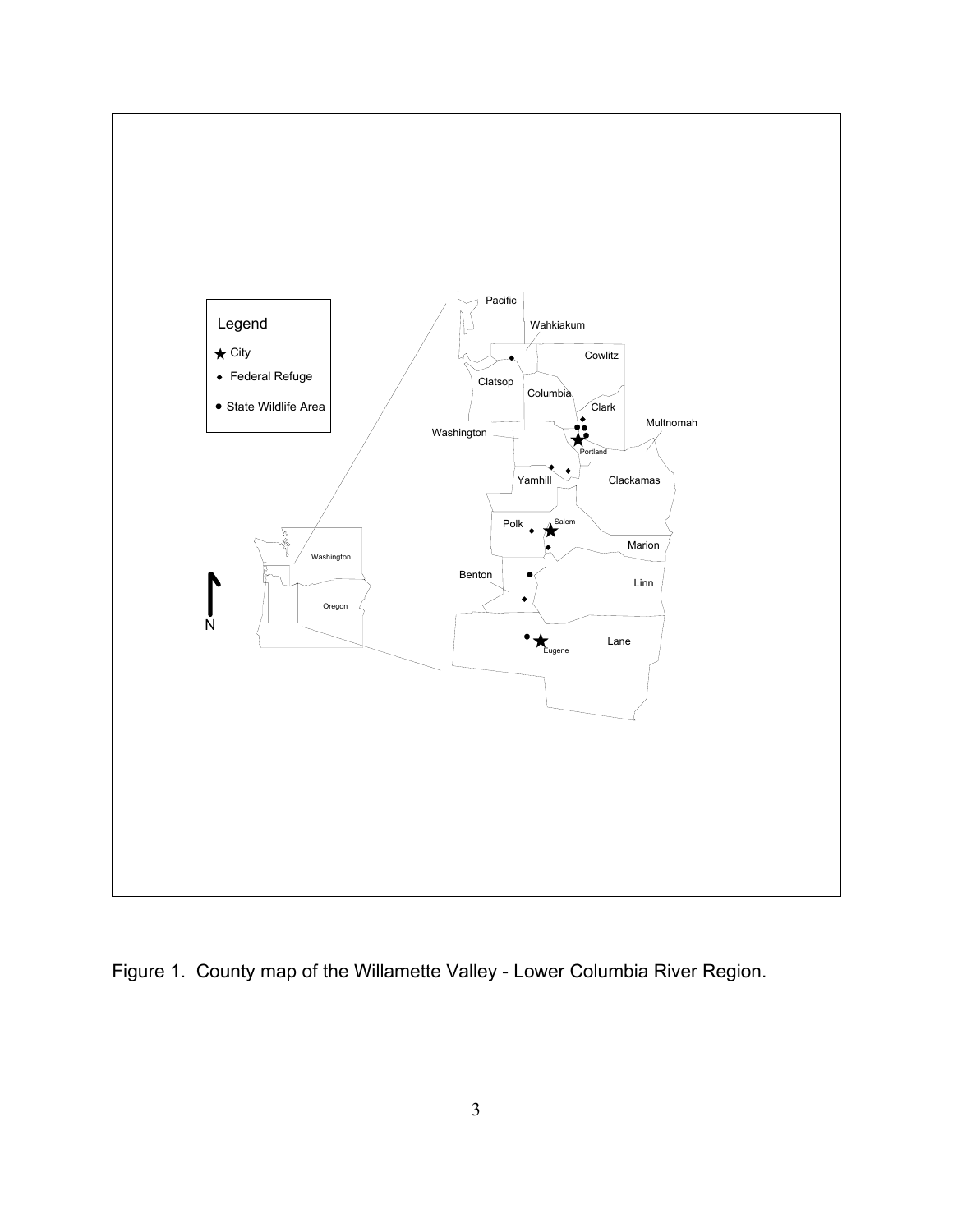Figure 1. County map of the Willamette Valley - Lower Columbia River Region.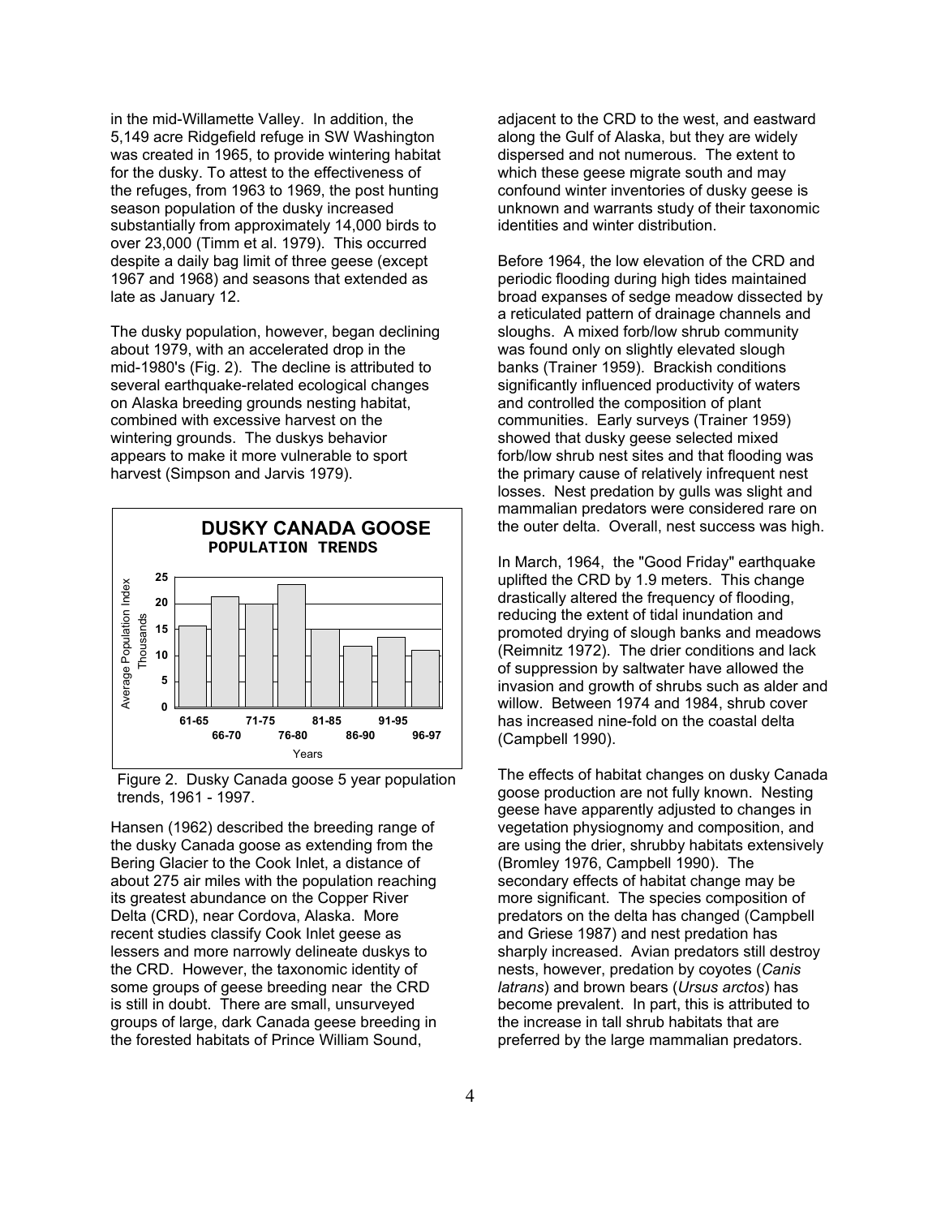in the mid-Willamette Valley. In addition, the 5,149 acre Ridgefield refuge in SW Washington was created in 1965, to provide wintering habitat for the dusky. To attest to the effectiveness of the refuges, from 1963 to 1969, the post hunting season population of the dusky increased substantially from approximately 14,000 birds to over 23,000 (Timm et al. 1979). This occurred despite a daily bag limit of three geese (except 1967 and 1968) and seasons that extended as late as January 12.

The dusky population, however, began declining about 1979, with an accelerated drop in the mid-1980's (Fig. 2). The decline is attributed to several earthquake-related ecological changes on Alaska breeding grounds nesting habitat, combined with excessive harvest on the wintering grounds. The duskys behavior appears to make it more vulnerable to sport harvest (Simpson and Jarvis 1979).

Figure 2. Dusky Canada goose 5 year population trends, 1961 - 1997.

Hansen (1962) described the breeding range of the dusky Canada goose as extending from the Bering Glacier to the Cook Inlet, a distance of about 275 air miles with the population reaching its greatest abundance on the Copper River Delta (CRD), near Cordova, Alaska. More recent studies classify Cook Inlet geese as lessers and more narrowly delineate duskys to the CRD. However, the taxonomic identity of some groups of geese breeding near the CRD is still in doubt. There are small, unsurveyed groups of large, dark Canada geese breeding in the forested habitats of Prince William Sound, adjacent to the CRD to the west, and eastward along the Gulf of Alaska, but they are widely dispersed and not numerous. The extent to which these geese migrate south and may confound winter inventories of dusky geese is unknown and warrants study of their taxonomic identities and winter distribution.

Before 1964, the low elevation of the CRD and periodic flooding during high tides maintained broad expanses of sedge meadow dissected by a reticulated pattern of drainage channels and sloughs. A mixed forb/low shrub community was found only on slightly elevated slough banks (Trainer 1959). Brackish conditions significantly influenced productivity of waters and controlled the composition of plant communities. Early surveys (Trainer 1959) showed that dusky geese selected mixed forb/low shrub nest sites and that flooding was the primary cause of relatively infrequent nest losses. Nest predation by gulls was slight and mammalian predators were considered rare on the outer delta. Overall, nest success was high.

In March, 1964, the "Good Friday" earthquake uplifted the CRD by 1.9 meters. This change drastically altered the frequency of flooding, reducing the extent of tidal inundation and promoted drying of slough banks and meadows (Reimnitz 1972). The drier conditions and lack of suppression by saltwater have allowed the invasion and growth of shrubs such as alder and willow. Between 1974 and 1984, shrub cover has increased nine-fold on the coastal delta (Campbell 1990).

The effects of habitat changes on dusky Canada goose production are not fully known. Nesting geese have apparently adjusted to changes in vegetation physiognomy and composition, and are using the drier, shrubby habitats extensively (Bromley 1976, Campbell 1990). The secondary effects of habitat change may be more significant. The species composition of predators on the delta has changed (Campbell and Griese 1987) and nest predation has sharply increased. Avian predators still destroy nests, however, predation by coyotes (*Canis latrans*) and brown bears (*Ursus arctos*) has become prevalent. In part, this is attributed to the increase in tall shrub habitats that are preferred by the large mammalian predators.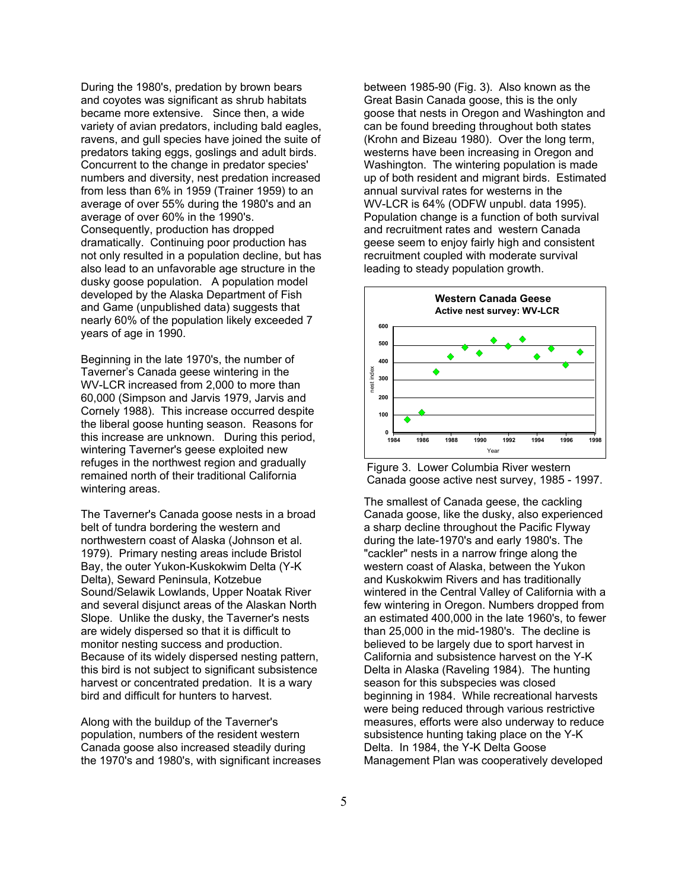During the 1980's, predation by brown bears and coyotes was significant as shrub habitats became more extensive. Since then, a wide variety of avian predators, including bald eagles, ravens, and gull species have joined the suite of predators taking eggs, goslings and adult birds. Concurrent to the change in predator species' numbers and diversity, nest predation increased from less than 6% in 1959 (Trainer 1959) to an average of over 55% during the 1980's and an average of over 60% in the 1990's. Consequently, production has dropped dramatically. Continuing poor production has not only resulted in a population decline, but has also lead to an unfavorable age structure in the dusky goose population. A population model developed by the Alaska Department of Fish and Game (unpublished data) suggests that nearly 60% of the population likely exceeded 7 years of age in 1990.

Beginning in the late 1970's, the number of Taverner's Canada geese wintering in the WV-LCR increased from 2,000 to more than 60,000 (Simpson and Jarvis 1979, Jarvis and Cornely 1988). This increase occurred despite the liberal goose hunting season. Reasons for this increase are unknown. During this period, wintering Taverner's geese exploited new refuges in the northwest region and gradually remained north of their traditional California wintering areas.

The Taverner's Canada goose nests in a broad belt of tundra bordering the western and northwestern coast of Alaska (Johnson et al. 1979). Primary nesting areas include Bristol Bay, the outer Yukon-Kuskokwim Delta (Y-K Delta), Seward Peninsula, Kotzebue Sound/Selawik Lowlands, Upper Noatak River and several disjunct areas of the Alaskan North Slope. Unlike the dusky, the Taverner's nests are widely dispersed so that it is difficult to monitor nesting success and production. Because of its widely dispersed nesting pattern, this bird is not subject to significant subsistence harvest or concentrated predation. It is a wary bird and difficult for hunters to harvest.

Along with the buildup of the Taverner's population, numbers of the resident western Canada goose also increased steadily during the 1970's and 1980's, with significant increases between 1985-90 (Fig. 3). Also known as the Great Basin Canada goose, this is the only goose that nests in Oregon and Washington and can be found breeding throughout both states (Krohn and Bizeau 1980). Over the long term, westerns have been increasing in Oregon and Washington. The wintering population is made up of both resident and migrant birds. Estimated annual survival rates for westerns in the WV-LCR is 64% (ODFW unpubl. data 1995). Population change is a function of both survival and recruitment rates and western Canada geese seem to enjoy fairly high and consistent recruitment coupled with moderate survival leading to steady population growth.

**Western Canada Geese**
**Active nest survey: WV-LCR**

| Year | Nest index (approx.) |
|---|---|
| 1985 | 75 |
| 1986 | 115 |
| 1987 | 345 |
| 1988 | 430 |
| 1989 | 485 |
| 1990 | 450 |
| 1991 | 520 |
| 1992 | 490 |
| 1993 | 525 |
| 1994 | 430 |
| 1995 | 475 |
| 1996 | 385 |
| 1997 | 455 |

Figure 3. Lower Columbia River western Canada goose active nest survey, 1985 - 1997.

The smallest of Canada geese, the cackling Canada goose, like the dusky, also experienced a sharp decline throughout the Pacific Flyway during the late-1970's and early 1980's. The "cackler" nests in a narrow fringe along the western coast of Alaska, between the Yukon and Kuskokwim Rivers and has traditionally wintered in the Central Valley of California with a few wintering in Oregon. Numbers dropped from an estimated 400,000 in the late 1960's, to fewer than 25,000 in the mid-1980's. The decline is believed to be largely due to sport harvest in California and subsistence harvest on the Y-K Delta in Alaska (Raveling 1984). The hunting season for this subspecies was closed beginning in 1984. While recreational harvests were being reduced through various restrictive measures, efforts were also underway to reduce subsistence hunting taking place on the Y-K Delta. In 1984, the Y-K Delta Goose Management Plan was cooperatively developed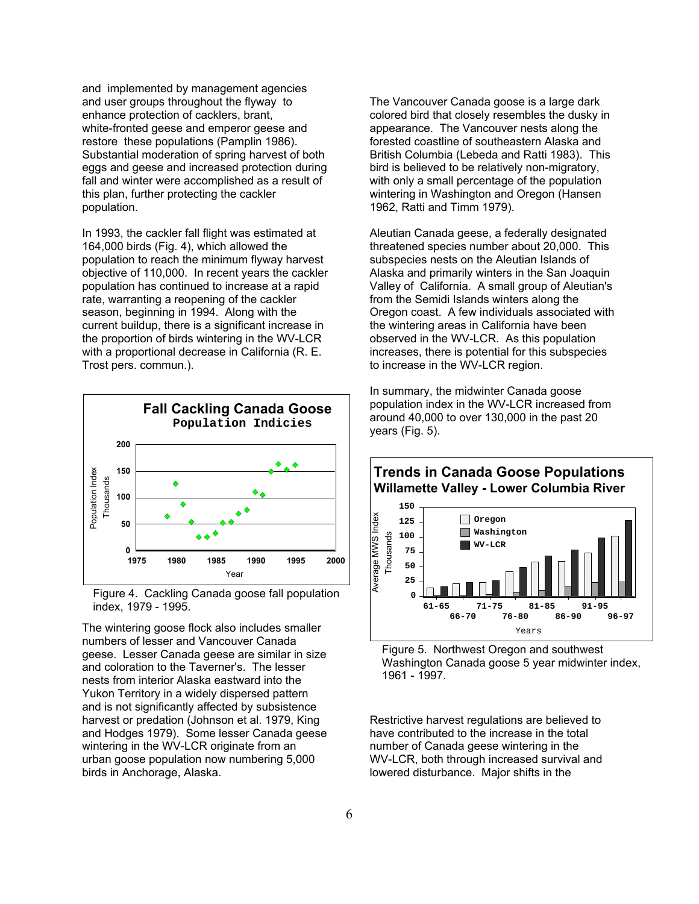and implemented by management agencies and user groups throughout the flyway to enhance protection of cacklers, brant, white-fronted geese and emperor geese and restore these populations (Pamplin 1986). Substantial moderation of spring harvest of both eggs and geese and increased protection during fall and winter were accomplished as a result of this plan, further protecting the cackler population.

In 1993, the cackler fall flight was estimated at 164,000 birds (Fig. 4), which allowed the population to reach the minimum flyway harvest objective of 110,000. In recent years the cackler population has continued to increase at a rapid rate, warranting a reopening of the cackler season, beginning in 1994. Along with the current buildup, there is a significant increase in the proportion of birds wintering in the WV-LCR with a proportional decrease in California (R. E. Trost pers. commun.).

Figure 4. Cackling Canada goose fall population index, 1979 - 1995.

The wintering goose flock also includes smaller numbers of lesser and Vancouver Canada geese. Lesser Canada geese are similar in size and coloration to the Taverner's. The lesser nests from interior Alaska eastward into the Yukon Territory in a widely dispersed pattern and is not significantly affected by subsistence harvest or predation (Johnson et al. 1979, King and Hodges 1979). Some lesser Canada geese wintering in the WV-LCR originate from an urban goose population now numbering 5,000 birds in Anchorage, Alaska.

The Vancouver Canada goose is a large dark colored bird that closely resembles the dusky in appearance. The Vancouver nests along the forested coastline of southeastern Alaska and British Columbia (Lebeda and Ratti 1983). This bird is believed to be relatively non-migratory, with only a small percentage of the population wintering in Washington and Oregon (Hansen 1962, Ratti and Timm 1979).

Aleutian Canada geese, a federally designated threatened species number about 20,000. This subspecies nests on the Aleutian Islands of Alaska and primarily winters in the San Joaquin Valley of California. A small group of Aleutian's from the Semidi Islands winters along the Oregon coast. A few individuals associated with the wintering areas in California have been observed in the WV-LCR. As this population increases, there is potential for this subspecies to increase in the WV-LCR region.

In summary, the midwinter Canada goose population index in the WV-LCR increased from around 40,000 to over 130,000 in the past 20 years (Fig. 5).

Figure 5. Northwest Oregon and southwest Washington Canada goose 5 year midwinter index, 1961 - 1997.

Restrictive harvest regulations are believed to have contributed to the increase in the total number of Canada geese wintering in the WV-LCR, both through increased survival and lowered disturbance. Major shifts in the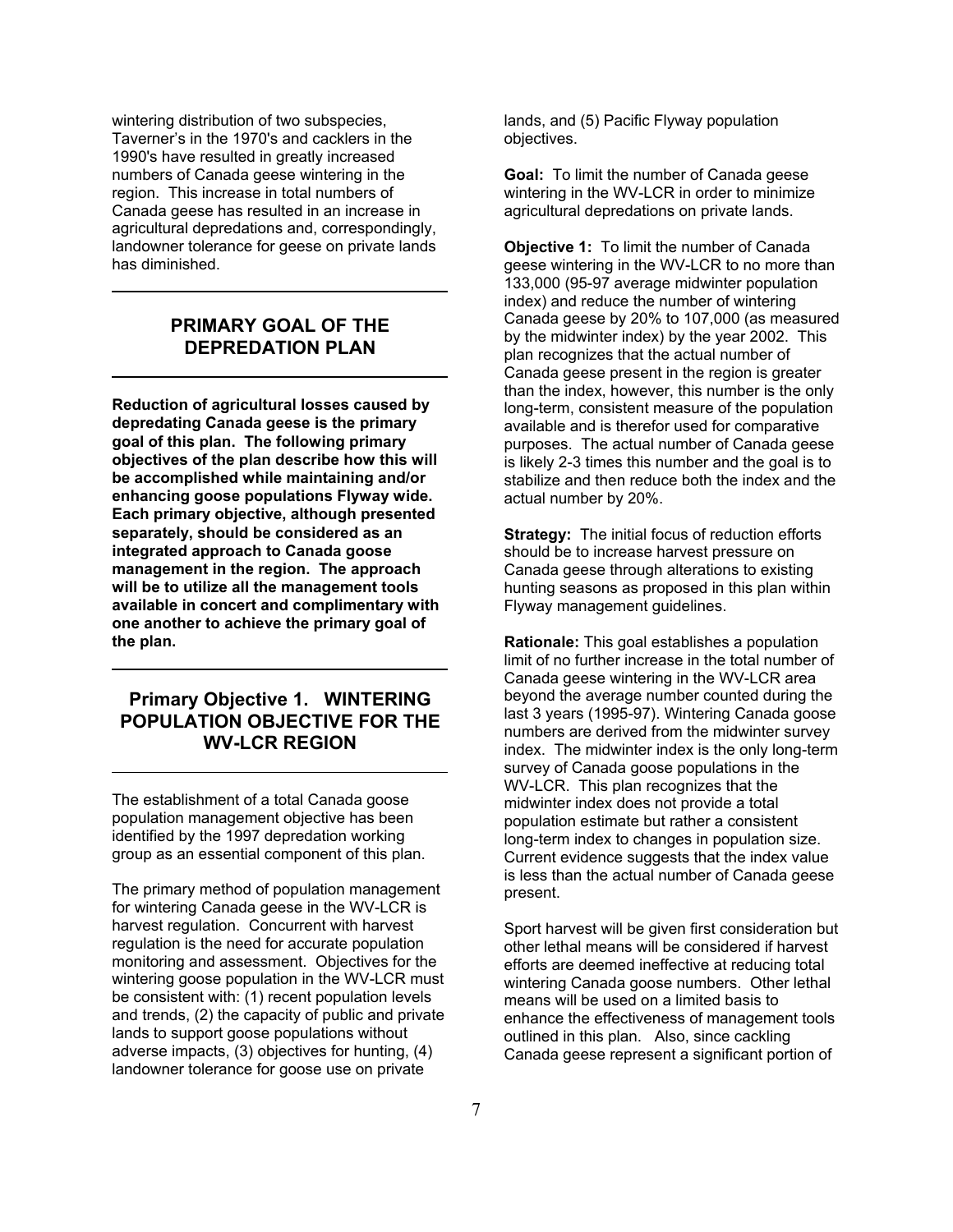wintering distribution of two subspecies, Taverner's in the 1970's and cacklers in the 1990's have resulted in greatly increased numbers of Canada geese wintering in the region. This increase in total numbers of Canada geese has resulted in an increase in agricultural depredations and, correspondingly, landowner tolerance for geese on private lands has diminished.

## PRIMARY GOAL OF THE DEPREDATION PLAN

**Reduction of agricultural losses caused by depredating Canada geese is the primary goal of this plan. The following primary objectives of the plan describe how this will be accomplished while maintaining and/or enhancing goose populations Flyway wide. Each primary objective, although presented separately, should be considered as an integrated approach to Canada goose management in the region. The approach will be to utilize all the management tools available in concert and complimentary with one another to achieve the primary goal of the plan.**

## Primary Objective 1. WINTERING POPULATION OBJECTIVE FOR THE WV-LCR REGION

The establishment of a total Canada goose population management objective has been identified by the 1997 depredation working group as an essential component of this plan.

The primary method of population management for wintering Canada geese in the WV-LCR is harvest regulation. Concurrent with harvest regulation is the need for accurate population monitoring and assessment. Objectives for the wintering goose population in the WV-LCR must be consistent with: (1) recent population levels and trends, (2) the capacity of public and private lands to support goose populations without adverse impacts, (3) objectives for hunting, (4) landowner tolerance for goose use on private lands, and (5) Pacific Flyway population objectives.

**Goal:** To limit the number of Canada geese wintering in the WV-LCR in order to minimize agricultural depredations on private lands.

**Objective 1:** To limit the number of Canada geese wintering in the WV-LCR to no more than 133,000 (95-97 average midwinter population index) and reduce the number of wintering Canada geese by 20% to 107,000 (as measured by the midwinter index) by the year 2002. This plan recognizes that the actual number of Canada geese present in the region is greater than the index, however, this number is the only long-term, consistent measure of the population available and is therefor used for comparative purposes. The actual number of Canada geese is likely 2-3 times this number and the goal is to stabilize and then reduce both the index and the actual number by 20%.

**Strategy:** The initial focus of reduction efforts should be to increase harvest pressure on Canada geese through alterations to existing hunting seasons as proposed in this plan within Flyway management guidelines.

**Rationale:** This goal establishes a population limit of no further increase in the total number of Canada geese wintering in the WV-LCR area beyond the average number counted during the last 3 years (1995-97). Wintering Canada goose numbers are derived from the midwinter survey index. The midwinter index is the only long-term survey of Canada goose populations in the WV-LCR. This plan recognizes that the midwinter index does not provide a total population estimate but rather a consistent long-term index to changes in population size. Current evidence suggests that the index value is less than the actual number of Canada geese present.

Sport harvest will be given first consideration but other lethal means will be considered if harvest efforts are deemed ineffective at reducing total wintering Canada goose numbers. Other lethal means will be used on a limited basis to enhance the effectiveness of management tools outlined in this plan. Also, since cackling Canada geese represent a significant portion of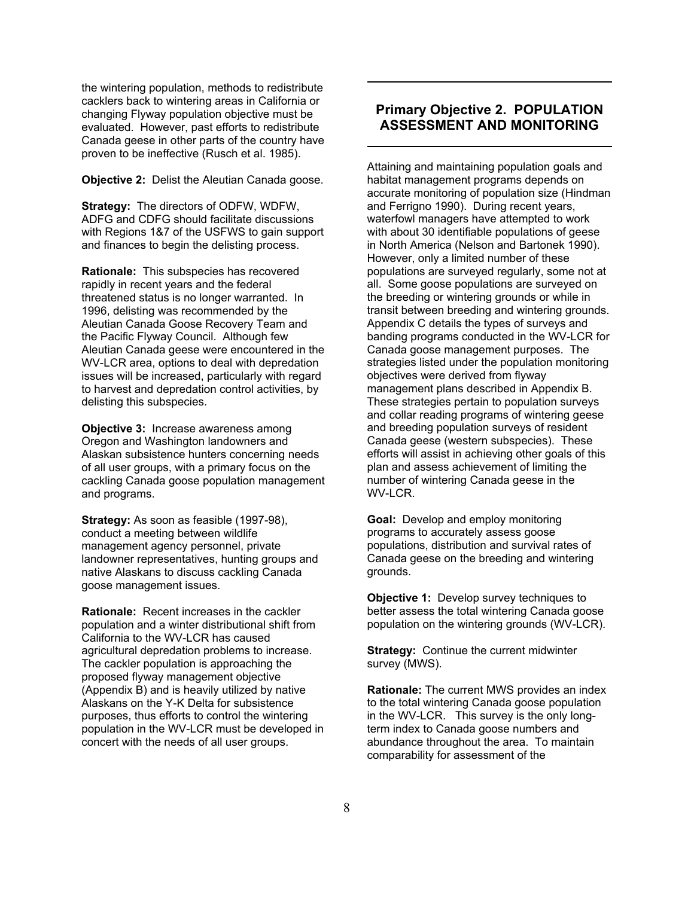the wintering population, methods to redistribute cacklers back to wintering areas in California or changing Flyway population objective must be evaluated. However, past efforts to redistribute Canada geese in other parts of the country have proven to be ineffective (Rusch et al. 1985).

**Objective 2:** Delist the Aleutian Canada goose.

**Strategy:** The directors of ODFW, WDFW, ADFG and CDFG should facilitate discussions with Regions 1&7 of the USFWS to gain support and finances to begin the delisting process.

**Rationale:** This subspecies has recovered rapidly in recent years and the federal threatened status is no longer warranted. In 1996, delisting was recommended by the Aleutian Canada Goose Recovery Team and the Pacific Flyway Council. Although few Aleutian Canada geese were encountered in the WV-LCR area, options to deal with depredation issues will be increased, particularly with regard to harvest and depredation control activities, by delisting this subspecies.

**Objective 3:** Increase awareness among Oregon and Washington landowners and Alaskan subsistence hunters concerning needs of all user groups, with a primary focus on the cackling Canada goose population management and programs.

**Strategy:** As soon as feasible (1997-98), conduct a meeting between wildlife management agency personnel, private landowner representatives, hunting groups and native Alaskans to discuss cackling Canada goose management issues.

**Rationale:** Recent increases in the cackler population and a winter distributional shift from California to the WV-LCR has caused agricultural depredation problems to increase. The cackler population is approaching the proposed flyway management objective (Appendix B) and is heavily utilized by native Alaskans on the Y-K Delta for subsistence purposes, thus efforts to control the wintering population in the WV-LCR must be developed in concert with the needs of all user groups.

## Primary Objective 2. POPULATION ASSESSMENT AND MONITORING

Attaining and maintaining population goals and habitat management programs depends on accurate monitoring of population size (Hindman and Ferrigno 1990). During recent years, waterfowl managers have attempted to work with about 30 identifiable populations of geese in North America (Nelson and Bartonek 1990). However, only a limited number of these populations are surveyed regularly, some not at all. Some goose populations are surveyed on the breeding or wintering grounds or while in transit between breeding and wintering grounds. Appendix C details the types of surveys and banding programs conducted in the WV-LCR for Canada goose management purposes. The strategies listed under the population monitoring objectives were derived from flyway management plans described in Appendix B. These strategies pertain to population surveys and collar reading programs of wintering geese and breeding population surveys of resident Canada geese (western subspecies). These efforts will assist in achieving other goals of this plan and assess achievement of limiting the number of wintering Canada geese in the WV-LCR.

**Goal:** Develop and employ monitoring programs to accurately assess goose populations, distribution and survival rates of Canada geese on the breeding and wintering grounds.

**Objective 1:** Develop survey techniques to better assess the total wintering Canada goose population on the wintering grounds (WV-LCR).

**Strategy:** Continue the current midwinter survey (MWS).

**Rationale:** The current MWS provides an index to the total wintering Canada goose population in the WV-LCR. This survey is the only long-term index to Canada goose numbers and abundance throughout the area. To maintain comparability for assessment of the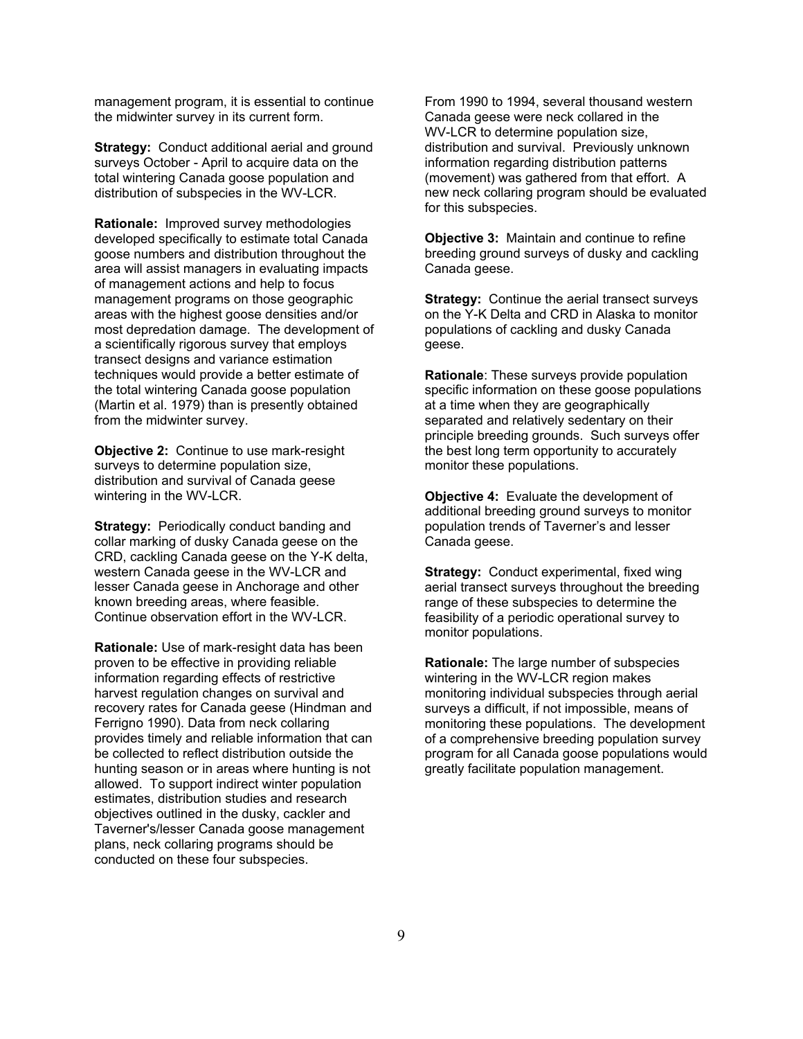management program, it is essential to continue the midwinter survey in its current form.

**Strategy:** Conduct additional aerial and ground surveys October - April to acquire data on the total wintering Canada goose population and distribution of subspecies in the WV-LCR.

**Rationale:** Improved survey methodologies developed specifically to estimate total Canada goose numbers and distribution throughout the area will assist managers in evaluating impacts of management actions and help to focus management programs on those geographic areas with the highest goose densities and/or most depredation damage. The development of a scientifically rigorous survey that employs transect designs and variance estimation techniques would provide a better estimate of the total wintering Canada goose population (Martin et al. 1979) than is presently obtained from the midwinter survey.

**Objective 2:** Continue to use mark-resight surveys to determine population size, distribution and survival of Canada geese wintering in the WV-LCR.

**Strategy:** Periodically conduct banding and collar marking of dusky Canada geese on the CRD, cackling Canada geese on the Y-K delta, western Canada geese in the WV-LCR and lesser Canada geese in Anchorage and other known breeding areas, where feasible. Continue observation effort in the WV-LCR.

**Rationale:** Use of mark-resight data has been proven to be effective in providing reliable information regarding effects of restrictive harvest regulation changes on survival and recovery rates for Canada geese (Hindman and Ferrigno 1990). Data from neck collaring provides timely and reliable information that can be collected to reflect distribution outside the hunting season or in areas where hunting is not allowed. To support indirect winter population estimates, distribution studies and research objectives outlined in the dusky, cackler and Taverner's/lesser Canada goose management plans, neck collaring programs should be conducted on these four subspecies.

From 1990 to 1994, several thousand western Canada geese were neck collared in the WV-LCR to determine population size, distribution and survival. Previously unknown information regarding distribution patterns (movement) was gathered from that effort. A new neck collaring program should be evaluated for this subspecies.

**Objective 3:** Maintain and continue to refine breeding ground surveys of dusky and cackling Canada geese.

**Strategy:** Continue the aerial transect surveys on the Y-K Delta and CRD in Alaska to monitor populations of cackling and dusky Canada geese.

**Rationale**: These surveys provide population specific information on these goose populations at a time when they are geographically separated and relatively sedentary on their principle breeding grounds. Such surveys offer the best long term opportunity to accurately monitor these populations.

**Objective 4:** Evaluate the development of additional breeding ground surveys to monitor population trends of Taverner's and lesser Canada geese.

**Strategy:** Conduct experimental, fixed wing aerial transect surveys throughout the breeding range of these subspecies to determine the feasibility of a periodic operational survey to monitor populations.

**Rationale:** The large number of subspecies wintering in the WV-LCR region makes monitoring individual subspecies through aerial surveys a difficult, if not impossible, means of monitoring these populations. The development of a comprehensive breeding population survey program for all Canada goose populations would greatly facilitate population management.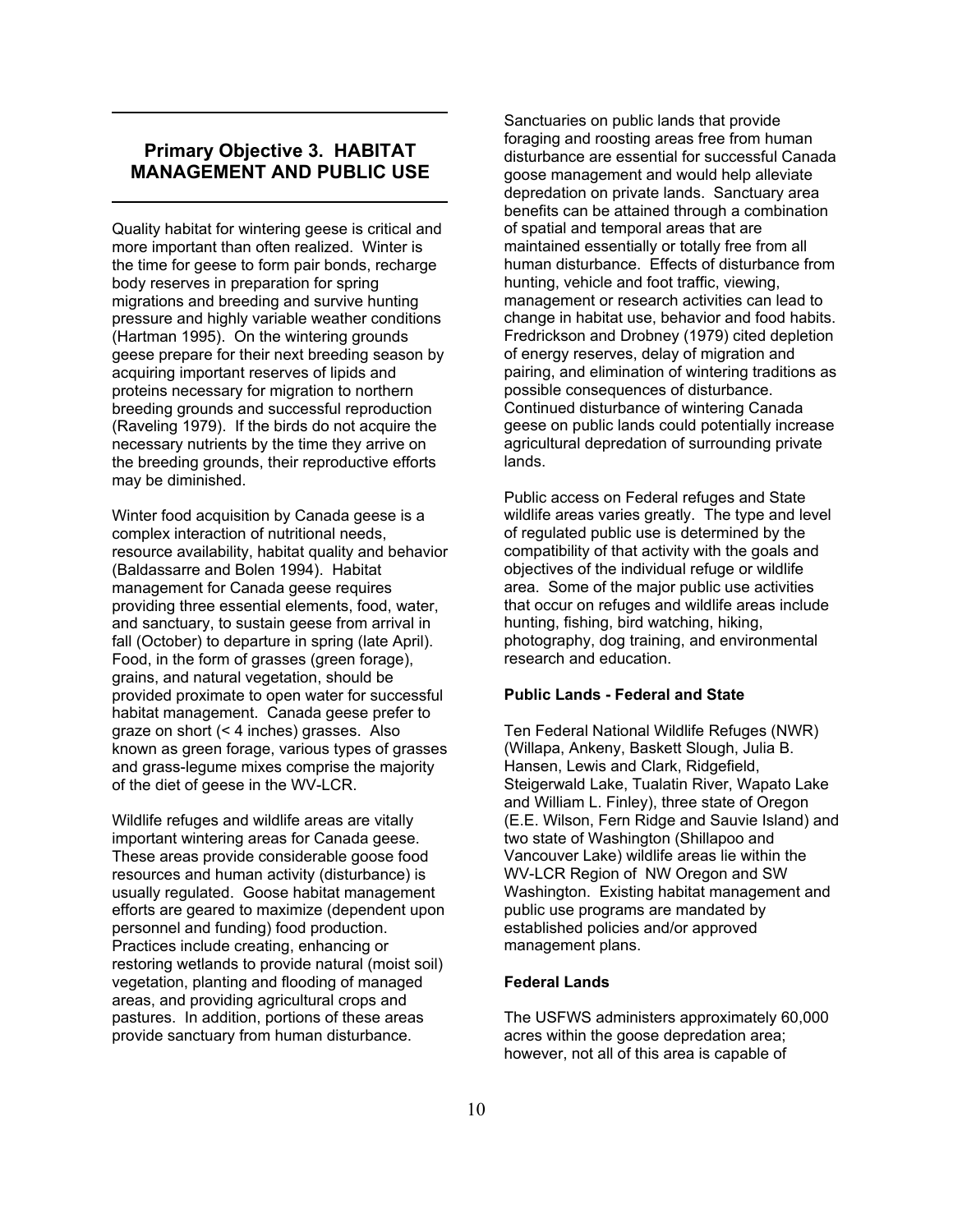## Primary Objective 3. HABITAT MANAGEMENT AND PUBLIC USE

Quality habitat for wintering geese is critical and more important than often realized. Winter is the time for geese to form pair bonds, recharge body reserves in preparation for spring migrations and breeding and survive hunting pressure and highly variable weather conditions (Hartman 1995). On the wintering grounds geese prepare for their next breeding season by acquiring important reserves of lipids and proteins necessary for migration to northern breeding grounds and successful reproduction (Raveling 1979). If the birds do not acquire the necessary nutrients by the time they arrive on the breeding grounds, their reproductive efforts may be diminished.

Winter food acquisition by Canada geese is a complex interaction of nutritional needs, resource availability, habitat quality and behavior (Baldassarre and Bolen 1994). Habitat management for Canada geese requires providing three essential elements, food, water, and sanctuary, to sustain geese from arrival in fall (October) to departure in spring (late April). Food, in the form of grasses (green forage), grains, and natural vegetation, should be provided proximate to open water for successful habitat management. Canada geese prefer to graze on short (< 4 inches) grasses. Also known as green forage, various types of grasses and grass-legume mixes comprise the majority of the diet of geese in the WV-LCR.

Wildlife refuges and wildlife areas are vitally important wintering areas for Canada geese. These areas provide considerable goose food resources and human activity (disturbance) is usually regulated. Goose habitat management efforts are geared to maximize (dependent upon personnel and funding) food production. Practices include creating, enhancing or restoring wetlands to provide natural (moist soil) vegetation, planting and flooding of managed areas, and providing agricultural crops and pastures. In addition, portions of these areas provide sanctuary from human disturbance.

Sanctuaries on public lands that provide foraging and roosting areas free from human disturbance are essential for successful Canada goose management and would help alleviate depredation on private lands. Sanctuary area benefits can be attained through a combination of spatial and temporal areas that are maintained essentially or totally free from all human disturbance. Effects of disturbance from hunting, vehicle and foot traffic, viewing, management or research activities can lead to change in habitat use, behavior and food habits. Fredrickson and Drobney (1979) cited depletion of energy reserves, delay of migration and pairing, and elimination of wintering traditions as possible consequences of disturbance. Continued disturbance of wintering Canada geese on public lands could potentially increase agricultural depredation of surrounding private lands.

Public access on Federal refuges and State wildlife areas varies greatly. The type and level of regulated public use is determined by the compatibility of that activity with the goals and objectives of the individual refuge or wildlife area. Some of the major public use activities that occur on refuges and wildlife areas include hunting, fishing, bird watching, hiking, photography, dog training, and environmental research and education.

### Public Lands - Federal and State

Ten Federal National Wildlife Refuges (NWR) (Willapa, Ankeny, Baskett Slough, Julia B. Hansen, Lewis and Clark, Ridgefield, Steigerwald Lake, Tualatin River, Wapato Lake and William L. Finley), three state of Oregon (E.E. Wilson, Fern Ridge and Sauvie Island) and two state of Washington (Shillapoo and Vancouver Lake) wildlife areas lie within the WV-LCR Region of NW Oregon and SW Washington. Existing habitat management and public use programs are mandated by established policies and/or approved management plans.

### Federal Lands

The USFWS administers approximately 60,000 acres within the goose depredation area; however, not all of this area is capable of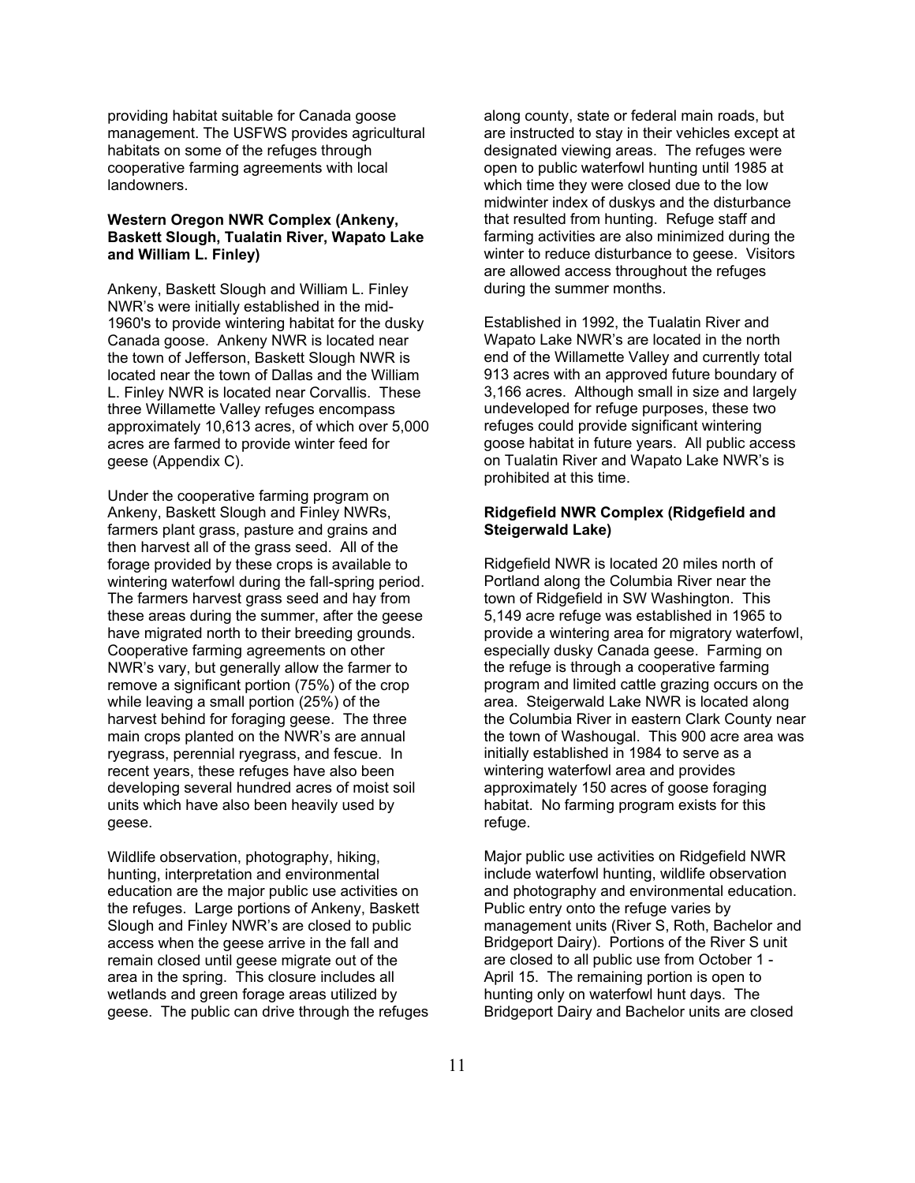providing habitat suitable for Canada goose management. The USFWS provides agricultural habitats on some of the refuges through cooperative farming agreements with local landowners.

**Western Oregon NWR Complex (Ankeny, Baskett Slough, Tualatin River, Wapato Lake and William L. Finley)**

Ankeny, Baskett Slough and William L. Finley NWR's were initially established in the mid-1960's to provide wintering habitat for the dusky Canada goose. Ankeny NWR is located near the town of Jefferson, Baskett Slough NWR is located near the town of Dallas and the William L. Finley NWR is located near Corvallis. These three Willamette Valley refuges encompass approximately 10,613 acres, of which over 5,000 acres are farmed to provide winter feed for geese (Appendix C).

Under the cooperative farming program on Ankeny, Baskett Slough and Finley NWRs, farmers plant grass, pasture and grains and then harvest all of the grass seed. All of the forage provided by these crops is available to wintering waterfowl during the fall-spring period. The farmers harvest grass seed and hay from these areas during the summer, after the geese have migrated north to their breeding grounds. Cooperative farming agreements on other NWR's vary, but generally allow the farmer to remove a significant portion (75%) of the crop while leaving a small portion (25%) of the harvest behind for foraging geese. The three main crops planted on the NWR's are annual ryegrass, perennial ryegrass, and fescue. In recent years, these refuges have also been developing several hundred acres of moist soil units which have also been heavily used by geese.

Wildlife observation, photography, hiking, hunting, interpretation and environmental education are the major public use activities on the refuges. Large portions of Ankeny, Baskett Slough and Finley NWR's are closed to public access when the geese arrive in the fall and remain closed until geese migrate out of the area in the spring. This closure includes all wetlands and green forage areas utilized by geese. The public can drive through the refuges along county, state or federal main roads, but are instructed to stay in their vehicles except at designated viewing areas. The refuges were open to public waterfowl hunting until 1985 at which time they were closed due to the low midwinter index of duskys and the disturbance that resulted from hunting. Refuge staff and farming activities are also minimized during the winter to reduce disturbance to geese. Visitors are allowed access throughout the refuges during the summer months.

Established in 1992, the Tualatin River and Wapato Lake NWR's are located in the north end of the Willamette Valley and currently total 913 acres with an approved future boundary of 3,166 acres. Although small in size and largely undeveloped for refuge purposes, these two refuges could provide significant wintering goose habitat in future years. All public access on Tualatin River and Wapato Lake NWR's is prohibited at this time.

**Ridgefield NWR Complex (Ridgefield and Steigerwald Lake)**

Ridgefield NWR is located 20 miles north of Portland along the Columbia River near the town of Ridgefield in SW Washington. This 5,149 acre refuge was established in 1965 to provide a wintering area for migratory waterfowl, especially dusky Canada geese. Farming on the refuge is through a cooperative farming program and limited cattle grazing occurs on the area. Steigerwald Lake NWR is located along the Columbia River in eastern Clark County near the town of Washougal. This 900 acre area was initially established in 1984 to serve as a wintering waterfowl area and provides approximately 150 acres of goose foraging habitat. No farming program exists for this refuge.

Major public use activities on Ridgefield NWR include waterfowl hunting, wildlife observation and photography and environmental education. Public entry onto the refuge varies by management units (River S, Roth, Bachelor and Bridgeport Dairy). Portions of the River S unit are closed to all public use from October 1 - April 15. The remaining portion is open to hunting only on waterfowl hunt days. The Bridgeport Dairy and Bachelor units are closed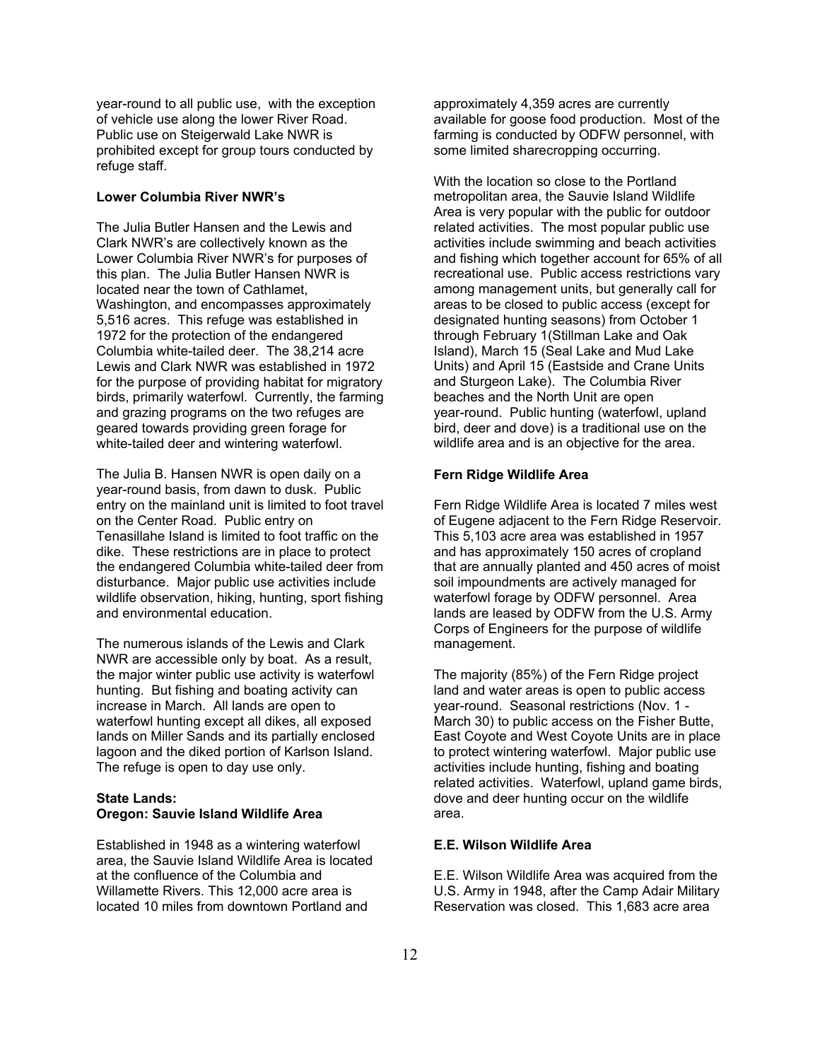year-round to all public use, with the exception of vehicle use along the lower River Road. Public use on Steigerwald Lake NWR is prohibited except for group tours conducted by refuge staff.

**Lower Columbia River NWR's**

The Julia Butler Hansen and the Lewis and Clark NWR's are collectively known as the Lower Columbia River NWR's for purposes of this plan. The Julia Butler Hansen NWR is located near the town of Cathlamet, Washington, and encompasses approximately 5,516 acres. This refuge was established in 1972 for the protection of the endangered Columbia white-tailed deer. The 38,214 acre Lewis and Clark NWR was established in 1972 for the purpose of providing habitat for migratory birds, primarily waterfowl. Currently, the farming and grazing programs on the two refuges are geared towards providing green forage for white-tailed deer and wintering waterfowl.

The Julia B. Hansen NWR is open daily on a year-round basis, from dawn to dusk. Public entry on the mainland unit is limited to foot travel on the Center Road. Public entry on Tenasillahe Island is limited to foot traffic on the dike. These restrictions are in place to protect the endangered Columbia white-tailed deer from disturbance. Major public use activities include wildlife observation, hiking, hunting, sport fishing and environmental education.

The numerous islands of the Lewis and Clark NWR are accessible only by boat. As a result, the major winter public use activity is waterfowl hunting. But fishing and boating activity can increase in March. All lands are open to waterfowl hunting except all dikes, all exposed lands on Miller Sands and its partially enclosed lagoon and the diked portion of Karlson Island. The refuge is open to day use only.

**State Lands:**
**Oregon: Sauvie Island Wildlife Area**

Established in 1948 as a wintering waterfowl area, the Sauvie Island Wildlife Area is located at the confluence of the Columbia and Willamette Rivers. This 12,000 acre area is located 10 miles from downtown Portland and approximately 4,359 acres are currently available for goose food production. Most of the farming is conducted by ODFW personnel, with some limited sharecropping occurring.

With the location so close to the Portland metropolitan area, the Sauvie Island Wildlife Area is very popular with the public for outdoor related activities. The most popular public use activities include swimming and beach activities and fishing which together account for 65% of all recreational use. Public access restrictions vary among management units, but generally call for areas to be closed to public access (except for designated hunting seasons) from October 1 through February 1(Stillman Lake and Oak Island), March 15 (Seal Lake and Mud Lake Units) and April 15 (Eastside and Crane Units and Sturgeon Lake). The Columbia River beaches and the North Unit are open year-round. Public hunting (waterfowl, upland bird, deer and dove) is a traditional use on the wildlife area and is an objective for the area.

**Fern Ridge Wildlife Area**

Fern Ridge Wildlife Area is located 7 miles west of Eugene adjacent to the Fern Ridge Reservoir. This 5,103 acre area was established in 1957 and has approximately 150 acres of cropland that are annually planted and 450 acres of moist soil impoundments are actively managed for waterfowl forage by ODFW personnel. Area lands are leased by ODFW from the U.S. Army Corps of Engineers for the purpose of wildlife management.

The majority (85%) of the Fern Ridge project land and water areas is open to public access year-round. Seasonal restrictions (Nov. 1 - March 30) to public access on the Fisher Butte, East Coyote and West Coyote Units are in place to protect wintering waterfowl. Major public use activities include hunting, fishing and boating related activities. Waterfowl, upland game birds, dove and deer hunting occur on the wildlife area.

**E.E. Wilson Wildlife Area**

E.E. Wilson Wildlife Area was acquired from the U.S. Army in 1948, after the Camp Adair Military Reservation was closed. This 1,683 acre area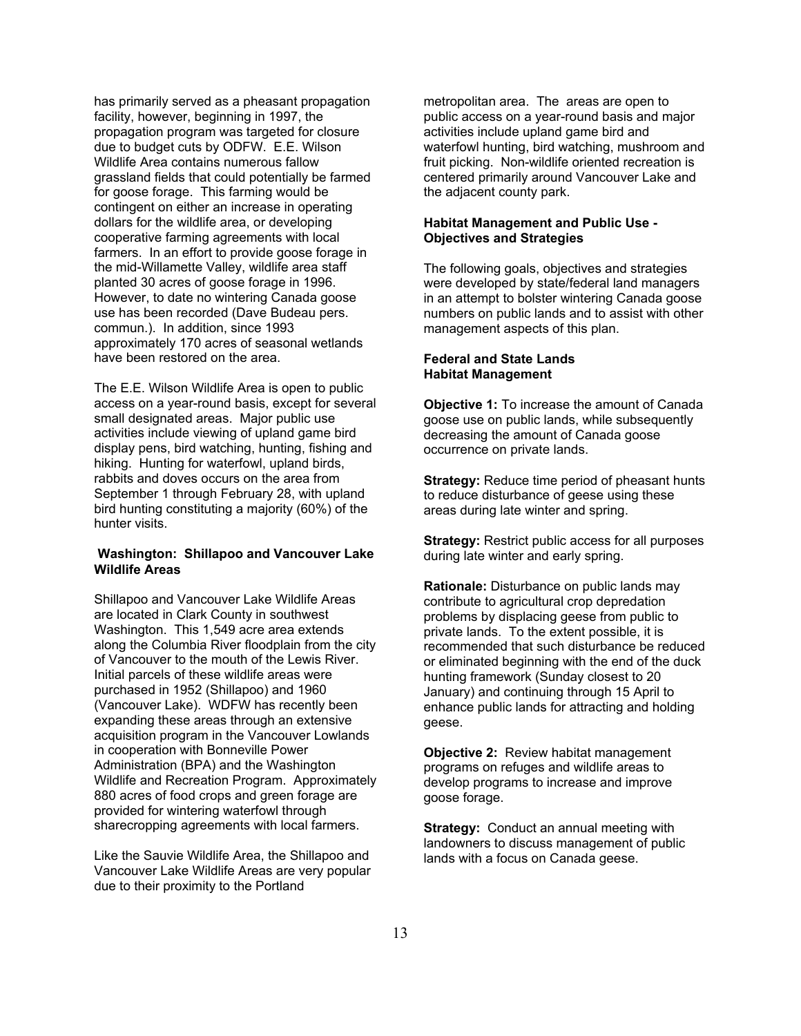has primarily served as a pheasant propagation facility, however, beginning in 1997, the propagation program was targeted for closure due to budget cuts by ODFW. E.E. Wilson Wildlife Area contains numerous fallow grassland fields that could potentially be farmed for goose forage. This farming would be contingent on either an increase in operating dollars for the wildlife area, or developing cooperative farming agreements with local farmers. In an effort to provide goose forage in the mid-Willamette Valley, wildlife area staff planted 30 acres of goose forage in 1996. However, to date no wintering Canada goose use has been recorded (Dave Budeau pers. commun.). In addition, since 1993 approximately 170 acres of seasonal wetlands have been restored on the area.

The E.E. Wilson Wildlife Area is open to public access on a year-round basis, except for several small designated areas. Major public use activities include viewing of upland game bird display pens, bird watching, hunting, fishing and hiking. Hunting for waterfowl, upland birds, rabbits and doves occurs on the area from September 1 through February 28, with upland bird hunting constituting a majority (60%) of the hunter visits.

**Washington: Shillapoo and Vancouver Lake Wildlife Areas**

Shillapoo and Vancouver Lake Wildlife Areas are located in Clark County in southwest Washington. This 1,549 acre area extends along the Columbia River floodplain from the city of Vancouver to the mouth of the Lewis River. Initial parcels of these wildlife areas were purchased in 1952 (Shillapoo) and 1960 (Vancouver Lake). WDFW has recently been expanding these areas through an extensive acquisition program in the Vancouver Lowlands in cooperation with Bonneville Power Administration (BPA) and the Washington Wildlife and Recreation Program. Approximately 880 acres of food crops and green forage are provided for wintering waterfowl through sharecropping agreements with local farmers.

Like the Sauvie Wildlife Area, the Shillapoo and Vancouver Lake Wildlife Areas are very popular due to their proximity to the Portland metropolitan area. The areas are open to public access on a year-round basis and major activities include upland game bird and waterfowl hunting, bird watching, mushroom and fruit picking. Non-wildlife oriented recreation is centered primarily around Vancouver Lake and the adjacent county park.

**Habitat Management and Public Use - Objectives and Strategies**

The following goals, objectives and strategies were developed by state/federal land managers in an attempt to bolster wintering Canada goose numbers on public lands and to assist with other management aspects of this plan.

**Federal and State Lands**
**Habitat Management**

**Objective 1:** To increase the amount of Canada goose use on public lands, while subsequently decreasing the amount of Canada goose occurrence on private lands.

**Strategy:** Reduce time period of pheasant hunts to reduce disturbance of geese using these areas during late winter and spring.

**Strategy:** Restrict public access for all purposes during late winter and early spring.

**Rationale:** Disturbance on public lands may contribute to agricultural crop depredation problems by displacing geese from public to private lands. To the extent possible, it is recommended that such disturbance be reduced or eliminated beginning with the end of the duck hunting framework (Sunday closest to 20 January) and continuing through 15 April to enhance public lands for attracting and holding geese.

**Objective 2:** Review habitat management programs on refuges and wildlife areas to develop programs to increase and improve goose forage.

**Strategy:** Conduct an annual meeting with landowners to discuss management of public lands with a focus on Canada geese.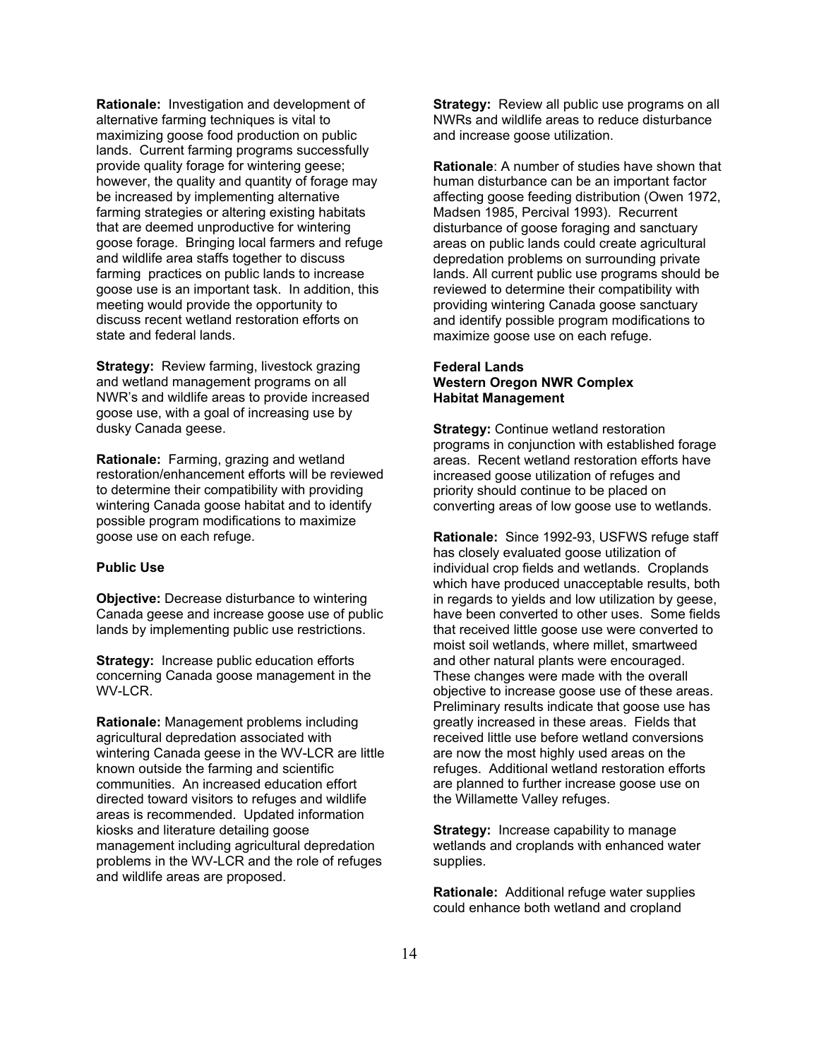**Rationale:** Investigation and development of alternative farming techniques is vital to maximizing goose food production on public lands. Current farming programs successfully provide quality forage for wintering geese; however, the quality and quantity of forage may be increased by implementing alternative farming strategies or altering existing habitats that are deemed unproductive for wintering goose forage. Bringing local farmers and refuge and wildlife area staffs together to discuss farming practices on public lands to increase goose use is an important task. In addition, this meeting would provide the opportunity to discuss recent wetland restoration efforts on state and federal lands.

**Strategy:** Review farming, livestock grazing and wetland management programs on all NWR's and wildlife areas to provide increased goose use, with a goal of increasing use by dusky Canada geese.

**Rationale:** Farming, grazing and wetland restoration/enhancement efforts will be reviewed to determine their compatibility with providing wintering Canada goose habitat and to identify possible program modifications to maximize goose use on each refuge.

**Public Use**

**Objective:** Decrease disturbance to wintering Canada geese and increase goose use of public lands by implementing public use restrictions.

**Strategy:** Increase public education efforts concerning Canada goose management in the WV-LCR.

**Rationale:** Management problems including agricultural depredation associated with wintering Canada geese in the WV-LCR are little known outside the farming and scientific communities. An increased education effort directed toward visitors to refuges and wildlife areas is recommended. Updated information kiosks and literature detailing goose management including agricultural depredation problems in the WV-LCR and the role of refuges and wildlife areas are proposed.

**Strategy:** Review all public use programs on all NWRs and wildlife areas to reduce disturbance and increase goose utilization.

**Rationale**: A number of studies have shown that human disturbance can be an important factor affecting goose feeding distribution (Owen 1972, Madsen 1985, Percival 1993). Recurrent disturbance of goose foraging and sanctuary areas on public lands could create agricultural depredation problems on surrounding private lands. All current public use programs should be reviewed to determine their compatibility with providing wintering Canada goose sanctuary and identify possible program modifications to maximize goose use on each refuge.

**Federal Lands**
**Western Oregon NWR Complex**
**Habitat Management**

**Strategy:** Continue wetland restoration programs in conjunction with established forage areas. Recent wetland restoration efforts have increased goose utilization of refuges and priority should continue to be placed on converting areas of low goose use to wetlands.

**Rationale:** Since 1992-93, USFWS refuge staff has closely evaluated goose utilization of individual crop fields and wetlands. Croplands which have produced unacceptable results, both in regards to yields and low utilization by geese, have been converted to other uses. Some fields that received little goose use were converted to moist soil wetlands, where millet, smartweed and other natural plants were encouraged. These changes were made with the overall objective to increase goose use of these areas. Preliminary results indicate that goose use has greatly increased in these areas. Fields that received little use before wetland conversions are now the most highly used areas on the refuges. Additional wetland restoration efforts are planned to further increase goose use on the Willamette Valley refuges.

**Strategy:** Increase capability to manage wetlands and croplands with enhanced water supplies.

**Rationale:** Additional refuge water supplies could enhance both wetland and cropland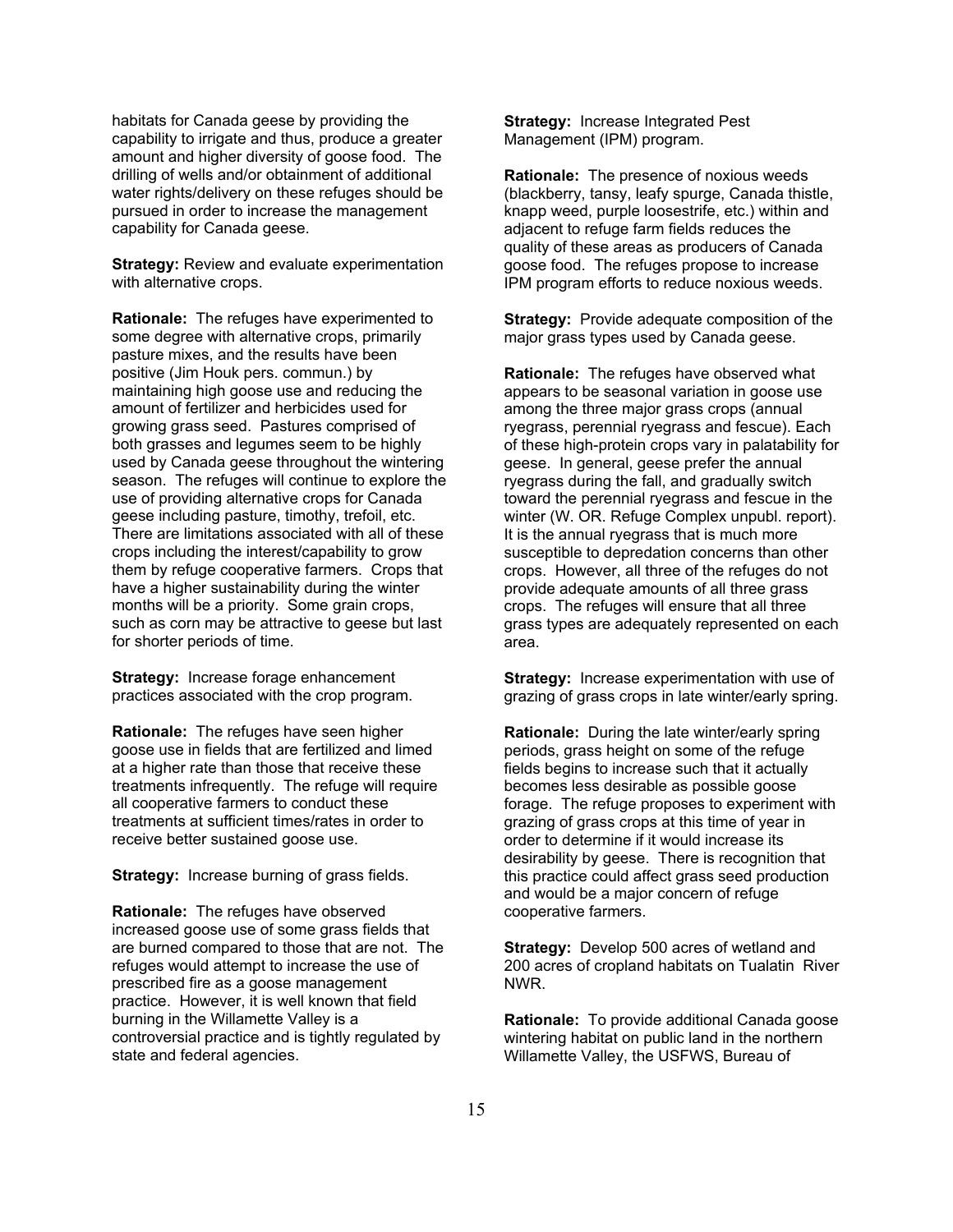habitats for Canada geese by providing the capability to irrigate and thus, produce a greater amount and higher diversity of goose food. The drilling of wells and/or obtainment of additional water rights/delivery on these refuges should be pursued in order to increase the management capability for Canada geese.

**Strategy:** Review and evaluate experimentation with alternative crops.

**Rationale:** The refuges have experimented to some degree with alternative crops, primarily pasture mixes, and the results have been positive (Jim Houk pers. commun.) by maintaining high goose use and reducing the amount of fertilizer and herbicides used for growing grass seed. Pastures comprised of both grasses and legumes seem to be highly used by Canada geese throughout the wintering season. The refuges will continue to explore the use of providing alternative crops for Canada geese including pasture, timothy, trefoil, etc. There are limitations associated with all of these crops including the interest/capability to grow them by refuge cooperative farmers. Crops that have a higher sustainability during the winter months will be a priority. Some grain crops, such as corn may be attractive to geese but last for shorter periods of time.

**Strategy:** Increase forage enhancement practices associated with the crop program.

**Rationale:** The refuges have seen higher goose use in fields that are fertilized and limed at a higher rate than those that receive these treatments infrequently. The refuge will require all cooperative farmers to conduct these treatments at sufficient times/rates in order to receive better sustained goose use.

**Strategy:** Increase burning of grass fields.

**Rationale:** The refuges have observed increased goose use of some grass fields that are burned compared to those that are not. The refuges would attempt to increase the use of prescribed fire as a goose management practice. However, it is well known that field burning in the Willamette Valley is a controversial practice and is tightly regulated by state and federal agencies.

**Strategy:** Increase Integrated Pest Management (IPM) program.

**Rationale:** The presence of noxious weeds (blackberry, tansy, leafy spurge, Canada thistle, knapp weed, purple loosestrife, etc.) within and adjacent to refuge farm fields reduces the quality of these areas as producers of Canada goose food. The refuges propose to increase IPM program efforts to reduce noxious weeds.

**Strategy:** Provide adequate composition of the major grass types used by Canada geese.

**Rationale:** The refuges have observed what appears to be seasonal variation in goose use among the three major grass crops (annual ryegrass, perennial ryegrass and fescue). Each of these high-protein crops vary in palatability for geese. In general, geese prefer the annual ryegrass during the fall, and gradually switch toward the perennial ryegrass and fescue in the winter (W. OR. Refuge Complex unpubl. report). It is the annual ryegrass that is much more susceptible to depredation concerns than other crops. However, all three of the refuges do not provide adequate amounts of all three grass crops. The refuges will ensure that all three grass types are adequately represented on each area.

**Strategy:** Increase experimentation with use of grazing of grass crops in late winter/early spring.

**Rationale:** During the late winter/early spring periods, grass height on some of the refuge fields begins to increase such that it actually becomes less desirable as possible goose forage. The refuge proposes to experiment with grazing of grass crops at this time of year in order to determine if it would increase its desirability by geese. There is recognition that this practice could affect grass seed production and would be a major concern of refuge cooperative farmers.

**Strategy:** Develop 500 acres of wetland and 200 acres of cropland habitats on Tualatin River NWR.

**Rationale:** To provide additional Canada goose wintering habitat on public land in the northern Willamette Valley, the USFWS, Bureau of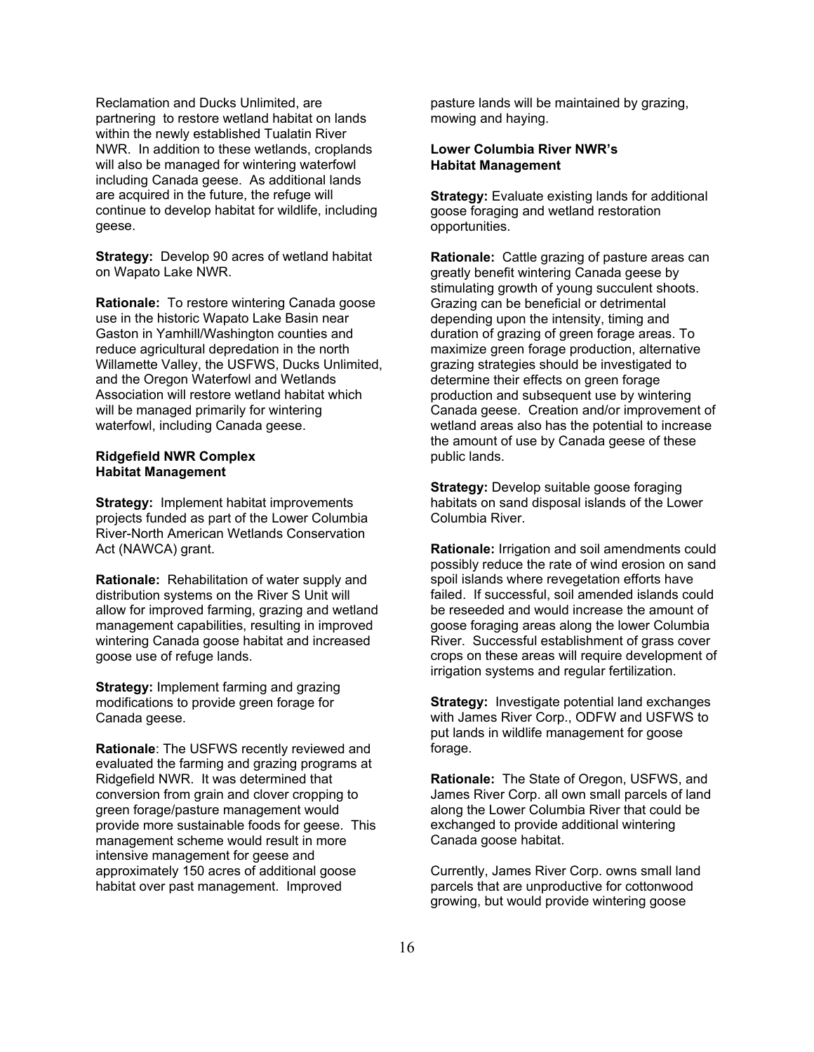Reclamation and Ducks Unlimited, are partnering to restore wetland habitat on lands within the newly established Tualatin River NWR. In addition to these wetlands, croplands will also be managed for wintering waterfowl including Canada geese. As additional lands are acquired in the future, the refuge will continue to develop habitat for wildlife, including geese.

**Strategy:** Develop 90 acres of wetland habitat on Wapato Lake NWR.

**Rationale:** To restore wintering Canada goose use in the historic Wapato Lake Basin near Gaston in Yamhill/Washington counties and reduce agricultural depredation in the north Willamette Valley, the USFWS, Ducks Unlimited, and the Oregon Waterfowl and Wetlands Association will restore wetland habitat which will be managed primarily for wintering waterfowl, including Canada geese.

**Ridgefield NWR Complex Habitat Management**

**Strategy:** Implement habitat improvements projects funded as part of the Lower Columbia River-North American Wetlands Conservation Act (NAWCA) grant.

**Rationale:** Rehabilitation of water supply and distribution systems on the River S Unit will allow for improved farming, grazing and wetland management capabilities, resulting in improved wintering Canada goose habitat and increased goose use of refuge lands.

**Strategy:** Implement farming and grazing modifications to provide green forage for Canada geese.

**Rationale**: The USFWS recently reviewed and evaluated the farming and grazing programs at Ridgefield NWR. It was determined that conversion from grain and clover cropping to green forage/pasture management would provide more sustainable foods for geese. This management scheme would result in more intensive management for geese and approximately 150 acres of additional goose habitat over past management. Improved pasture lands will be maintained by grazing, mowing and haying.

**Lower Columbia River NWR's Habitat Management**

**Strategy:** Evaluate existing lands for additional goose foraging and wetland restoration opportunities.

**Rationale:** Cattle grazing of pasture areas can greatly benefit wintering Canada geese by stimulating growth of young succulent shoots. Grazing can be beneficial or detrimental depending upon the intensity, timing and duration of grazing of green forage areas. To maximize green forage production, alternative grazing strategies should be investigated to determine their effects on green forage production and subsequent use by wintering Canada geese. Creation and/or improvement of wetland areas also has the potential to increase the amount of use by Canada geese of these public lands.

**Strategy:** Develop suitable goose foraging habitats on sand disposal islands of the Lower Columbia River.

**Rationale:** Irrigation and soil amendments could possibly reduce the rate of wind erosion on sand spoil islands where revegetation efforts have failed. If successful, soil amended islands could be reseeded and would increase the amount of goose foraging areas along the lower Columbia River. Successful establishment of grass cover crops on these areas will require development of irrigation systems and regular fertilization.

**Strategy:** Investigate potential land exchanges with James River Corp., ODFW and USFWS to put lands in wildlife management for goose forage.

**Rationale:** The State of Oregon, USFWS, and James River Corp. all own small parcels of land along the Lower Columbia River that could be exchanged to provide additional wintering Canada goose habitat.

Currently, James River Corp. owns small land parcels that are unproductive for cottonwood growing, but would provide wintering goose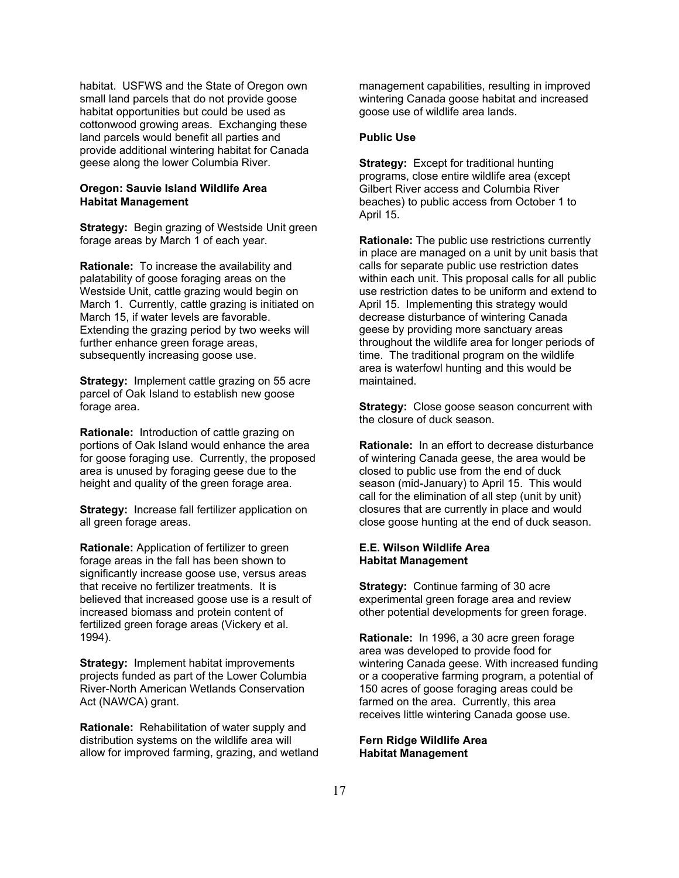habitat. USFWS and the State of Oregon own small land parcels that do not provide goose habitat opportunities but could be used as cottonwood growing areas. Exchanging these land parcels would benefit all parties and provide additional wintering habitat for Canada geese along the lower Columbia River.

**Oregon: Sauvie Island Wildlife Area**
**Habitat Management**

**Strategy:** Begin grazing of Westside Unit green forage areas by March 1 of each year.

**Rationale:** To increase the availability and palatability of goose foraging areas on the Westside Unit, cattle grazing would begin on March 1. Currently, cattle grazing is initiated on March 15, if water levels are favorable. Extending the grazing period by two weeks will further enhance green forage areas, subsequently increasing goose use.

**Strategy:** Implement cattle grazing on 55 acre parcel of Oak Island to establish new goose forage area.

**Rationale:** Introduction of cattle grazing on portions of Oak Island would enhance the area for goose foraging use. Currently, the proposed area is unused by foraging geese due to the height and quality of the green forage area.

**Strategy:** Increase fall fertilizer application on all green forage areas.

**Rationale:** Application of fertilizer to green forage areas in the fall has been shown to significantly increase goose use, versus areas that receive no fertilizer treatments. It is believed that increased goose use is a result of increased biomass and protein content of fertilized green forage areas (Vickery et al. 1994).

**Strategy:** Implement habitat improvements projects funded as part of the Lower Columbia River-North American Wetlands Conservation Act (NAWCA) grant.

**Rationale:** Rehabilitation of water supply and distribution systems on the wildlife area will allow for improved farming, grazing, and wetland management capabilities, resulting in improved wintering Canada goose habitat and increased goose use of wildlife area lands.

**Public Use**

**Strategy:** Except for traditional hunting programs, close entire wildlife area (except Gilbert River access and Columbia River beaches) to public access from October 1 to April 15.

**Rationale:** The public use restrictions currently in place are managed on a unit by unit basis that calls for separate public use restriction dates within each unit. This proposal calls for all public use restriction dates to be uniform and extend to April 15. Implementing this strategy would decrease disturbance of wintering Canada geese by providing more sanctuary areas throughout the wildlife area for longer periods of time. The traditional program on the wildlife area is waterfowl hunting and this would be maintained.

**Strategy:** Close goose season concurrent with the closure of duck season.

**Rationale:** In an effort to decrease disturbance of wintering Canada geese, the area would be closed to public use from the end of duck season (mid-January) to April 15. This would call for the elimination of all step (unit by unit) closures that are currently in place and would close goose hunting at the end of duck season.

**E.E. Wilson Wildlife Area**
**Habitat Management**

**Strategy:** Continue farming of 30 acre experimental green forage area and review other potential developments for green forage.

**Rationale:** In 1996, a 30 acre green forage area was developed to provide food for wintering Canada geese. With increased funding or a cooperative farming program, a potential of 150 acres of goose foraging areas could be farmed on the area. Currently, this area receives little wintering Canada goose use.

**Fern Ridge Wildlife Area**
**Habitat Management**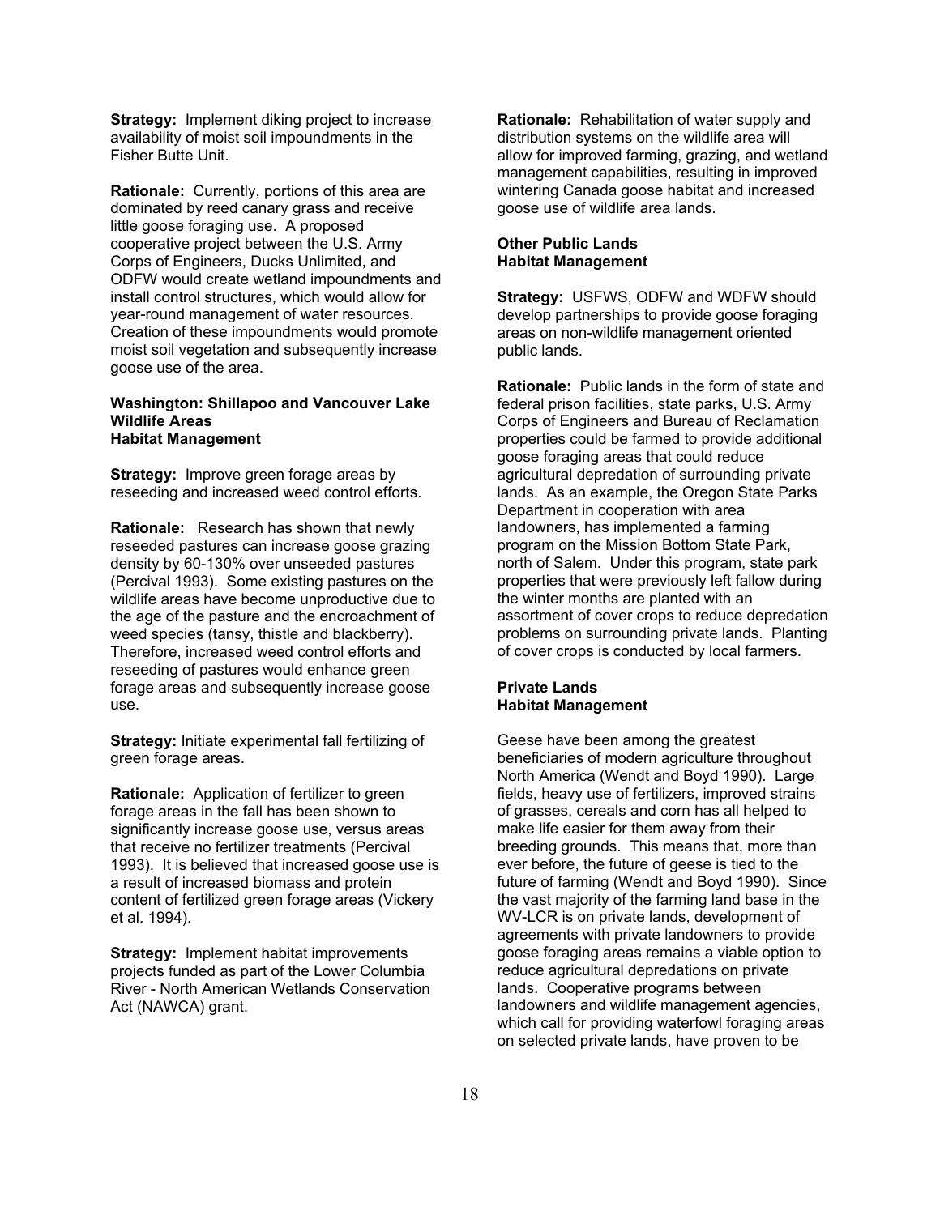**Strategy:** Implement diking project to increase availability of moist soil impoundments in the Fisher Butte Unit.

**Rationale:** Currently, portions of this area are dominated by reed canary grass and receive little goose foraging use. A proposed cooperative project between the U.S. Army Corps of Engineers, Ducks Unlimited, and ODFW would create wetland impoundments and install control structures, which would allow for year-round management of water resources. Creation of these impoundments would promote moist soil vegetation and subsequently increase goose use of the area.

#### Washington: Shillapoo and Vancouver Lake Wildlife Areas
#### Habitat Management

**Strategy:** Improve green forage areas by reseeding and increased weed control efforts.

**Rationale:** Research has shown that newly reseeded pastures can increase goose grazing density by 60-130% over unseeded pastures (Percival 1993). Some existing pastures on the wildlife areas have become unproductive due to the age of the pasture and the encroachment of weed species (tansy, thistle and blackberry). Therefore, increased weed control efforts and reseeding of pastures would enhance green forage areas and subsequently increase goose use.

**Strategy:** Initiate experimental fall fertilizing of green forage areas.

**Rationale:** Application of fertilizer to green forage areas in the fall has been shown to significantly increase goose use, versus areas that receive no fertilizer treatments (Percival 1993). It is believed that increased goose use is a result of increased biomass and protein content of fertilized green forage areas (Vickery et al. 1994).

**Strategy:** Implement habitat improvements projects funded as part of the Lower Columbia River - North American Wetlands Conservation Act (NAWCA) grant.

**Rationale:** Rehabilitation of water supply and distribution systems on the wildlife area will allow for improved farming, grazing, and wetland management capabilities, resulting in improved wintering Canada goose habitat and increased goose use of wildlife area lands.

#### Other Public Lands
#### Habitat Management

**Strategy:** USFWS, ODFW and WDFW should develop partnerships to provide goose foraging areas on non-wildlife management oriented public lands.

**Rationale:** Public lands in the form of state and federal prison facilities, state parks, U.S. Army Corps of Engineers and Bureau of Reclamation properties could be farmed to provide additional goose foraging areas that could reduce agricultural depredation of surrounding private lands. As an example, the Oregon State Parks Department in cooperation with area landowners, has implemented a farming program on the Mission Bottom State Park, north of Salem. Under this program, state park properties that were previously left fallow during the winter months are planted with an assortment of cover crops to reduce depredation problems on surrounding private lands. Planting of cover crops is conducted by local farmers.

#### Private Lands
#### Habitat Management

Geese have been among the greatest beneficiaries of modern agriculture throughout North America (Wendt and Boyd 1990). Large fields, heavy use of fertilizers, improved strains of grasses, cereals and corn has all helped to make life easier for them away from their breeding grounds. This means that, more than ever before, the future of geese is tied to the future of farming (Wendt and Boyd 1990). Since the vast majority of the farming land base in the WV-LCR is on private lands, development of agreements with private landowners to provide goose foraging areas remains a viable option to reduce agricultural depredations on private lands. Cooperative programs between landowners and wildlife management agencies, which call for providing waterfowl foraging areas on selected private lands, have proven to be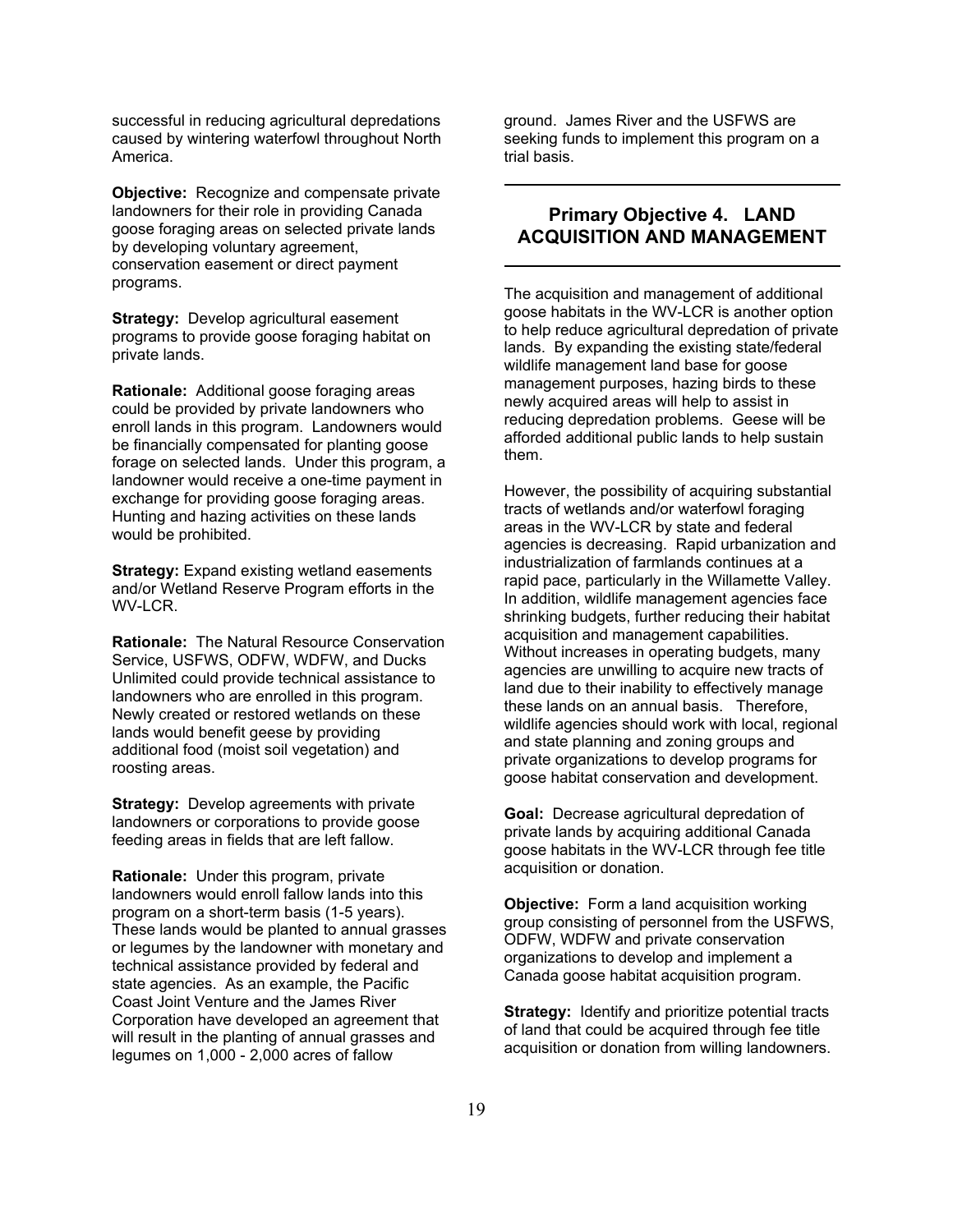successful in reducing agricultural depredations caused by wintering waterfowl throughout North America.

**Objective:** Recognize and compensate private landowners for their role in providing Canada goose foraging areas on selected private lands by developing voluntary agreement, conservation easement or direct payment programs.

**Strategy:** Develop agricultural easement programs to provide goose foraging habitat on private lands.

**Rationale:** Additional goose foraging areas could be provided by private landowners who enroll lands in this program. Landowners would be financially compensated for planting goose forage on selected lands. Under this program, a landowner would receive a one-time payment in exchange for providing goose foraging areas. Hunting and hazing activities on these lands would be prohibited.

**Strategy:** Expand existing wetland easements and/or Wetland Reserve Program efforts in the WV-LCR.

**Rationale:** The Natural Resource Conservation Service, USFWS, ODFW, WDFW, and Ducks Unlimited could provide technical assistance to landowners who are enrolled in this program. Newly created or restored wetlands on these lands would benefit geese by providing additional food (moist soil vegetation) and roosting areas.

**Strategy:** Develop agreements with private landowners or corporations to provide goose feeding areas in fields that are left fallow.

**Rationale:** Under this program, private landowners would enroll fallow lands into this program on a short-term basis (1-5 years). These lands would be planted to annual grasses or legumes by the landowner with monetary and technical assistance provided by federal and state agencies. As an example, the Pacific Coast Joint Venture and the James River Corporation have developed an agreement that will result in the planting of annual grasses and legumes on 1,000 - 2,000 acres of fallow ground. James River and the USFWS are seeking funds to implement this program on a trial basis.

## Primary Objective 4. LAND ACQUISITION AND MANAGEMENT

The acquisition and management of additional goose habitats in the WV-LCR is another option to help reduce agricultural depredation of private lands. By expanding the existing state/federal wildlife management land base for goose management purposes, hazing birds to these newly acquired areas will help to assist in reducing depredation problems. Geese will be afforded additional public lands to help sustain them.

However, the possibility of acquiring substantial tracts of wetlands and/or waterfowl foraging areas in the WV-LCR by state and federal agencies is decreasing. Rapid urbanization and industrialization of farmlands continues at a rapid pace, particularly in the Willamette Valley. In addition, wildlife management agencies face shrinking budgets, further reducing their habitat acquisition and management capabilities. Without increases in operating budgets, many agencies are unwilling to acquire new tracts of land due to their inability to effectively manage these lands on an annual basis. Therefore, wildlife agencies should work with local, regional and state planning and zoning groups and private organizations to develop programs for goose habitat conservation and development.

**Goal:** Decrease agricultural depredation of private lands by acquiring additional Canada goose habitats in the WV-LCR through fee title acquisition or donation.

**Objective:** Form a land acquisition working group consisting of personnel from the USFWS, ODFW, WDFW and private conservation organizations to develop and implement a Canada goose habitat acquisition program.

**Strategy:** Identify and prioritize potential tracts of land that could be acquired through fee title acquisition or donation from willing landowners.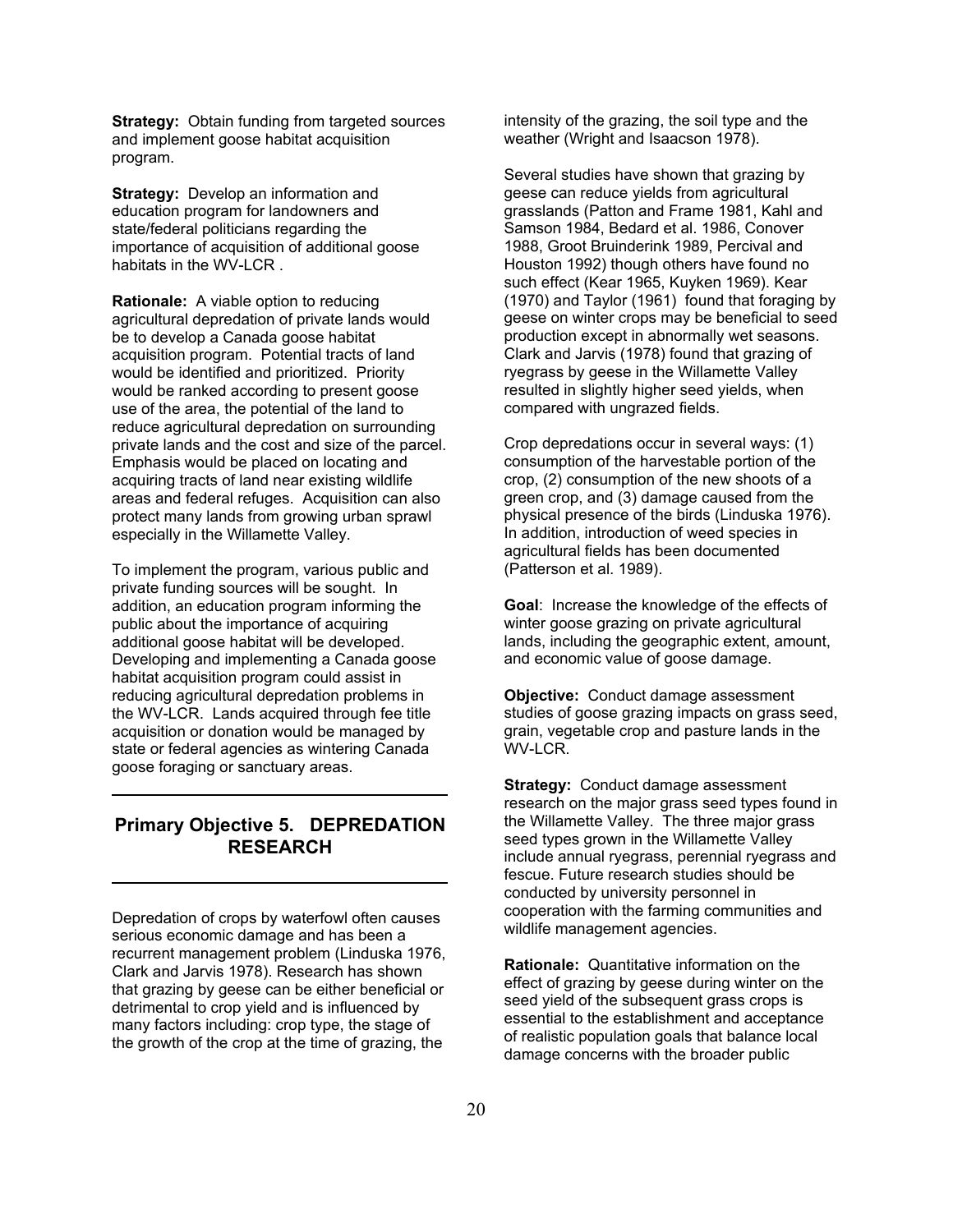**Strategy:** Obtain funding from targeted sources and implement goose habitat acquisition program.

**Strategy:** Develop an information and education program for landowners and state/federal politicians regarding the importance of acquisition of additional goose habitats in the WV-LCR .

**Rationale:** A viable option to reducing agricultural depredation of private lands would be to develop a Canada goose habitat acquisition program. Potential tracts of land would be identified and prioritized. Priority would be ranked according to present goose use of the area, the potential of the land to reduce agricultural depredation on surrounding private lands and the cost and size of the parcel. Emphasis would be placed on locating and acquiring tracts of land near existing wildlife areas and federal refuges. Acquisition can also protect many lands from growing urban sprawl especially in the Willamette Valley.

To implement the program, various public and private funding sources will be sought. In addition, an education program informing the public about the importance of acquiring additional goose habitat will be developed. Developing and implementing a Canada goose habitat acquisition program could assist in reducing agricultural depredation problems in the WV-LCR. Lands acquired through fee title acquisition or donation would be managed by state or federal agencies as wintering Canada goose foraging or sanctuary areas.

## Primary Objective 5. DEPREDATION RESEARCH

Depredation of crops by waterfowl often causes serious economic damage and has been a recurrent management problem (Linduska 1976, Clark and Jarvis 1978). Research has shown that grazing by geese can be either beneficial or detrimental to crop yield and is influenced by many factors including: crop type, the stage of the growth of the crop at the time of grazing, the intensity of the grazing, the soil type and the weather (Wright and Isaacson 1978).

Several studies have shown that grazing by geese can reduce yields from agricultural grasslands (Patton and Frame 1981, Kahl and Samson 1984, Bedard et al. 1986, Conover 1988, Groot Bruinderink 1989, Percival and Houston 1992) though others have found no such effect (Kear 1965, Kuyken 1969). Kear (1970) and Taylor (1961) found that foraging by geese on winter crops may be beneficial to seed production except in abnormally wet seasons. Clark and Jarvis (1978) found that grazing of ryegrass by geese in the Willamette Valley resulted in slightly higher seed yields, when compared with ungrazed fields.

Crop depredations occur in several ways: (1) consumption of the harvestable portion of the crop, (2) consumption of the new shoots of a green crop, and (3) damage caused from the physical presence of the birds (Linduska 1976). In addition, introduction of weed species in agricultural fields has been documented (Patterson et al. 1989).

**Goal**: Increase the knowledge of the effects of winter goose grazing on private agricultural lands, including the geographic extent, amount, and economic value of goose damage.

**Objective:** Conduct damage assessment studies of goose grazing impacts on grass seed, grain, vegetable crop and pasture lands in the WV-LCR.

**Strategy:** Conduct damage assessment research on the major grass seed types found in the Willamette Valley. The three major grass seed types grown in the Willamette Valley include annual ryegrass, perennial ryegrass and fescue. Future research studies should be conducted by university personnel in cooperation with the farming communities and wildlife management agencies.

**Rationale:** Quantitative information on the effect of grazing by geese during winter on the seed yield of the subsequent grass crops is essential to the establishment and acceptance of realistic population goals that balance local damage concerns with the broader public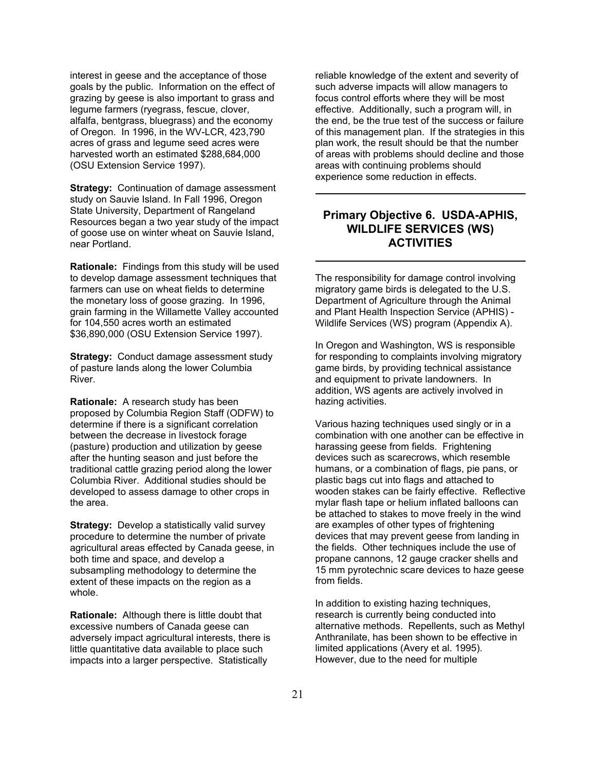interest in geese and the acceptance of those goals by the public. Information on the effect of grazing by geese is also important to grass and legume farmers (ryegrass, fescue, clover, alfalfa, bentgrass, bluegrass) and the economy of Oregon. In 1996, in the WV-LCR, 423,790 acres of grass and legume seed acres were harvested worth an estimated $288,684,000 (OSU Extension Service 1997).

**Strategy:** Continuation of damage assessment study on Sauvie Island. In Fall 1996, Oregon State University, Department of Rangeland Resources began a two year study of the impact of goose use on winter wheat on Sauvie Island, near Portland.

**Rationale:** Findings from this study will be used to develop damage assessment techniques that farmers can use on wheat fields to determine the monetary loss of goose grazing. In 1996, grain farming in the Willamette Valley accounted for 104,550 acres worth an estimated $36,890,000 (OSU Extension Service 1997).

**Strategy:** Conduct damage assessment study of pasture lands along the lower Columbia River.

**Rationale:** A research study has been proposed by Columbia Region Staff (ODFW) to determine if there is a significant correlation between the decrease in livestock forage (pasture) production and utilization by geese after the hunting season and just before the traditional cattle grazing period along the lower Columbia River. Additional studies should be developed to assess damage to other crops in the area.

**Strategy:** Develop a statistically valid survey procedure to determine the number of private agricultural areas effected by Canada geese, in both time and space, and develop a subsampling methodology to determine the extent of these impacts on the region as a whole.

**Rationale:** Although there is little doubt that excessive numbers of Canada geese can adversely impact agricultural interests, there is little quantitative data available to place such impacts into a larger perspective. Statistically reliable knowledge of the extent and severity of such adverse impacts will allow managers to focus control efforts where they will be most effective. Additionally, such a program will, in the end, be the true test of the success or failure of this management plan. If the strategies in this plan work, the result should be that the number of areas with problems should decline and those areas with continuing problems should experience some reduction in effects.

## Primary Objective 6. USDA-APHIS, WILDLIFE SERVICES (WS) ACTIVITIES

The responsibility for damage control involving migratory game birds is delegated to the U.S. Department of Agriculture through the Animal and Plant Health Inspection Service (APHIS) - Wildlife Services (WS) program (Appendix A).

In Oregon and Washington, WS is responsible for responding to complaints involving migratory game birds, by providing technical assistance and equipment to private landowners. In addition, WS agents are actively involved in hazing activities.

Various hazing techniques used singly or in a combination with one another can be effective in harassing geese from fields. Frightening devices such as scarecrows, which resemble humans, or a combination of flags, pie pans, or plastic bags cut into flags and attached to wooden stakes can be fairly effective. Reflective mylar flash tape or helium inflated balloons can be attached to stakes to move freely in the wind are examples of other types of frightening devices that may prevent geese from landing in the fields. Other techniques include the use of propane cannons, 12 gauge cracker shells and 15 mm pyrotechnic scare devices to haze geese from fields.

In addition to existing hazing techniques, research is currently being conducted into alternative methods. Repellents, such as Methyl Anthranilate, has been shown to be effective in limited applications (Avery et al. 1995). However, due to the need for multiple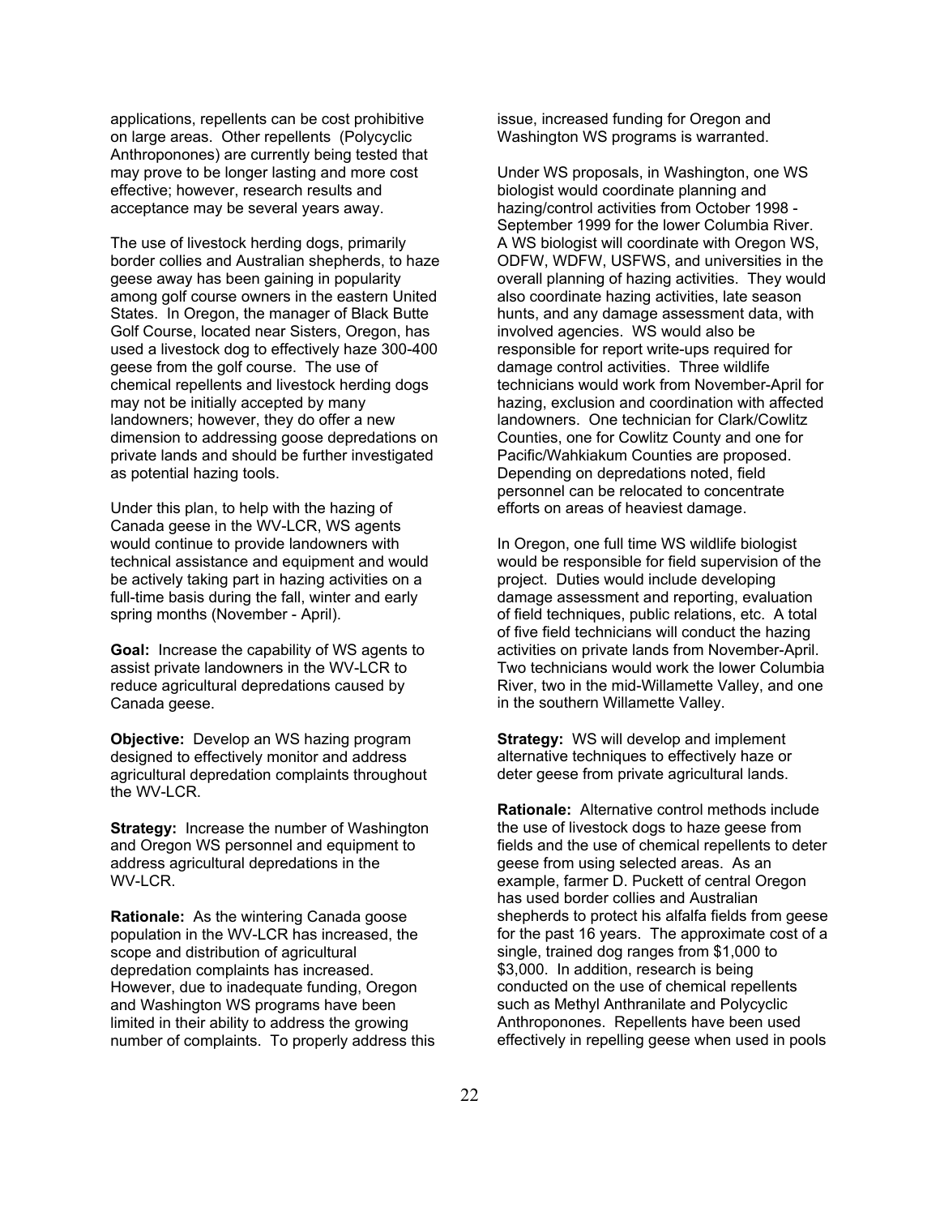applications, repellents can be cost prohibitive on large areas. Other repellents (Polycyclic Anthroponones) are currently being tested that may prove to be longer lasting and more cost effective; however, research results and acceptance may be several years away.

The use of livestock herding dogs, primarily border collies and Australian shepherds, to haze geese away has been gaining in popularity among golf course owners in the eastern United States. In Oregon, the manager of Black Butte Golf Course, located near Sisters, Oregon, has used a livestock dog to effectively haze 300-400 geese from the golf course. The use of chemical repellents and livestock herding dogs may not be initially accepted by many landowners; however, they do offer a new dimension to addressing goose depredations on private lands and should be further investigated as potential hazing tools.

Under this plan, to help with the hazing of Canada geese in the WV-LCR, WS agents would continue to provide landowners with technical assistance and equipment and would be actively taking part in hazing activities on a full-time basis during the fall, winter and early spring months (November - April).

**Goal:** Increase the capability of WS agents to assist private landowners in the WV-LCR to reduce agricultural depredations caused by Canada geese.

**Objective:** Develop an WS hazing program designed to effectively monitor and address agricultural depredation complaints throughout the WV-LCR.

**Strategy:** Increase the number of Washington and Oregon WS personnel and equipment to address agricultural depredations in the WV-LCR.

**Rationale:** As the wintering Canada goose population in the WV-LCR has increased, the scope and distribution of agricultural depredation complaints has increased. However, due to inadequate funding, Oregon and Washington WS programs have been limited in their ability to address the growing number of complaints. To properly address this issue, increased funding for Oregon and Washington WS programs is warranted.

Under WS proposals, in Washington, one WS biologist would coordinate planning and hazing/control activities from October 1998 - September 1999 for the lower Columbia River. A WS biologist will coordinate with Oregon WS, ODFW, WDFW, USFWS, and universities in the overall planning of hazing activities. They would also coordinate hazing activities, late season hunts, and any damage assessment data, with involved agencies. WS would also be responsible for report write-ups required for damage control activities. Three wildlife technicians would work from November-April for hazing, exclusion and coordination with affected landowners. One technician for Clark/Cowlitz Counties, one for Cowlitz County and one for Pacific/Wahkiakum Counties are proposed. Depending on depredations noted, field personnel can be relocated to concentrate efforts on areas of heaviest damage.

In Oregon, one full time WS wildlife biologist would be responsible for field supervision of the project. Duties would include developing damage assessment and reporting, evaluation of field techniques, public relations, etc. A total of five field technicians will conduct the hazing activities on private lands from November-April. Two technicians would work the lower Columbia River, two in the mid-Willamette Valley, and one in the southern Willamette Valley.

**Strategy:** WS will develop and implement alternative techniques to effectively haze or deter geese from private agricultural lands.

**Rationale:** Alternative control methods include the use of livestock dogs to haze geese from fields and the use of chemical repellents to deter geese from using selected areas. As an example, farmer D. Puckett of central Oregon has used border collies and Australian shepherds to protect his alfalfa fields from geese for the past 16 years. The approximate cost of a single, trained dog ranges from $1,000 to $3,000. In addition, research is being conducted on the use of chemical repellents such as Methyl Anthranilate and Polycyclic Anthroponones. Repellents have been used effectively in repelling geese when used in pools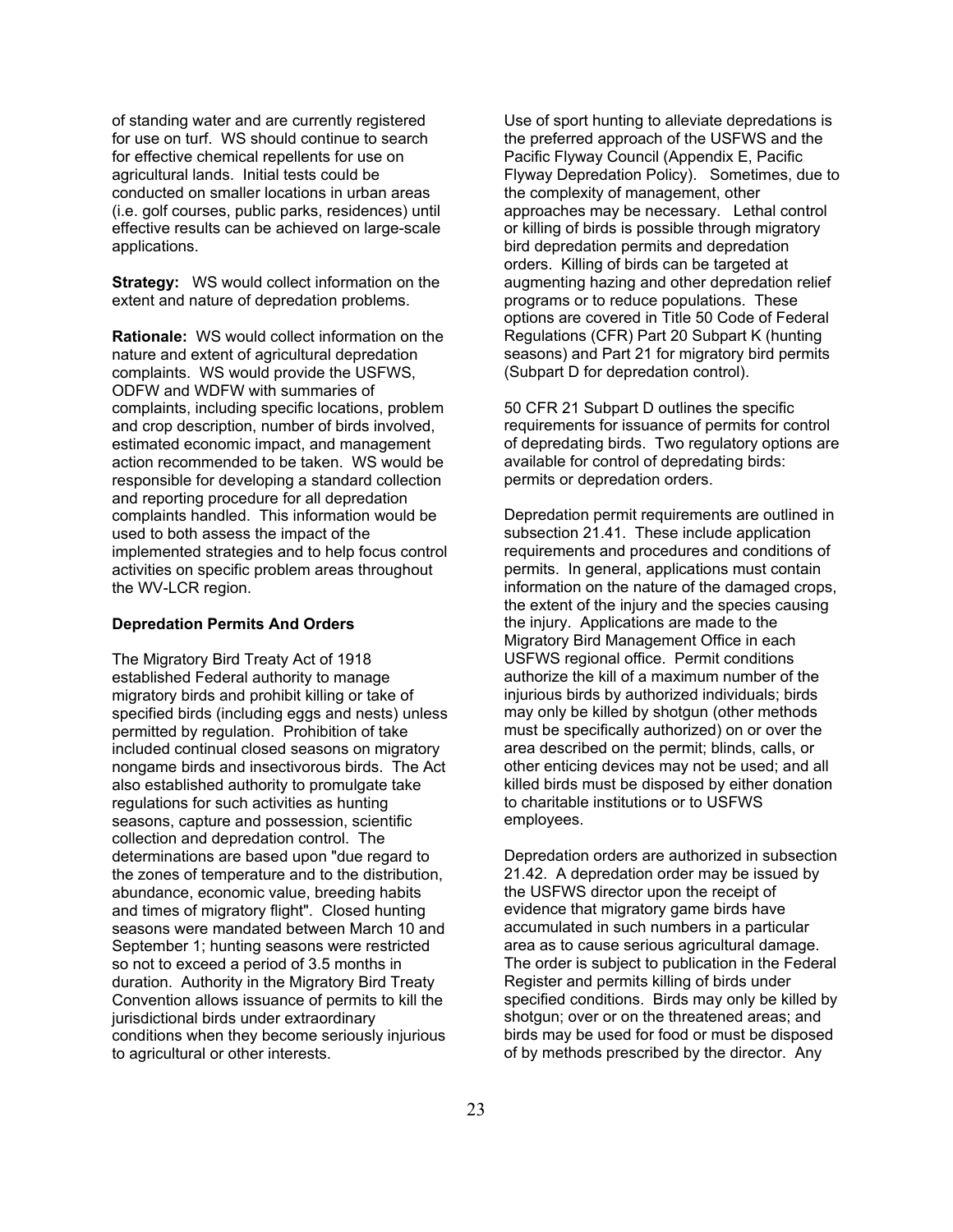of standing water and are currently registered for use on turf. WS should continue to search for effective chemical repellents for use on agricultural lands. Initial tests could be conducted on smaller locations in urban areas (i.e. golf courses, public parks, residences) until effective results can be achieved on large-scale applications.

**Strategy:** WS would collect information on the extent and nature of depredation problems.

**Rationale:** WS would collect information on the nature and extent of agricultural depredation complaints. WS would provide the USFWS, ODFW and WDFW with summaries of complaints, including specific locations, problem and crop description, number of birds involved, estimated economic impact, and management action recommended to be taken. WS would be responsible for developing a standard collection and reporting procedure for all depredation complaints handled. This information would be used to both assess the impact of the implemented strategies and to help focus control activities on specific problem areas throughout the WV-LCR region.

**Depredation Permits And Orders**

The Migratory Bird Treaty Act of 1918 established Federal authority to manage migratory birds and prohibit killing or take of specified birds (including eggs and nests) unless permitted by regulation. Prohibition of take included continual closed seasons on migratory nongame birds and insectivorous birds. The Act also established authority to promulgate take regulations for such activities as hunting seasons, capture and possession, scientific collection and depredation control. The determinations are based upon "due regard to the zones of temperature and to the distribution, abundance, economic value, breeding habits and times of migratory flight". Closed hunting seasons were mandated between March 10 and September 1; hunting seasons were restricted so not to exceed a period of 3.5 months in duration. Authority in the Migratory Bird Treaty Convention allows issuance of permits to kill the jurisdictional birds under extraordinary conditions when they become seriously injurious to agricultural or other interests.

Use of sport hunting to alleviate depredations is the preferred approach of the USFWS and the Pacific Flyway Council (Appendix E, Pacific Flyway Depredation Policy). Sometimes, due to the complexity of management, other approaches may be necessary. Lethal control or killing of birds is possible through migratory bird depredation permits and depredation orders. Killing of birds can be targeted at augmenting hazing and other depredation relief programs or to reduce populations. These options are covered in Title 50 Code of Federal Regulations (CFR) Part 20 Subpart K (hunting seasons) and Part 21 for migratory bird permits (Subpart D for depredation control).

50 CFR 21 Subpart D outlines the specific requirements for issuance of permits for control of depredating birds. Two regulatory options are available for control of depredating birds: permits or depredation orders.

Depredation permit requirements are outlined in subsection 21.41. These include application requirements and procedures and conditions of permits. In general, applications must contain information on the nature of the damaged crops, the extent of the injury and the species causing the injury. Applications are made to the Migratory Bird Management Office in each USFWS regional office. Permit conditions authorize the kill of a maximum number of the injurious birds by authorized individuals; birds may only be killed by shotgun (other methods must be specifically authorized) on or over the area described on the permit; blinds, calls, or other enticing devices may not be used; and all killed birds must be disposed by either donation to charitable institutions or to USFWS employees.

Depredation orders are authorized in subsection 21.42. A depredation order may be issued by the USFWS director upon the receipt of evidence that migratory game birds have accumulated in such numbers in a particular area as to cause serious agricultural damage. The order is subject to publication in the Federal Register and permits killing of birds under specified conditions. Birds may only be killed by shotgun; over or on the threatened areas; and birds may be used for food or must be disposed of by methods prescribed by the director. Any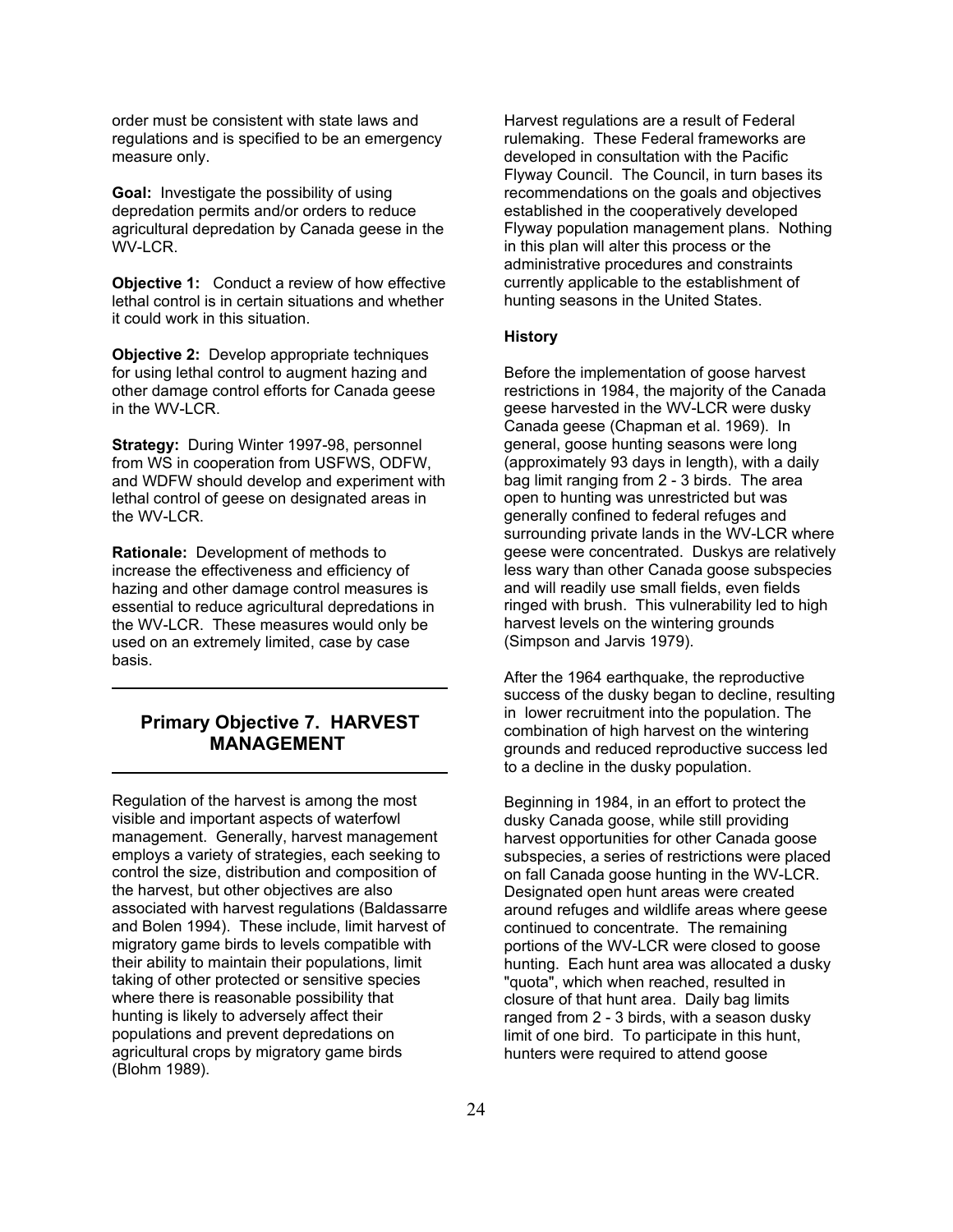order must be consistent with state laws and regulations and is specified to be an emergency measure only.

**Goal:** Investigate the possibility of using depredation permits and/or orders to reduce agricultural depredation by Canada geese in the WV-LCR.

**Objective 1:** Conduct a review of how effective lethal control is in certain situations and whether it could work in this situation.

**Objective 2:** Develop appropriate techniques for using lethal control to augment hazing and other damage control efforts for Canada geese in the WV-LCR.

**Strategy:** During Winter 1997-98, personnel from WS in cooperation from USFWS, ODFW, and WDFW should develop and experiment with lethal control of geese on designated areas in the WV-LCR.

**Rationale:** Development of methods to increase the effectiveness and efficiency of hazing and other damage control measures is essential to reduce agricultural depredations in the WV-LCR. These measures would only be used on an extremely limited, case by case basis.

## Primary Objective 7. HARVEST MANAGEMENT

Regulation of the harvest is among the most visible and important aspects of waterfowl management. Generally, harvest management employs a variety of strategies, each seeking to control the size, distribution and composition of the harvest, but other objectives are also associated with harvest regulations (Baldassarre and Bolen 1994). These include, limit harvest of migratory game birds to levels compatible with their ability to maintain their populations, limit taking of other protected or sensitive species where there is reasonable possibility that hunting is likely to adversely affect their populations and prevent depredations on agricultural crops by migratory game birds (Blohm 1989).

Harvest regulations are a result of Federal rulemaking. These Federal frameworks are developed in consultation with the Pacific Flyway Council. The Council, in turn bases its recommendations on the goals and objectives established in the cooperatively developed Flyway population management plans. Nothing in this plan will alter this process or the administrative procedures and constraints currently applicable to the establishment of hunting seasons in the United States.

**History**

Before the implementation of goose harvest restrictions in 1984, the majority of the Canada geese harvested in the WV-LCR were dusky Canada geese (Chapman et al. 1969). In general, goose hunting seasons were long (approximately 93 days in length), with a daily bag limit ranging from 2 - 3 birds. The area open to hunting was unrestricted but was generally confined to federal refuges and surrounding private lands in the WV-LCR where geese were concentrated. Duskys are relatively less wary than other Canada goose subspecies and will readily use small fields, even fields ringed with brush. This vulnerability led to high harvest levels on the wintering grounds (Simpson and Jarvis 1979).

After the 1964 earthquake, the reproductive success of the dusky began to decline, resulting in lower recruitment into the population. The combination of high harvest on the wintering grounds and reduced reproductive success led to a decline in the dusky population.

Beginning in 1984, in an effort to protect the dusky Canada goose, while still providing harvest opportunities for other Canada goose subspecies, a series of restrictions were placed on fall Canada goose hunting in the WV-LCR. Designated open hunt areas were created around refuges and wildlife areas where geese continued to concentrate. The remaining portions of the WV-LCR were closed to goose hunting. Each hunt area was allocated a dusky "quota", which when reached, resulted in closure of that hunt area. Daily bag limits ranged from 2 - 3 birds, with a season dusky limit of one bird. To participate in this hunt, hunters were required to attend goose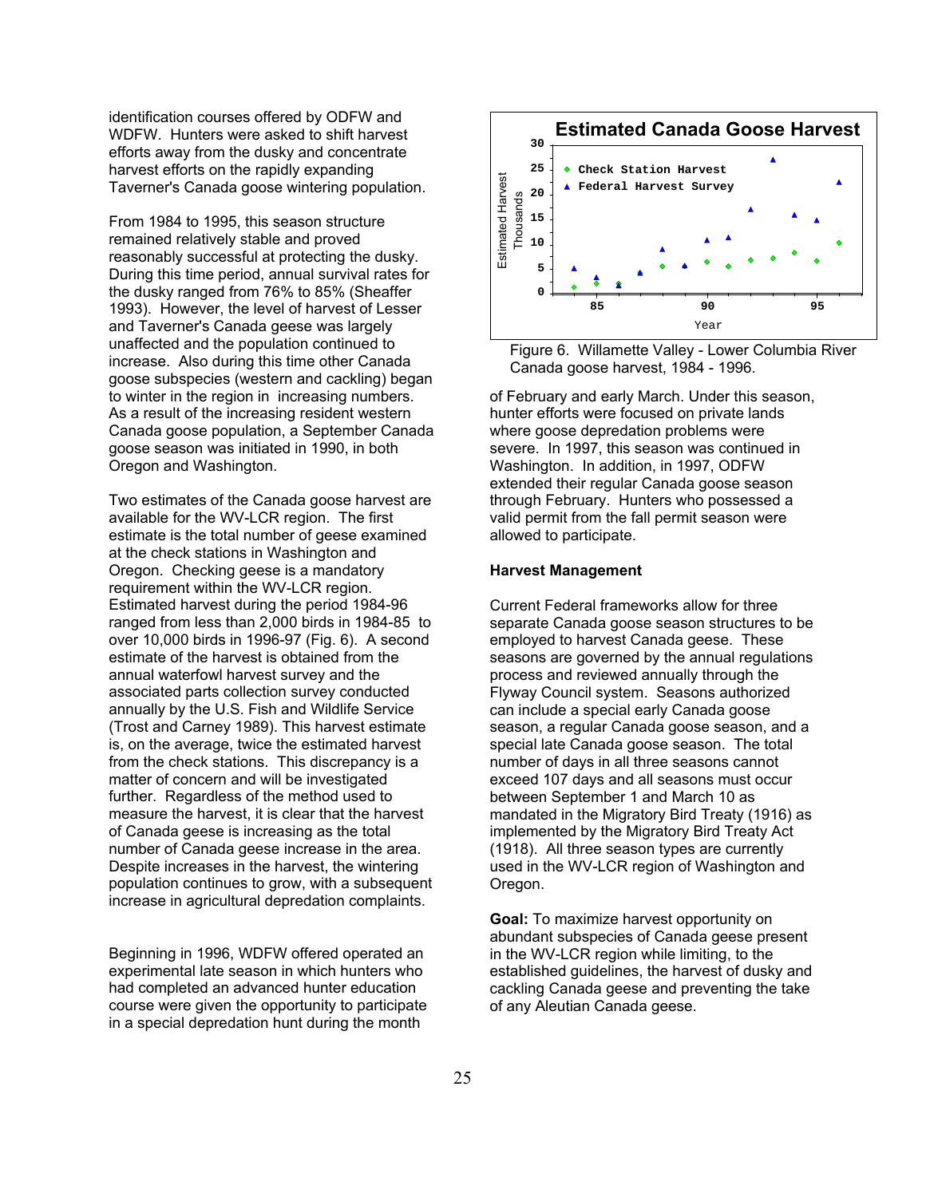identification courses offered by ODFW and WDFW. Hunters were asked to shift harvest efforts away from the dusky and concentrate harvest efforts on the rapidly expanding Taverner's Canada goose wintering population.

From 1984 to 1995, this season structure remained relatively stable and proved reasonably successful at protecting the dusky. During this time period, annual survival rates for the dusky ranged from 76% to 85% (Sheaffer 1993). However, the level of harvest of Lesser and Taverner's Canada geese was largely unaffected and the population continued to increase. Also during this time other Canada goose subspecies (western and cackling) began to winter in the region in increasing numbers. As a result of the increasing resident western Canada goose population, a September Canada goose season was initiated in 1990, in both Oregon and Washington.

Two estimates of the Canada goose harvest are available for the WV-LCR region. The first estimate is the total number of geese examined at the check stations in Washington and Oregon. Checking geese is a mandatory requirement within the WV-LCR region. Estimated harvest during the period 1984-96 ranged from less than 2,000 birds in 1984-85 to over 10,000 birds in 1996-97 (Fig. 6). A second estimate of the harvest is obtained from the annual waterfowl harvest survey and the associated parts collection survey conducted annually by the U.S. Fish and Wildlife Service (Trost and Carney 1989). This harvest estimate is, on the average, twice the estimated harvest from the check stations. This discrepancy is a matter of concern and will be investigated further. Regardless of the method used to measure the harvest, it is clear that the harvest of Canada geese is increasing as the total number of Canada geese increase in the area. Despite increases in the harvest, the wintering population continues to grow, with a subsequent increase in agricultural depredation complaints.

Beginning in 1996, WDFW offered operated an experimental late season in which hunters who had completed an advanced hunter education course were given the opportunity to participate in a special depredation hunt during the month

Figure 6. Willamette Valley - Lower Columbia River Canada goose harvest, 1984 - 1996.

of February and early March. Under this season, hunter efforts were focused on private lands where goose depredation problems were severe. In 1997, this season was continued in Washington. In addition, in 1997, ODFW extended their regular Canada goose season through February. Hunters who possessed a valid permit from the fall permit season were allowed to participate.

**Harvest Management**

Current Federal frameworks allow for three separate Canada goose season structures to be employed to harvest Canada geese. These seasons are governed by the annual regulations process and reviewed annually through the Flyway Council system. Seasons authorized can include a special early Canada goose season, a regular Canada goose season, and a special late Canada goose season. The total number of days in all three seasons cannot exceed 107 days and all seasons must occur between September 1 and March 10 as mandated in the Migratory Bird Treaty (1916) as implemented by the Migratory Bird Treaty Act (1918). All three season types are currently used in the WV-LCR region of Washington and Oregon.

**Goal:** To maximize harvest opportunity on abundant subspecies of Canada geese present in the WV-LCR region while limiting, to the established guidelines, the harvest of dusky and cackling Canada geese and preventing the take of any Aleutian Canada geese.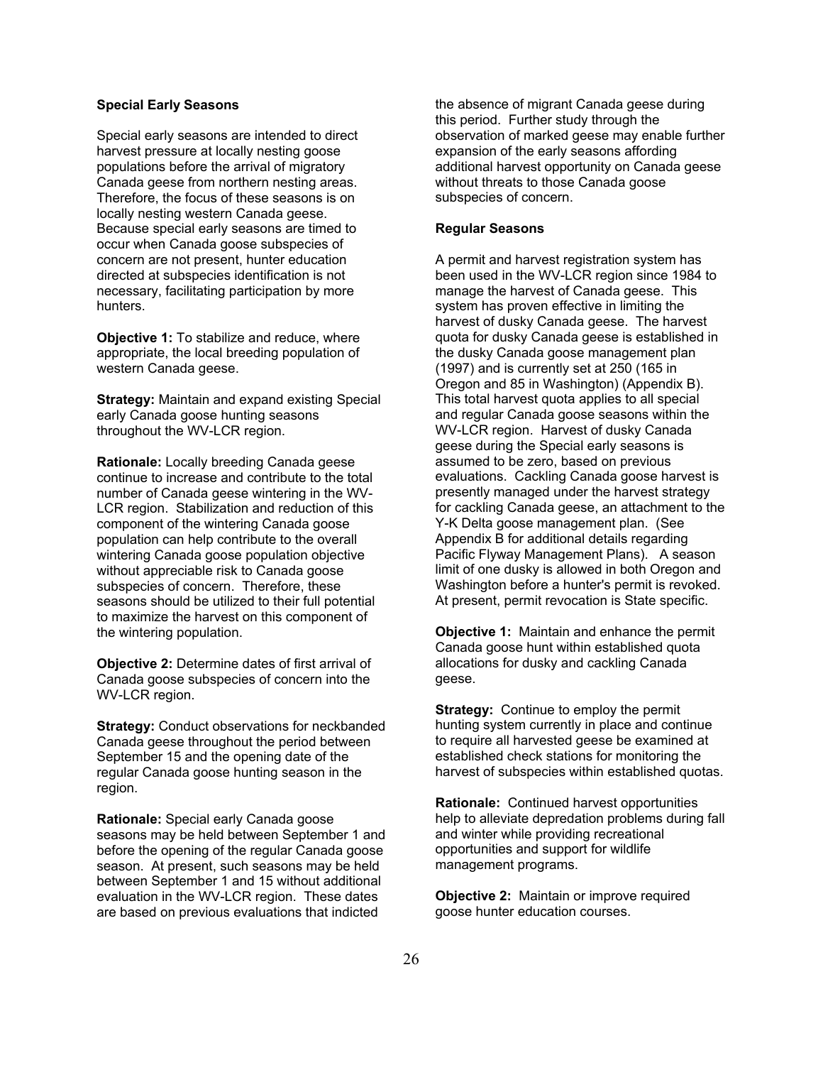### Special Early Seasons

Special early seasons are intended to direct harvest pressure at locally nesting goose populations before the arrival of migratory Canada geese from northern nesting areas. Therefore, the focus of these seasons is on locally nesting western Canada geese. Because special early seasons are timed to occur when Canada goose subspecies of concern are not present, hunter education directed at subspecies identification is not necessary, facilitating participation by more hunters.

**Objective 1:** To stabilize and reduce, where appropriate, the local breeding population of western Canada geese.

**Strategy:** Maintain and expand existing Special early Canada goose hunting seasons throughout the WV-LCR region.

**Rationale:** Locally breeding Canada geese continue to increase and contribute to the total number of Canada geese wintering in the WV-LCR region. Stabilization and reduction of this component of the wintering Canada goose population can help contribute to the overall wintering Canada goose population objective without appreciable risk to Canada goose subspecies of concern. Therefore, these seasons should be utilized to their full potential to maximize the harvest on this component of the wintering population.

**Objective 2:** Determine dates of first arrival of Canada goose subspecies of concern into the WV-LCR region.

**Strategy:** Conduct observations for neckbanded Canada geese throughout the period between September 15 and the opening date of the regular Canada goose hunting season in the region.

**Rationale:** Special early Canada goose seasons may be held between September 1 and before the opening of the regular Canada goose season. At present, such seasons may be held between September 1 and 15 without additional evaluation in the WV-LCR region. These dates are based on previous evaluations that indicted the absence of migrant Canada geese during this period. Further study through the observation of marked geese may enable further expansion of the early seasons affording additional harvest opportunity on Canada geese without threats to those Canada goose subspecies of concern.

### Regular Seasons

A permit and harvest registration system has been used in the WV-LCR region since 1984 to manage the harvest of Canada geese. This system has proven effective in limiting the harvest of dusky Canada geese. The harvest quota for dusky Canada geese is established in the dusky Canada goose management plan (1997) and is currently set at 250 (165 in Oregon and 85 in Washington) (Appendix B). This total harvest quota applies to all special and regular Canada goose seasons within the WV-LCR region. Harvest of dusky Canada geese during the Special early seasons is assumed to be zero, based on previous evaluations. Cackling Canada goose harvest is presently managed under the harvest strategy for cackling Canada geese, an attachment to the Y-K Delta goose management plan. (See Appendix B for additional details regarding Pacific Flyway Management Plans). A season limit of one dusky is allowed in both Oregon and Washington before a hunter's permit is revoked. At present, permit revocation is State specific.

**Objective 1:** Maintain and enhance the permit Canada goose hunt within established quota allocations for dusky and cackling Canada geese.

**Strategy:** Continue to employ the permit hunting system currently in place and continue to require all harvested geese be examined at established check stations for monitoring the harvest of subspecies within established quotas.

**Rationale:** Continued harvest opportunities help to alleviate depredation problems during fall and winter while providing recreational opportunities and support for wildlife management programs.

**Objective 2:** Maintain or improve required goose hunter education courses.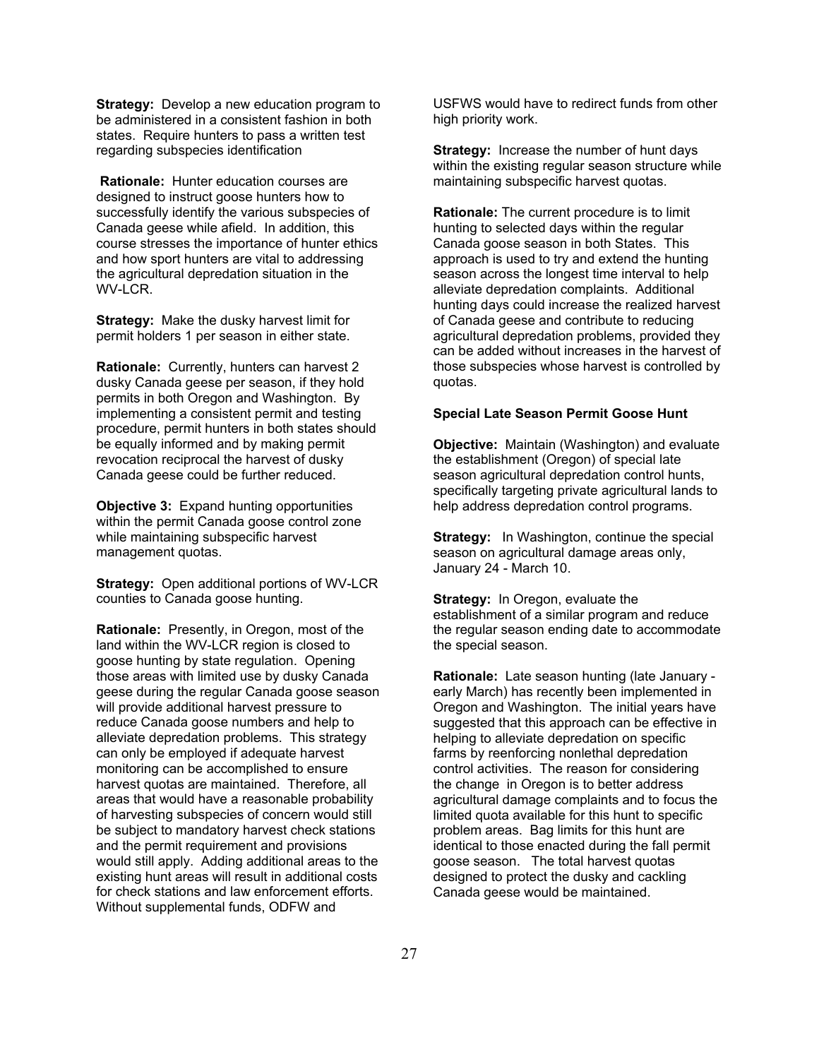**Strategy:** Develop a new education program to be administered in a consistent fashion in both states. Require hunters to pass a written test regarding subspecies identification

**Rationale:** Hunter education courses are designed to instruct goose hunters how to successfully identify the various subspecies of Canada geese while afield. In addition, this course stresses the importance of hunter ethics and how sport hunters are vital to addressing the agricultural depredation situation in the WV-LCR.

**Strategy:** Make the dusky harvest limit for permit holders 1 per season in either state.

**Rationale:** Currently, hunters can harvest 2 dusky Canada geese per season, if they hold permits in both Oregon and Washington. By implementing a consistent permit and testing procedure, permit hunters in both states should be equally informed and by making permit revocation reciprocal the harvest of dusky Canada geese could be further reduced.

**Objective 3:** Expand hunting opportunities within the permit Canada goose control zone while maintaining subspecific harvest management quotas.

**Strategy:** Open additional portions of WV-LCR counties to Canada goose hunting.

**Rationale:** Presently, in Oregon, most of the land within the WV-LCR region is closed to goose hunting by state regulation. Opening those areas with limited use by dusky Canada geese during the regular Canada goose season will provide additional harvest pressure to reduce Canada goose numbers and help to alleviate depredation problems. This strategy can only be employed if adequate harvest monitoring can be accomplished to ensure harvest quotas are maintained. Therefore, all areas that would have a reasonable probability of harvesting subspecies of concern would still be subject to mandatory harvest check stations and the permit requirement and provisions would still apply. Adding additional areas to the existing hunt areas will result in additional costs for check stations and law enforcement efforts. Without supplemental funds, ODFW and USFWS would have to redirect funds from other high priority work.

**Strategy:** Increase the number of hunt days within the existing regular season structure while maintaining subspecific harvest quotas.

**Rationale:** The current procedure is to limit hunting to selected days within the regular Canada goose season in both States. This approach is used to try and extend the hunting season across the longest time interval to help alleviate depredation complaints. Additional hunting days could increase the realized harvest of Canada geese and contribute to reducing agricultural depredation problems, provided they can be added without increases in the harvest of those subspecies whose harvest is controlled by quotas.

**Special Late Season Permit Goose Hunt**

**Objective:** Maintain (Washington) and evaluate the establishment (Oregon) of special late season agricultural depredation control hunts, specifically targeting private agricultural lands to help address depredation control programs.

**Strategy:** In Washington, continue the special season on agricultural damage areas only, January 24 - March 10.

**Strategy:** In Oregon, evaluate the establishment of a similar program and reduce the regular season ending date to accommodate the special season.

**Rationale:** Late season hunting (late January - early March) has recently been implemented in Oregon and Washington. The initial years have suggested that this approach can be effective in helping to alleviate depredation on specific farms by reenforcing nonlethal depredation control activities. The reason for considering the change in Oregon is to better address agricultural damage complaints and to focus the limited quota available for this hunt to specific problem areas. Bag limits for this hunt are identical to those enacted during the fall permit goose season. The total harvest quotas designed to protect the dusky and cackling Canada geese would be maintained.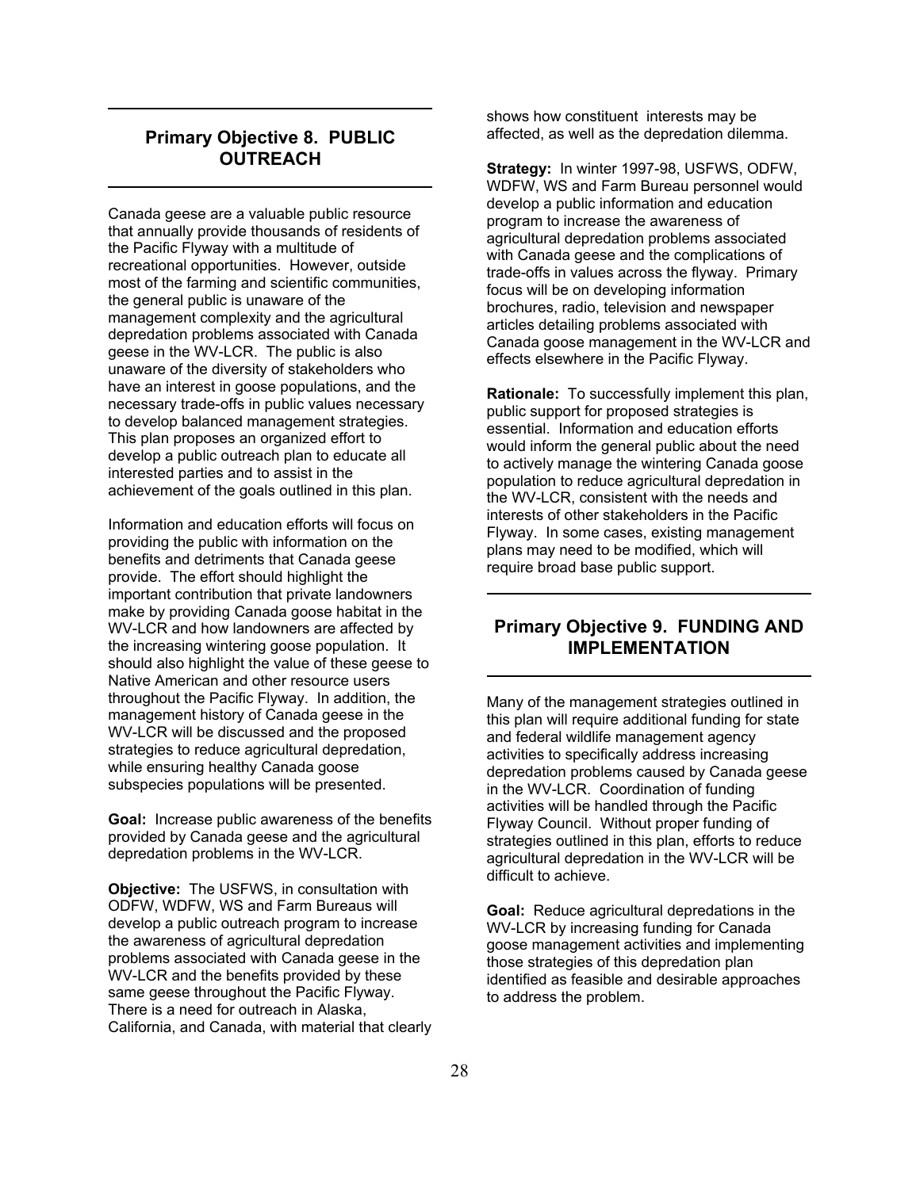## Primary Objective 8. PUBLIC OUTREACH

Canada geese are a valuable public resource that annually provide thousands of residents of the Pacific Flyway with a multitude of recreational opportunities. However, outside most of the farming and scientific communities, the general public is unaware of the management complexity and the agricultural depredation problems associated with Canada geese in the WV-LCR. The public is also unaware of the diversity of stakeholders who have an interest in goose populations, and the necessary trade-offs in public values necessary to develop balanced management strategies. This plan proposes an organized effort to develop a public outreach plan to educate all interested parties and to assist in the achievement of the goals outlined in this plan.

Information and education efforts will focus on providing the public with information on the benefits and detriments that Canada geese provide. The effort should highlight the important contribution that private landowners make by providing Canada goose habitat in the WV-LCR and how landowners are affected by the increasing wintering goose population. It should also highlight the value of these geese to Native American and other resource users throughout the Pacific Flyway. In addition, the management history of Canada geese in the WV-LCR will be discussed and the proposed strategies to reduce agricultural depredation, while ensuring healthy Canada goose subspecies populations will be presented.

**Goal:** Increase public awareness of the benefits provided by Canada geese and the agricultural depredation problems in the WV-LCR.

**Objective:** The USFWS, in consultation with ODFW, WDFW, WS and Farm Bureaus will develop a public outreach program to increase the awareness of agricultural depredation problems associated with Canada geese in the WV-LCR and the benefits provided by these same geese throughout the Pacific Flyway. There is a need for outreach in Alaska, California, and Canada, with material that clearly shows how constituent interests may be affected, as well as the depredation dilemma.

**Strategy:** In winter 1997-98, USFWS, ODFW, WDFW, WS and Farm Bureau personnel would develop a public information and education program to increase the awareness of agricultural depredation problems associated with Canada geese and the complications of trade-offs in values across the flyway. Primary focus will be on developing information brochures, radio, television and newspaper articles detailing problems associated with Canada goose management in the WV-LCR and effects elsewhere in the Pacific Flyway.

**Rationale:** To successfully implement this plan, public support for proposed strategies is essential. Information and education efforts would inform the general public about the need to actively manage the wintering Canada goose population to reduce agricultural depredation in the WV-LCR, consistent with the needs and interests of other stakeholders in the Pacific Flyway. In some cases, existing management plans may need to be modified, which will require broad base public support.

## Primary Objective 9. FUNDING AND IMPLEMENTATION

Many of the management strategies outlined in this plan will require additional funding for state and federal wildlife management agency activities to specifically address increasing depredation problems caused by Canada geese in the WV-LCR. Coordination of funding activities will be handled through the Pacific Flyway Council. Without proper funding of strategies outlined in this plan, efforts to reduce agricultural depredation in the WV-LCR will be difficult to achieve.

**Goal:** Reduce agricultural depredations in the WV-LCR by increasing funding for Canada goose management activities and implementing those strategies of this depredation plan identified as feasible and desirable approaches to address the problem.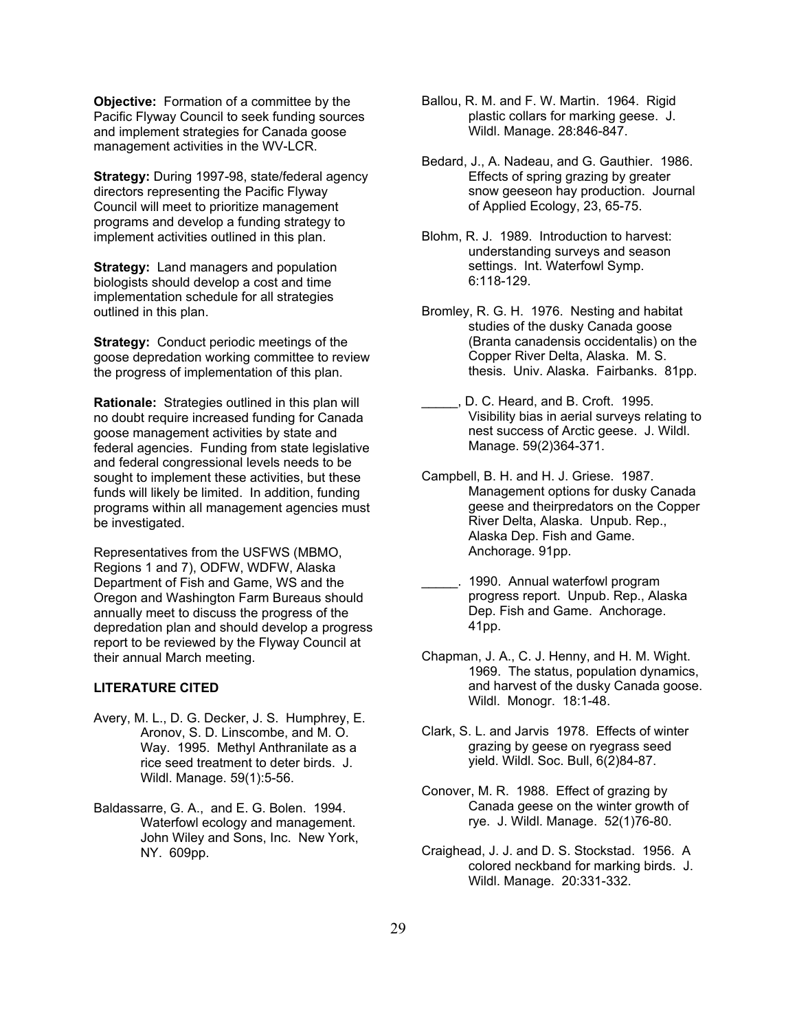**Objective:** Formation of a committee by the Pacific Flyway Council to seek funding sources and implement strategies for Canada goose management activities in the WV-LCR.

**Strategy:** During 1997-98, state/federal agency directors representing the Pacific Flyway Council will meet to prioritize management programs and develop a funding strategy to implement activities outlined in this plan.

**Strategy:** Land managers and population biologists should develop a cost and time implementation schedule for all strategies outlined in this plan.

**Strategy:** Conduct periodic meetings of the goose depredation working committee to review the progress of implementation of this plan.

**Rationale:** Strategies outlined in this plan will no doubt require increased funding for Canada goose management activities by state and federal agencies. Funding from state legislative and federal congressional levels needs to be sought to implement these activities, but these funds will likely be limited. In addition, funding programs within all management agencies must be investigated.

Representatives from the USFWS (MBMO, Regions 1 and 7), ODFW, WDFW, Alaska Department of Fish and Game, WS and the Oregon and Washington Farm Bureaus should annually meet to discuss the progress of the depredation plan and should develop a progress report to be reviewed by the Flyway Council at their annual March meeting.

**LITERATURE CITED**

Avery, M. L., D. G. Decker, J. S. Humphrey, E. Aronov, S. D. Linscombe, and M. O. Way. 1995. Methyl Anthranilate as a rice seed treatment to deter birds. J. Wildl. Manage. 59(1):5-56.

Baldassarre, G. A., and E. G. Bolen. 1994. Waterfowl ecology and management. John Wiley and Sons, Inc. New York, NY. 609pp.

Ballou, R. M. and F. W. Martin. 1964. Rigid plastic collars for marking geese. J. Wildl. Manage. 28:846-847.

Bedard, J., A. Nadeau, and G. Gauthier. 1986. Effects of spring grazing by greater snow geeseon hay production. Journal of Applied Ecology, 23, 65-75.

Blohm, R. J. 1989. Introduction to harvest: understanding surveys and season settings. Int. Waterfowl Symp. 6:118-129.

Bromley, R. G. H. 1976. Nesting and habitat studies of the dusky Canada goose (Branta canadensis occidentalis) on the Copper River Delta, Alaska. M. S. thesis. Univ. Alaska. Fairbanks. 81pp.

_____, D. C. Heard, and B. Croft. 1995. Visibility bias in aerial surveys relating to nest success of Arctic geese. J. Wildl. Manage. 59(2)364-371.

Campbell, B. H. and H. J. Griese. 1987. Management options for dusky Canada geese and theirpredators on the Copper River Delta, Alaska. Unpub. Rep., Alaska Dep. Fish and Game. Anchorage. 91pp.

_____. 1990. Annual waterfowl program progress report. Unpub. Rep., Alaska Dep. Fish and Game. Anchorage. 41pp.

Chapman, J. A., C. J. Henny, and H. M. Wight. 1969. The status, population dynamics, and harvest of the dusky Canada goose. Wildl. Monogr. 18:1-48.

Clark, S. L. and Jarvis 1978. Effects of winter grazing by geese on ryegrass seed yield. Wildl. Soc. Bull, 6(2)84-87.

Conover, M. R. 1988. Effect of grazing by Canada geese on the winter growth of rye. J. Wildl. Manage. 52(1)76-80.

Craighead, J. J. and D. S. Stockstad. 1956. A colored neckband for marking birds. J. Wildl. Manage. 20:331-332.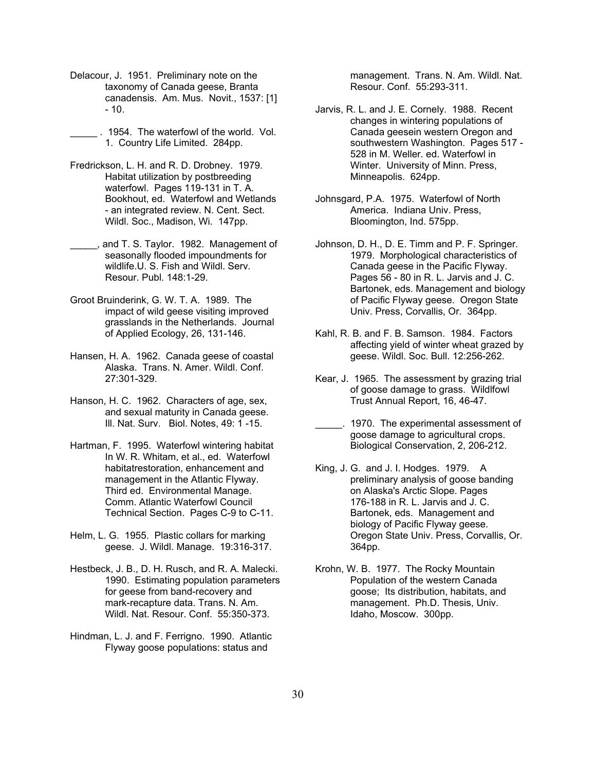Delacour, J. 1951. Preliminary note on the taxonomy of Canada geese, Branta canadensis. Am. Mus. Novit., 1537: [1] - 10.

_____ . 1954. The waterfowl of the world. Vol. 1. Country Life Limited. 284pp.

Fredrickson, L. H. and R. D. Drobney. 1979. Habitat utilization by postbreeding waterfowl. Pages 119-131 in T. A. Bookhout, ed. Waterfowl and Wetlands - an integrated review. N. Cent. Sect. Wildl. Soc., Madison, Wi. 147pp.

_____, and T. S. Taylor. 1982. Management of seasonally flooded impoundments for wildlife.U. S. Fish and Wildl. Serv. Resour. Publ. 148:1-29.

Groot Bruinderink, G. W. T. A. 1989. The impact of wild geese visiting improved grasslands in the Netherlands. Journal of Applied Ecology, 26, 131-146.

Hansen, H. A. 1962. Canada geese of coastal Alaska. Trans. N. Amer. Wildl. Conf. 27:301-329.

Hanson, H. C. 1962. Characters of age, sex, and sexual maturity in Canada geese. Ill. Nat. Surv. Biol. Notes, 49: 1 -15.

Hartman, F. 1995. Waterfowl wintering habitat In W. R. Whitam, et al., ed. Waterfowl habitatrestoration, enhancement and management in the Atlantic Flyway. Third ed. Environmental Manage. Comm. Atlantic Waterfowl Council Technical Section. Pages C-9 to C-11.

Helm, L. G. 1955. Plastic collars for marking geese. J. Wildl. Manage. 19:316-317.

Hestbeck, J. B., D. H. Rusch, and R. A. Malecki. 1990. Estimating population parameters for geese from band-recovery and mark-recapture data. Trans. N. Am. Wildl. Nat. Resour. Conf. 55:350-373.

Hindman, L. J. and F. Ferrigno. 1990. Atlantic Flyway goose populations: status and management. Trans. N. Am. Wildl. Nat. Resour. Conf. 55:293-311.

Jarvis, R. L. and J. E. Cornely. 1988. Recent changes in wintering populations of Canada geesein western Oregon and southwestern Washington. Pages 517 - 528 in M. Weller. ed. Waterfowl in Winter. University of Minn. Press, Minneapolis. 624pp.

Johnsgard, P.A. 1975. Waterfowl of North America. Indiana Univ. Press, Bloomington, Ind. 575pp.

Johnson, D. H., D. E. Timm and P. F. Springer. 1979. Morphological characteristics of Canada geese in the Pacific Flyway. Pages 56 - 80 in R. L. Jarvis and J. C. Bartonek, eds. Management and biology of Pacific Flyway geese. Oregon State Univ. Press, Corvallis, Or. 364pp.

Kahl, R. B. and F. B. Samson. 1984. Factors affecting yield of winter wheat grazed by geese. Wildl. Soc. Bull. 12:256-262.

Kear, J. 1965. The assessment by grazing trial of goose damage to grass. Wildlfowl Trust Annual Report, 16, 46-47.

_____. 1970. The experimental assessment of goose damage to agricultural crops. Biological Conservation, 2, 206-212.

King, J. G. and J. I. Hodges. 1979. A preliminary analysis of goose banding on Alaska's Arctic Slope. Pages 176-188 in R. L. Jarvis and J. C. Bartonek, eds. Management and biology of Pacific Flyway geese. Oregon State Univ. Press, Corvallis, Or. 364pp.

Krohn, W. B. 1977. The Rocky Mountain Population of the western Canada goose; Its distribution, habitats, and management. Ph.D. Thesis, Univ. Idaho, Moscow. 300pp.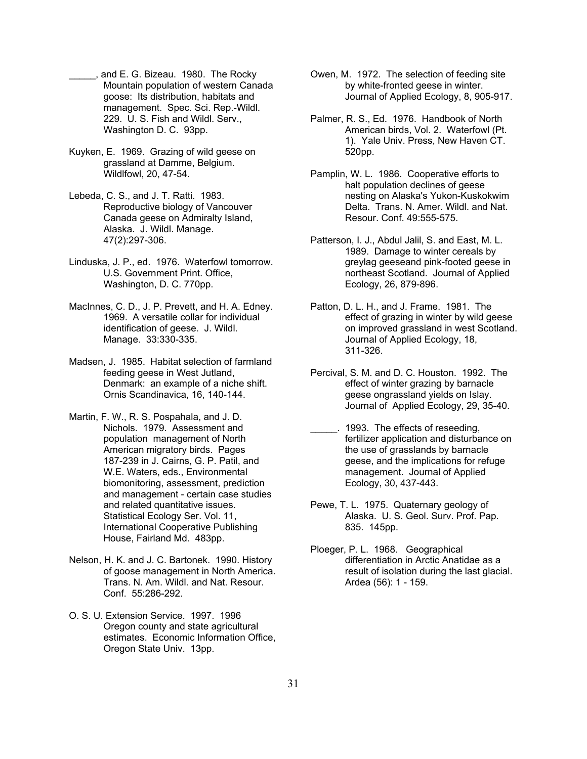\_\_\_\_\_, and E. G. Bizeau. 1980. The Rocky Mountain population of western Canada goose: Its distribution, habitats and management. Spec. Sci. Rep.-Wildl. 229. U. S. Fish and Wildl. Serv., Washington D. C. 93pp.

Kuyken, E. 1969. Grazing of wild geese on grassland at Damme, Belgium. Wildlfowl, 20, 47-54.

Lebeda, C. S., and J. T. Ratti. 1983. Reproductive biology of Vancouver Canada geese on Admiralty Island, Alaska. J. Wildl. Manage. 47(2):297-306.

Linduska, J. P., ed. 1976. Waterfowl tomorrow. U.S. Government Print. Office, Washington, D. C. 770pp.

MacInnes, C. D., J. P. Prevett, and H. A. Edney. 1969. A versatile collar for individual identification of geese. J. Wildl. Manage. 33:330-335.

Madsen, J. 1985. Habitat selection of farmland feeding geese in West Jutland, Denmark: an example of a niche shift. Ornis Scandinavica, 16, 140-144.

Martin, F. W., R. S. Pospahala, and J. D. Nichols. 1979. Assessment and population management of North American migratory birds. Pages 187-239 in J. Cairns, G. P. Patil, and W.E. Waters, eds., Environmental biomonitoring, assessment, prediction and management - certain case studies and related quantitative issues. Statistical Ecology Ser. Vol. 11, International Cooperative Publishing House, Fairland Md. 483pp.

Nelson, H. K. and J. C. Bartonek. 1990. History of goose management in North America. Trans. N. Am. Wildl. and Nat. Resour. Conf. 55:286-292.

O. S. U. Extension Service. 1997. 1996 Oregon county and state agricultural estimates. Economic Information Office, Oregon State Univ. 13pp.

Owen, M. 1972. The selection of feeding site by white-fronted geese in winter. Journal of Applied Ecology, 8, 905-917.

Palmer, R. S., Ed. 1976. Handbook of North American birds, Vol. 2. Waterfowl (Pt. 1). Yale Univ. Press, New Haven CT. 520pp.

Pamplin, W. L. 1986. Cooperative efforts to halt population declines of geese nesting on Alaska's Yukon-Kuskokwim Delta. Trans. N. Amer. Wildl. and Nat. Resour. Conf. 49:555-575.

Patterson, I. J., Abdul Jalil, S. and East, M. L. 1989. Damage to winter cereals by greylag geeseand pink-footed geese in northeast Scotland. Journal of Applied Ecology, 26, 879-896.

Patton, D. L. H., and J. Frame. 1981. The effect of grazing in winter by wild geese on improved grassland in west Scotland. Journal of Applied Ecology, 18, 311-326.

Percival, S. M. and D. C. Houston. 1992. The effect of winter grazing by barnacle geese ongrassland yields on Islay. Journal of Applied Ecology, 29, 35-40.

\_\_\_\_\_. 1993. The effects of reseeding, fertilizer application and disturbance on the use of grasslands by barnacle geese, and the implications for refuge management. Journal of Applied Ecology, 30, 437-443.

Pewe, T. L. 1975. Quaternary geology of Alaska. U. S. Geol. Surv. Prof. Pap. 835. 145pp.

Ploeger, P. L. 1968. Geographical differentiation in Arctic Anatidae as a result of isolation during the last glacial. Ardea (56): 1 - 159.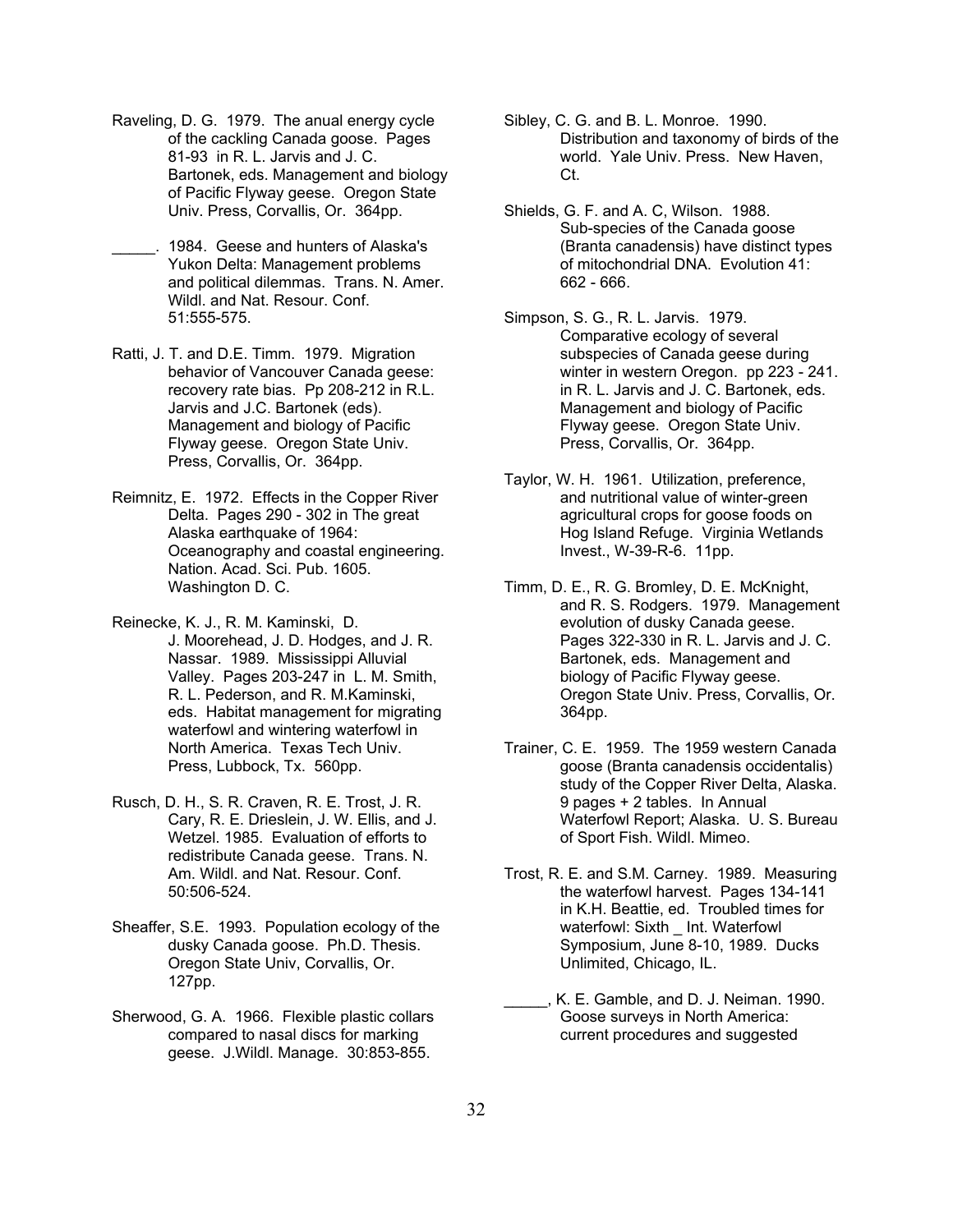Raveling, D. G. 1979. The anual energy cycle of the cackling Canada goose. Pages 81-93 in R. L. Jarvis and J. C. Bartonek, eds. Management and biology of Pacific Flyway geese. Oregon State Univ. Press, Corvallis, Or. 364pp.

_____. 1984. Geese and hunters of Alaska's Yukon Delta: Management problems and political dilemmas. Trans. N. Amer. Wildl. and Nat. Resour. Conf. 51:555-575.

Ratti, J. T. and D.E. Timm. 1979. Migration behavior of Vancouver Canada geese: recovery rate bias. Pp 208-212 in R.L. Jarvis and J.C. Bartonek (eds). Management and biology of Pacific Flyway geese. Oregon State Univ. Press, Corvallis, Or. 364pp.

Reimnitz, E. 1972. Effects in the Copper River Delta. Pages 290 - 302 in The great Alaska earthquake of 1964: Oceanography and coastal engineering. Nation. Acad. Sci. Pub. 1605. Washington D. C.

Reinecke, K. J., R. M. Kaminski, D. J. Moorehead, J. D. Hodges, and J. R. Nassar. 1989. Mississippi Alluvial Valley. Pages 203-247 in L. M. Smith, R. L. Pederson, and R. M.Kaminski, eds. Habitat management for migrating waterfowl and wintering waterfowl in North America. Texas Tech Univ. Press, Lubbock, Tx. 560pp.

Rusch, D. H., S. R. Craven, R. E. Trost, J. R. Cary, R. E. Drieslein, J. W. Ellis, and J. Wetzel. 1985. Evaluation of efforts to redistribute Canada geese. Trans. N. Am. Wildl. and Nat. Resour. Conf. 50:506-524.

Sheaffer, S.E. 1993. Population ecology of the dusky Canada goose. Ph.D. Thesis. Oregon State Univ, Corvallis, Or. 127pp.

Sherwood, G. A. 1966. Flexible plastic collars compared to nasal discs for marking geese. J.Wildl. Manage. 30:853-855.

Sibley, C. G. and B. L. Monroe. 1990. Distribution and taxonomy of birds of the world. Yale Univ. Press. New Haven, Ct.

Shields, G. F. and A. C, Wilson. 1988. Sub-species of the Canada goose (Branta canadensis) have distinct types of mitochondrial DNA. Evolution 41: 662 - 666.

Simpson, S. G., R. L. Jarvis. 1979. Comparative ecology of several subspecies of Canada geese during winter in western Oregon. pp 223 - 241. in R. L. Jarvis and J. C. Bartonek, eds. Management and biology of Pacific Flyway geese. Oregon State Univ. Press, Corvallis, Or. 364pp.

Taylor, W. H. 1961. Utilization, preference, and nutritional value of winter-green agricultural crops for goose foods on Hog Island Refuge. Virginia Wetlands Invest., W-39-R-6. 11pp.

Timm, D. E., R. G. Bromley, D. E. McKnight, and R. S. Rodgers. 1979. Management evolution of dusky Canada geese. Pages 322-330 in R. L. Jarvis and J. C. Bartonek, eds. Management and biology of Pacific Flyway geese. Oregon State Univ. Press, Corvallis, Or. 364pp.

Trainer, C. E. 1959. The 1959 western Canada goose (Branta canadensis occidentalis) study of the Copper River Delta, Alaska. 9 pages + 2 tables. In Annual Waterfowl Report; Alaska. U. S. Bureau of Sport Fish. Wildl. Mimeo.

Trost, R. E. and S.M. Carney. 1989. Measuring the waterfowl harvest. Pages 134-141 in K.H. Beattie, ed. Troubled times for waterfowl: Sixth _ Int. Waterfowl Symposium, June 8-10, 1989. Ducks Unlimited, Chicago, IL.

_____, K. E. Gamble, and D. J. Neiman. 1990. Goose surveys in North America: current procedures and suggested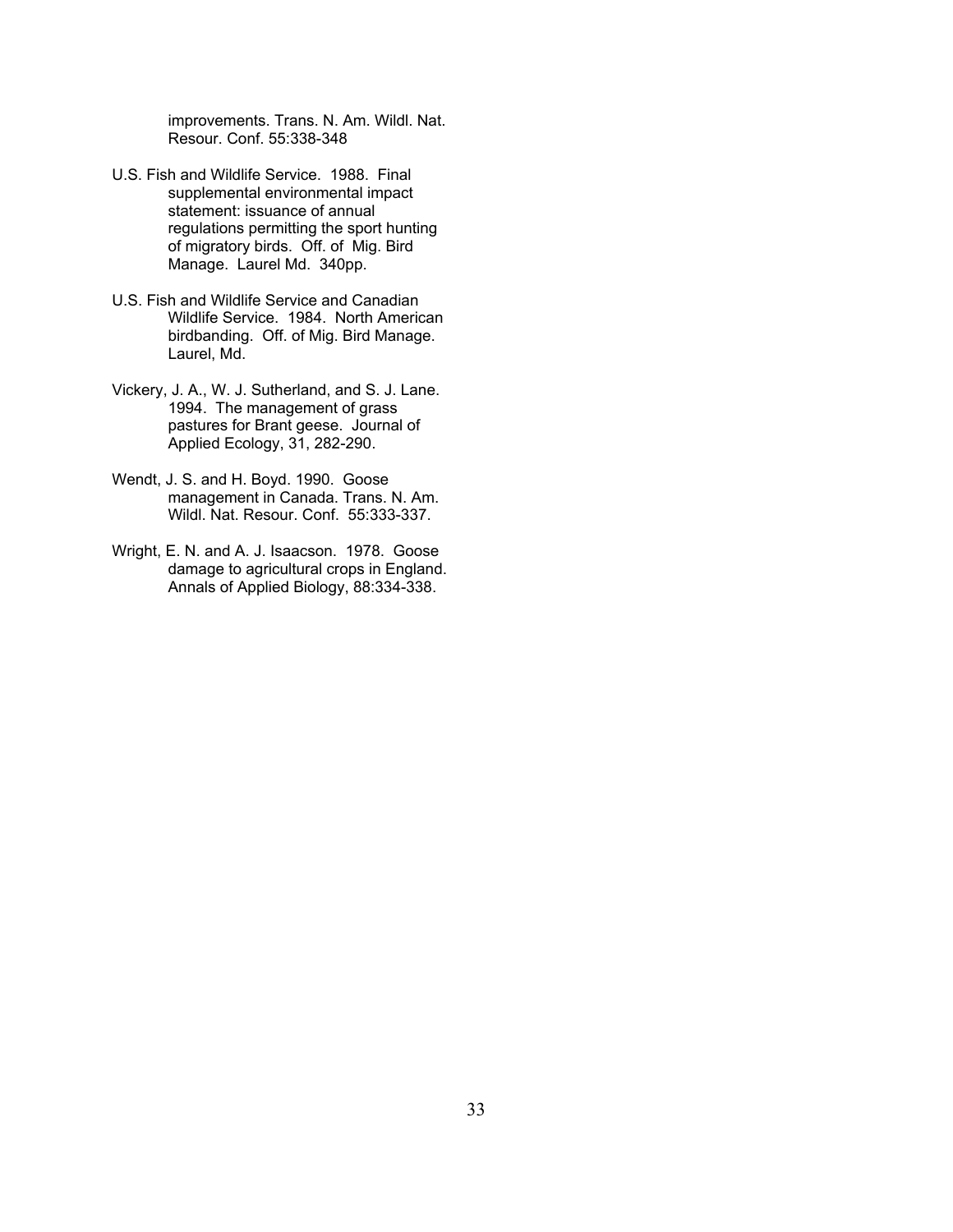improvements. Trans. N. Am. Wildl. Nat. Resour. Conf. 55:338-348

U.S. Fish and Wildlife Service. 1988. Final supplemental environmental impact statement: issuance of annual regulations permitting the sport hunting of migratory birds. Off. of Mig. Bird Manage. Laurel Md. 340pp.

U.S. Fish and Wildlife Service and Canadian Wildlife Service. 1984. North American birdbanding. Off. of Mig. Bird Manage. Laurel, Md.

Vickery, J. A., W. J. Sutherland, and S. J. Lane. 1994. The management of grass pastures for Brant geese. Journal of Applied Ecology, 31, 282-290.

Wendt, J. S. and H. Boyd. 1990. Goose management in Canada. Trans. N. Am. Wildl. Nat. Resour. Conf. 55:333-337.

Wright, E. N. and A. J. Isaacson. 1978. Goose damage to agricultural crops in England. Annals of Applied Biology, 88:334-338.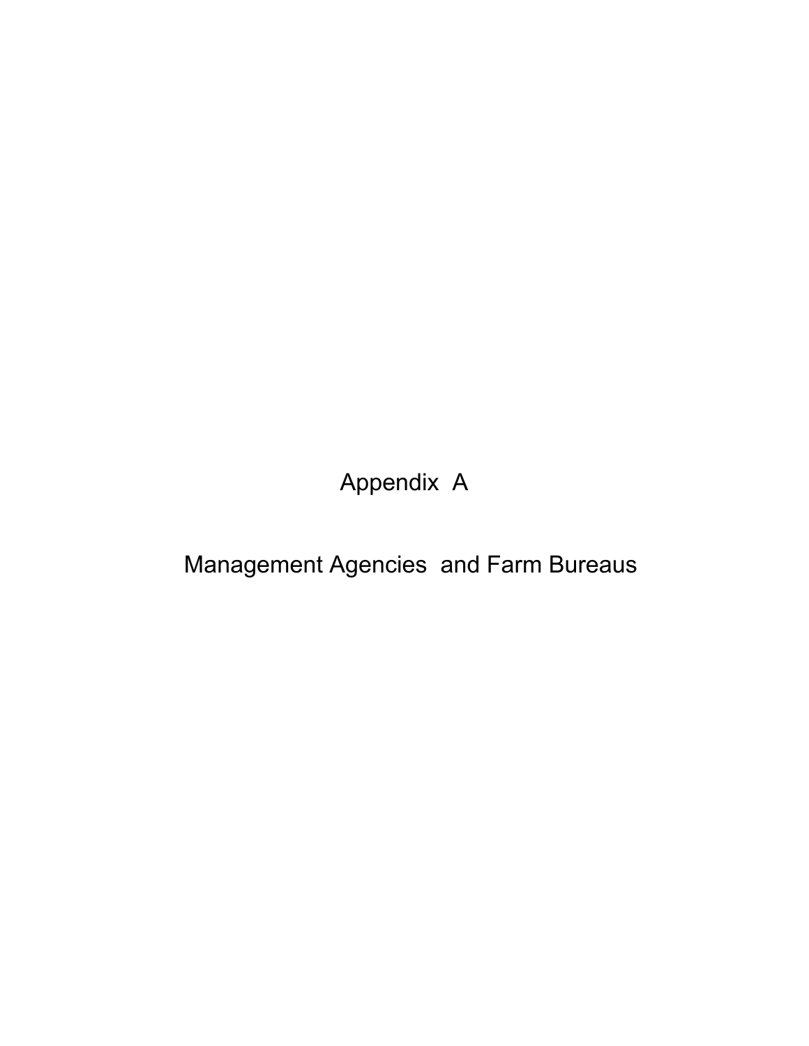# Appendix A

# Management Agencies and Farm Bureaus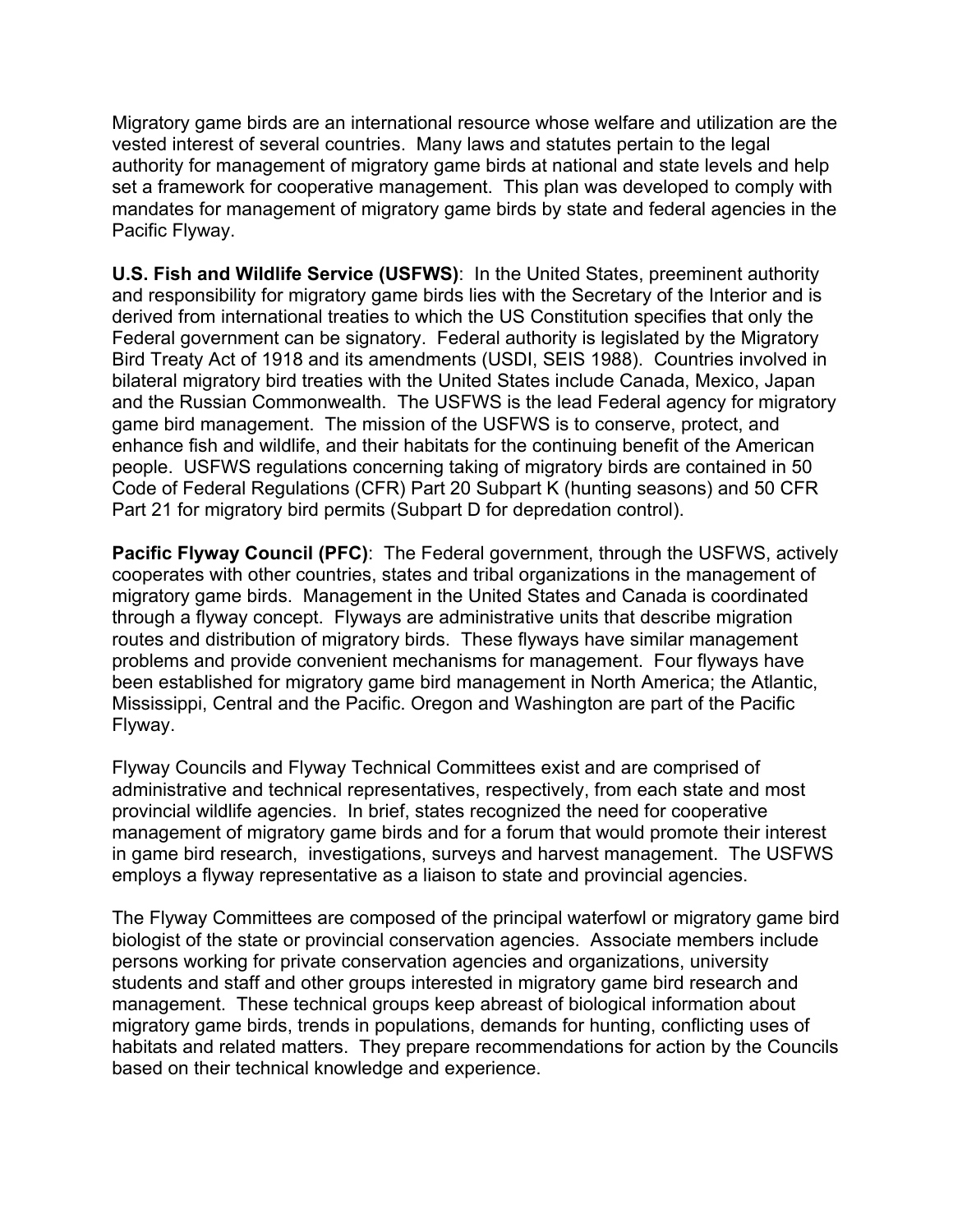Migratory game birds are an international resource whose welfare and utilization are the vested interest of several countries. Many laws and statutes pertain to the legal authority for management of migratory game birds at national and state levels and help set a framework for cooperative management. This plan was developed to comply with mandates for management of migratory game birds by state and federal agencies in the Pacific Flyway.

**U.S. Fish and Wildlife Service (USFWS)**: In the United States, preeminent authority and responsibility for migratory game birds lies with the Secretary of the Interior and is derived from international treaties to which the US Constitution specifies that only the Federal government can be signatory. Federal authority is legislated by the Migratory Bird Treaty Act of 1918 and its amendments (USDI, SEIS 1988). Countries involved in bilateral migratory bird treaties with the United States include Canada, Mexico, Japan and the Russian Commonwealth. The USFWS is the lead Federal agency for migratory game bird management. The mission of the USFWS is to conserve, protect, and enhance fish and wildlife, and their habitats for the continuing benefit of the American people. USFWS regulations concerning taking of migratory birds are contained in 50 Code of Federal Regulations (CFR) Part 20 Subpart K (hunting seasons) and 50 CFR Part 21 for migratory bird permits (Subpart D for depredation control).

**Pacific Flyway Council (PFC)**: The Federal government, through the USFWS, actively cooperates with other countries, states and tribal organizations in the management of migratory game birds. Management in the United States and Canada is coordinated through a flyway concept. Flyways are administrative units that describe migration routes and distribution of migratory birds. These flyways have similar management problems and provide convenient mechanisms for management. Four flyways have been established for migratory game bird management in North America; the Atlantic, Mississippi, Central and the Pacific. Oregon and Washington are part of the Pacific Flyway.

Flyway Councils and Flyway Technical Committees exist and are comprised of administrative and technical representatives, respectively, from each state and most provincial wildlife agencies. In brief, states recognized the need for cooperative management of migratory game birds and for a forum that would promote their interest in game bird research, investigations, surveys and harvest management. The USFWS employs a flyway representative as a liaison to state and provincial agencies.

The Flyway Committees are composed of the principal waterfowl or migratory game bird biologist of the state or provincial conservation agencies. Associate members include persons working for private conservation agencies and organizations, university students and staff and other groups interested in migratory game bird research and management. These technical groups keep abreast of biological information about migratory game birds, trends in populations, demands for hunting, conflicting uses of habitats and related matters. They prepare recommendations for action by the Councils based on their technical knowledge and experience.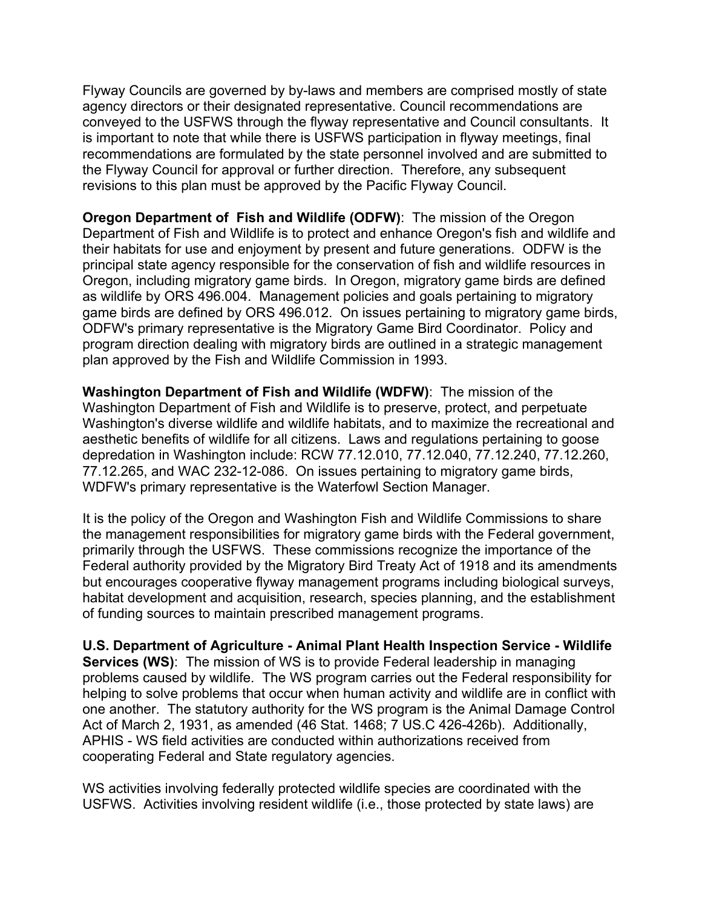Flyway Councils are governed by by-laws and members are comprised mostly of state agency directors or their designated representative. Council recommendations are conveyed to the USFWS through the flyway representative and Council consultants. It is important to note that while there is USFWS participation in flyway meetings, final recommendations are formulated by the state personnel involved and are submitted to the Flyway Council for approval or further direction. Therefore, any subsequent revisions to this plan must be approved by the Pacific Flyway Council.

**Oregon Department of Fish and Wildlife (ODFW)**: The mission of the Oregon Department of Fish and Wildlife is to protect and enhance Oregon's fish and wildlife and their habitats for use and enjoyment by present and future generations. ODFW is the principal state agency responsible for the conservation of fish and wildlife resources in Oregon, including migratory game birds. In Oregon, migratory game birds are defined as wildlife by ORS 496.004. Management policies and goals pertaining to migratory game birds are defined by ORS 496.012. On issues pertaining to migratory game birds, ODFW's primary representative is the Migratory Game Bird Coordinator. Policy and program direction dealing with migratory birds are outlined in a strategic management plan approved by the Fish and Wildlife Commission in 1993.

**Washington Department of Fish and Wildlife (WDFW)**: The mission of the Washington Department of Fish and Wildlife is to preserve, protect, and perpetuate Washington's diverse wildlife and wildlife habitats, and to maximize the recreational and aesthetic benefits of wildlife for all citizens. Laws and regulations pertaining to goose depredation in Washington include: RCW 77.12.010, 77.12.040, 77.12.240, 77.12.260, 77.12.265, and WAC 232-12-086. On issues pertaining to migratory game birds, WDFW's primary representative is the Waterfowl Section Manager.

It is the policy of the Oregon and Washington Fish and Wildlife Commissions to share the management responsibilities for migratory game birds with the Federal government, primarily through the USFWS. These commissions recognize the importance of the Federal authority provided by the Migratory Bird Treaty Act of 1918 and its amendments but encourages cooperative flyway management programs including biological surveys, habitat development and acquisition, research, species planning, and the establishment of funding sources to maintain prescribed management programs.

**U.S. Department of Agriculture - Animal Plant Health Inspection Service - Wildlife Services (WS)**: The mission of WS is to provide Federal leadership in managing problems caused by wildlife. The WS program carries out the Federal responsibility for helping to solve problems that occur when human activity and wildlife are in conflict with one another. The statutory authority for the WS program is the Animal Damage Control Act of March 2, 1931, as amended (46 Stat. 1468; 7 US.C 426-426b). Additionally, APHIS - WS field activities are conducted within authorizations received from cooperating Federal and State regulatory agencies.

WS activities involving federally protected wildlife species are coordinated with the USFWS. Activities involving resident wildlife (i.e., those protected by state laws) are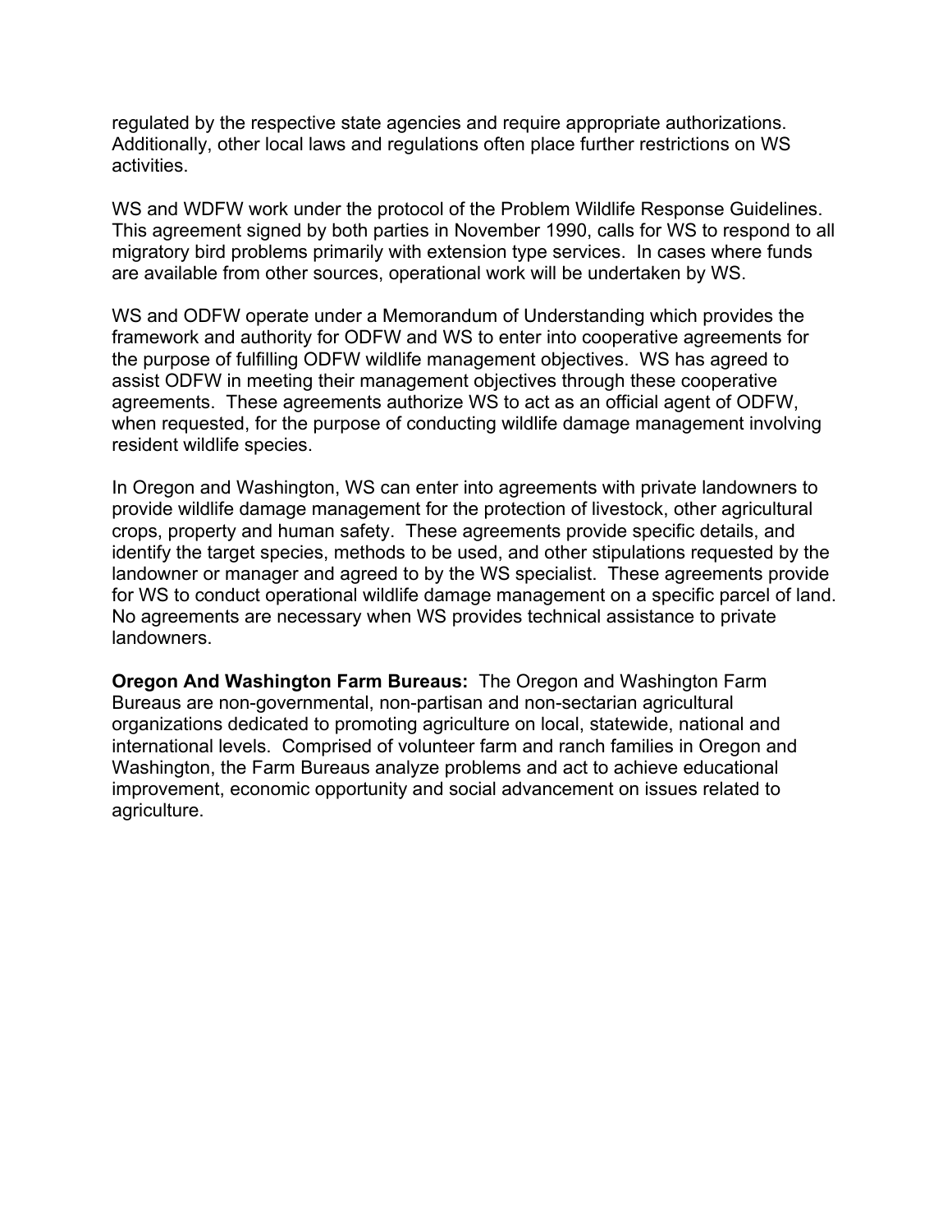regulated by the respective state agencies and require appropriate authorizations. Additionally, other local laws and regulations often place further restrictions on WS activities.

WS and WDFW work under the protocol of the Problem Wildlife Response Guidelines. This agreement signed by both parties in November 1990, calls for WS to respond to all migratory bird problems primarily with extension type services. In cases where funds are available from other sources, operational work will be undertaken by WS.

WS and ODFW operate under a Memorandum of Understanding which provides the framework and authority for ODFW and WS to enter into cooperative agreements for the purpose of fulfilling ODFW wildlife management objectives. WS has agreed to assist ODFW in meeting their management objectives through these cooperative agreements. These agreements authorize WS to act as an official agent of ODFW, when requested, for the purpose of conducting wildlife damage management involving resident wildlife species.

In Oregon and Washington, WS can enter into agreements with private landowners to provide wildlife damage management for the protection of livestock, other agricultural crops, property and human safety. These agreements provide specific details, and identify the target species, methods to be used, and other stipulations requested by the landowner or manager and agreed to by the WS specialist. These agreements provide for WS to conduct operational wildlife damage management on a specific parcel of land. No agreements are necessary when WS provides technical assistance to private landowners.

**Oregon And Washington Farm Bureaus:** The Oregon and Washington Farm Bureaus are non-governmental, non-partisan and non-sectarian agricultural organizations dedicated to promoting agriculture on local, statewide, national and international levels. Comprised of volunteer farm and ranch families in Oregon and Washington, the Farm Bureaus analyze problems and act to achieve educational improvement, economic opportunity and social advancement on issues related to agriculture.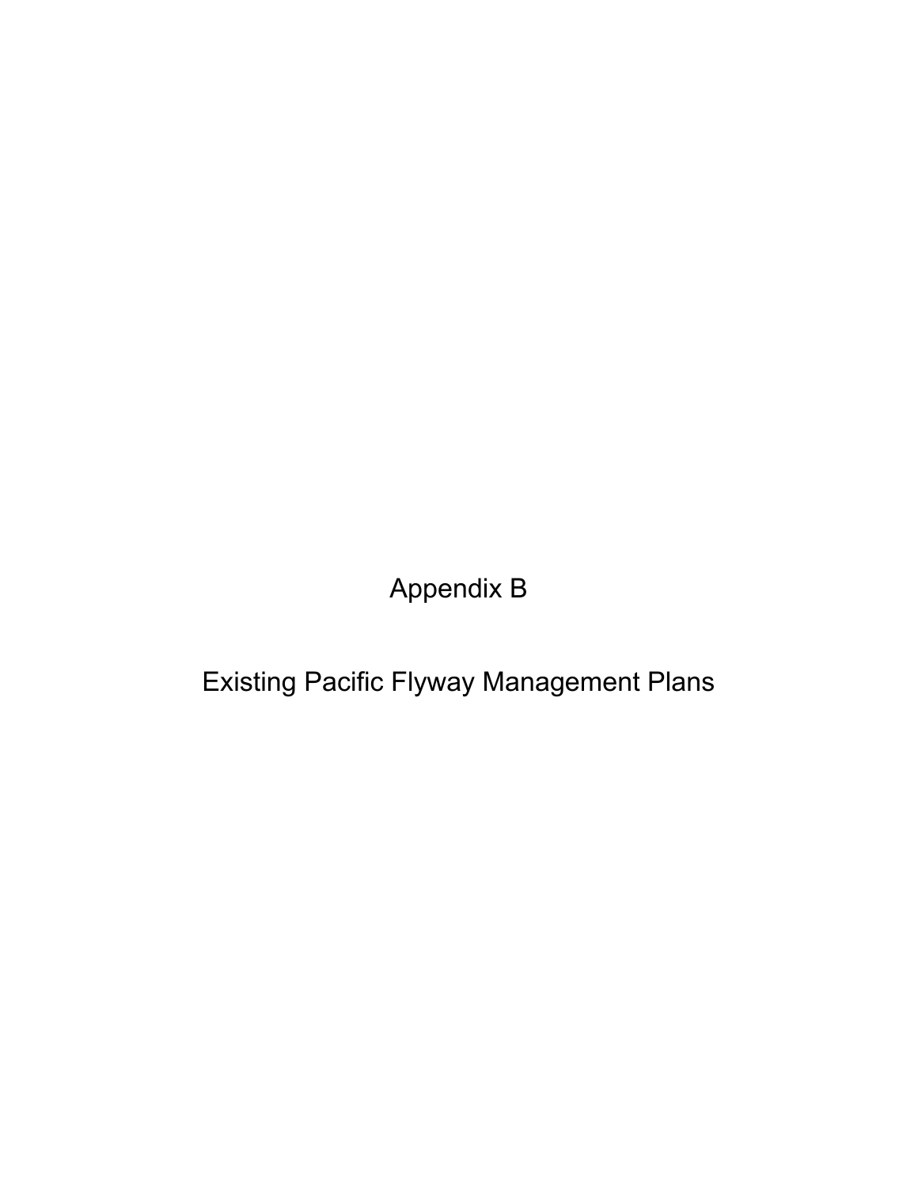# Appendix B

# Existing Pacific Flyway Management Plans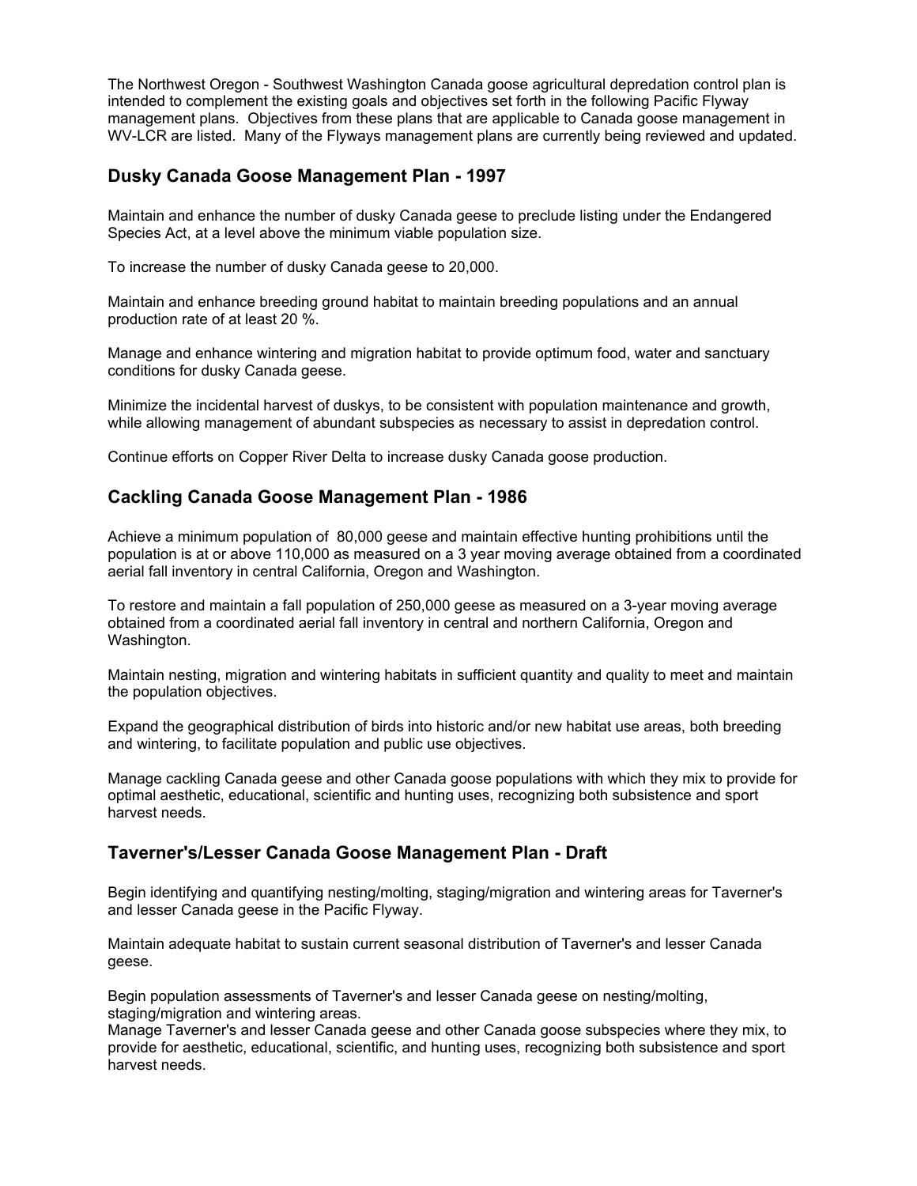The Northwest Oregon - Southwest Washington Canada goose agricultural depredation control plan is intended to complement the existing goals and objectives set forth in the following Pacific Flyway management plans. Objectives from these plans that are applicable to Canada goose management in WV-LCR are listed. Many of the Flyways management plans are currently being reviewed and updated.

## Dusky Canada Goose Management Plan - 1997

Maintain and enhance the number of dusky Canada geese to preclude listing under the Endangered Species Act, at a level above the minimum viable population size.

To increase the number of dusky Canada geese to 20,000.

Maintain and enhance breeding ground habitat to maintain breeding populations and an annual production rate of at least 20 %.

Manage and enhance wintering and migration habitat to provide optimum food, water and sanctuary conditions for dusky Canada geese.

Minimize the incidental harvest of duskys, to be consistent with population maintenance and growth, while allowing management of abundant subspecies as necessary to assist in depredation control.

Continue efforts on Copper River Delta to increase dusky Canada goose production.

## Cackling Canada Goose Management Plan - 1986

Achieve a minimum population of 80,000 geese and maintain effective hunting prohibitions until the population is at or above 110,000 as measured on a 3 year moving average obtained from a coordinated aerial fall inventory in central California, Oregon and Washington.

To restore and maintain a fall population of 250,000 geese as measured on a 3-year moving average obtained from a coordinated aerial fall inventory in central and northern California, Oregon and Washington.

Maintain nesting, migration and wintering habitats in sufficient quantity and quality to meet and maintain the population objectives.

Expand the geographical distribution of birds into historic and/or new habitat use areas, both breeding and wintering, to facilitate population and public use objectives.

Manage cackling Canada geese and other Canada goose populations with which they mix to provide for optimal aesthetic, educational, scientific and hunting uses, recognizing both subsistence and sport harvest needs.

## Taverner's/Lesser Canada Goose Management Plan - Draft

Begin identifying and quantifying nesting/molting, staging/migration and wintering areas for Taverner's and lesser Canada geese in the Pacific Flyway.

Maintain adequate habitat to sustain current seasonal distribution of Taverner's and lesser Canada geese.

Begin population assessments of Taverner's and lesser Canada geese on nesting/molting, staging/migration and wintering areas.

Manage Taverner's and lesser Canada geese and other Canada goose subspecies where they mix, to provide for aesthetic, educational, scientific, and hunting uses, recognizing both subsistence and sport harvest needs.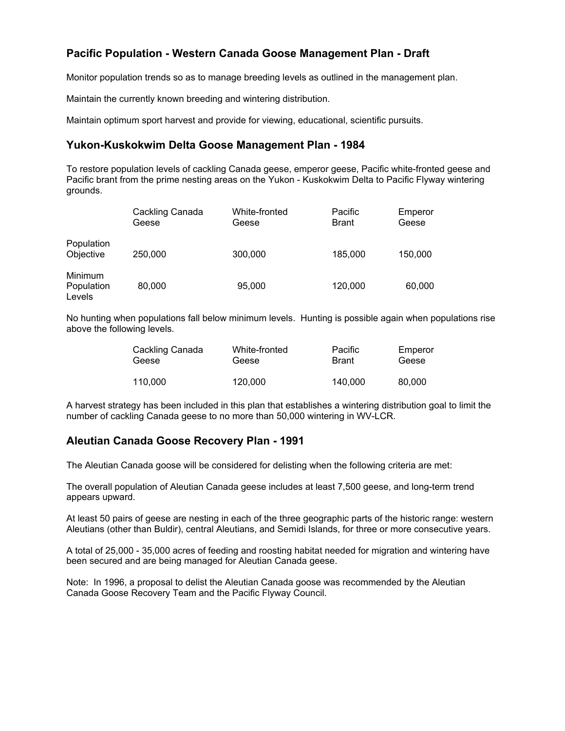## Pacific Population - Western Canada Goose Management Plan - Draft

Monitor population trends so as to manage breeding levels as outlined in the management plan.

Maintain the currently known breeding and wintering distribution.

Maintain optimum sport harvest and provide for viewing, educational, scientific pursuits.

## Yukon-Kuskokwim Delta Goose Management Plan - 1984

To restore population levels of cackling Canada geese, emperor geese, Pacific white-fronted geese and Pacific brant from the prime nesting areas on the Yukon - Kuskokwim Delta to Pacific Flyway wintering grounds.

| | Cackling Canada Geese | White-fronted Geese | Pacific Brant | Emperor Geese |
|---|---|---|---|---|
| Population Objective | 250,000 | 300,000 | 185,000 | 150,000 |
| Minimum Population Levels | 80,000 | 95,000 | 120,000 | 60,000 |

No hunting when populations fall below minimum levels. Hunting is possible again when populations rise above the following levels.

| Cackling Canada Geese | White-fronted Geese | Pacific Brant | Emperor Geese |
|---|---|---|---|
| 110,000 | 120,000 | 140,000 | 80,000 |

A harvest strategy has been included in this plan that establishes a wintering distribution goal to limit the number of cackling Canada geese to no more than 50,000 wintering in WV-LCR.

## Aleutian Canada Goose Recovery Plan - 1991

The Aleutian Canada goose will be considered for delisting when the following criteria are met:

The overall population of Aleutian Canada geese includes at least 7,500 geese, and long-term trend appears upward.

At least 50 pairs of geese are nesting in each of the three geographic parts of the historic range: western Aleutians (other than Buldir), central Aleutians, and Semidi Islands, for three or more consecutive years.

A total of 25,000 - 35,000 acres of feeding and roosting habitat needed for migration and wintering have been secured and are being managed for Aleutian Canada geese.

Note: In 1996, a proposal to delist the Aleutian Canada goose was recommended by the Aleutian Canada Goose Recovery Team and the Pacific Flyway Council.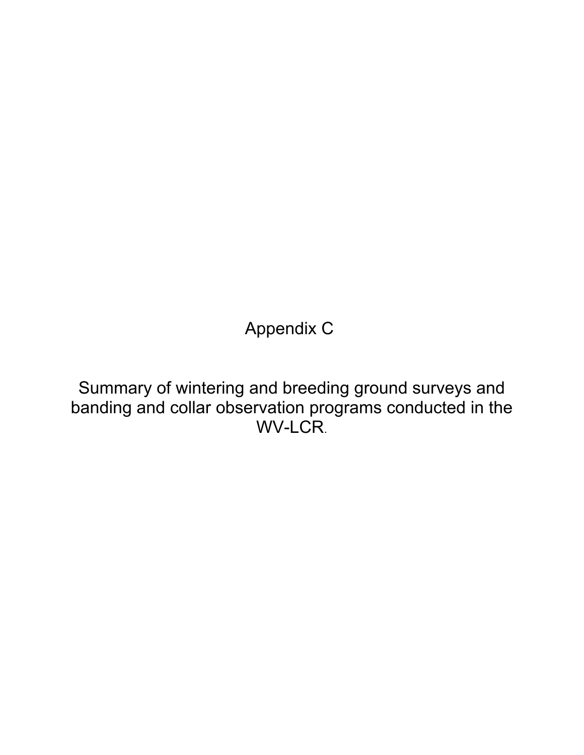# Appendix C

## Summary of wintering and breeding ground surveys and banding and collar observation programs conducted in the WV-LCR.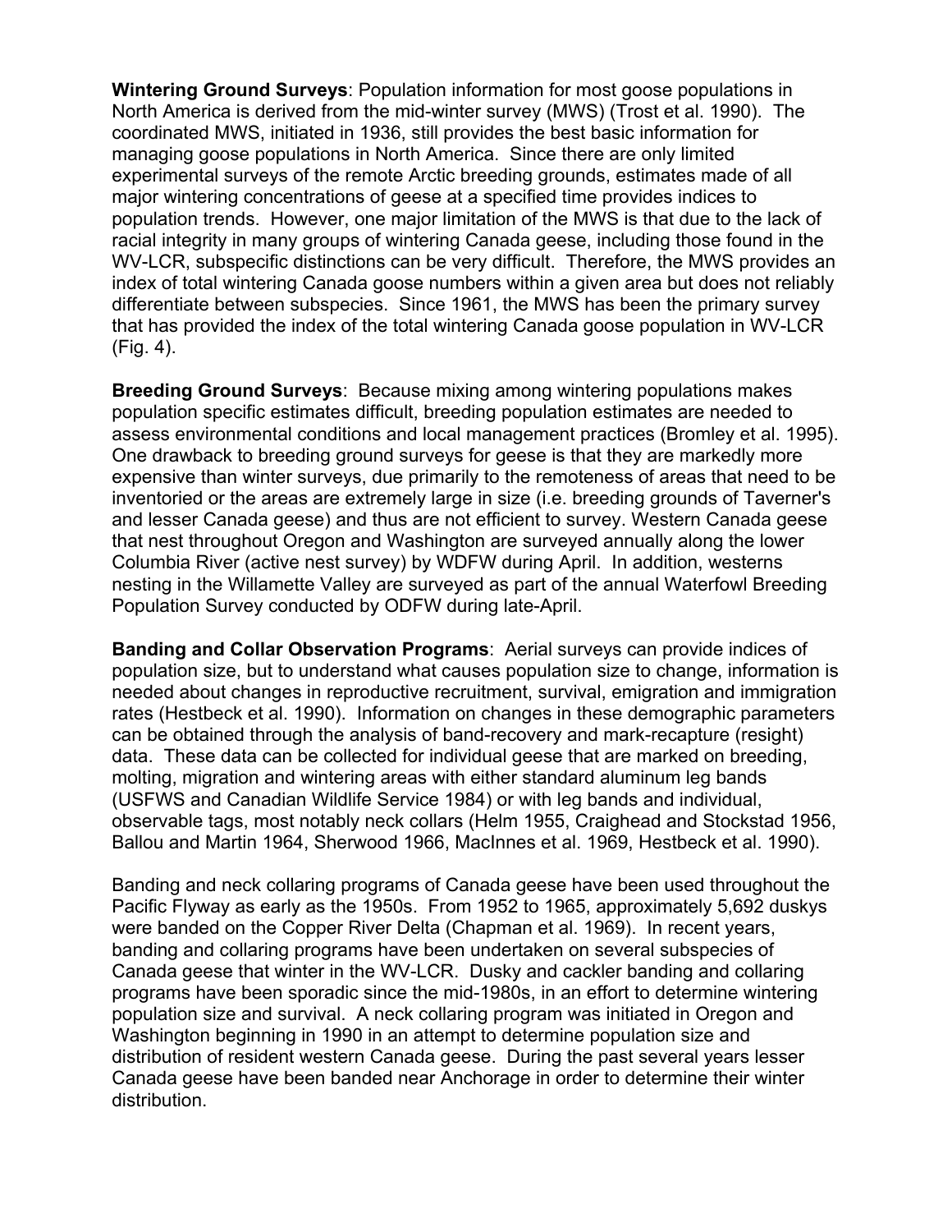**Wintering Ground Surveys**: Population information for most goose populations in North America is derived from the mid-winter survey (MWS) (Trost et al. 1990). The coordinated MWS, initiated in 1936, still provides the best basic information for managing goose populations in North America. Since there are only limited experimental surveys of the remote Arctic breeding grounds, estimates made of all major wintering concentrations of geese at a specified time provides indices to population trends. However, one major limitation of the MWS is that due to the lack of racial integrity in many groups of wintering Canada geese, including those found in the WV-LCR, subspecific distinctions can be very difficult. Therefore, the MWS provides an index of total wintering Canada goose numbers within a given area but does not reliably differentiate between subspecies. Since 1961, the MWS has been the primary survey that has provided the index of the total wintering Canada goose population in WV-LCR (Fig. 4).

**Breeding Ground Surveys**: Because mixing among wintering populations makes population specific estimates difficult, breeding population estimates are needed to assess environmental conditions and local management practices (Bromley et al. 1995). One drawback to breeding ground surveys for geese is that they are markedly more expensive than winter surveys, due primarily to the remoteness of areas that need to be inventoried or the areas are extremely large in size (i.e. breeding grounds of Taverner's and lesser Canada geese) and thus are not efficient to survey. Western Canada geese that nest throughout Oregon and Washington are surveyed annually along the lower Columbia River (active nest survey) by WDFW during April. In addition, westerns nesting in the Willamette Valley are surveyed as part of the annual Waterfowl Breeding Population Survey conducted by ODFW during late-April.

**Banding and Collar Observation Programs**: Aerial surveys can provide indices of population size, but to understand what causes population size to change, information is needed about changes in reproductive recruitment, survival, emigration and immigration rates (Hestbeck et al. 1990). Information on changes in these demographic parameters can be obtained through the analysis of band-recovery and mark-recapture (resight) data. These data can be collected for individual geese that are marked on breeding, molting, migration and wintering areas with either standard aluminum leg bands (USFWS and Canadian Wildlife Service 1984) or with leg bands and individual, observable tags, most notably neck collars (Helm 1955, Craighead and Stockstad 1956, Ballou and Martin 1964, Sherwood 1966, MacInnes et al. 1969, Hestbeck et al. 1990).

Banding and neck collaring programs of Canada geese have been used throughout the Pacific Flyway as early as the 1950s. From 1952 to 1965, approximately 5,692 duskys were banded on the Copper River Delta (Chapman et al. 1969). In recent years, banding and collaring programs have been undertaken on several subspecies of Canada geese that winter in the WV-LCR. Dusky and cackler banding and collaring programs have been sporadic since the mid-1980s, in an effort to determine wintering population size and survival. A neck collaring program was initiated in Oregon and Washington beginning in 1990 in an attempt to determine population size and distribution of resident western Canada geese. During the past several years lesser Canada geese have been banded near Anchorage in order to determine their winter distribution.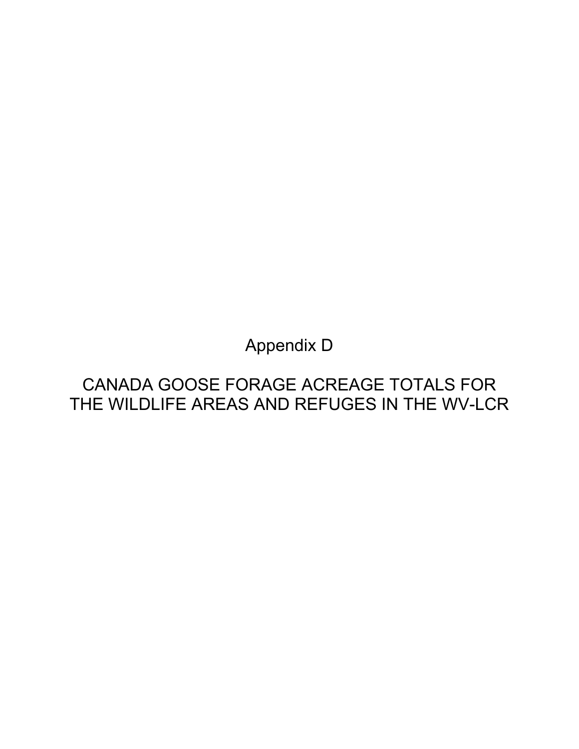# Appendix D

## CANADA GOOSE FORAGE ACREAGE TOTALS FOR THE WILDLIFE AREAS AND REFUGES IN THE WV-LCR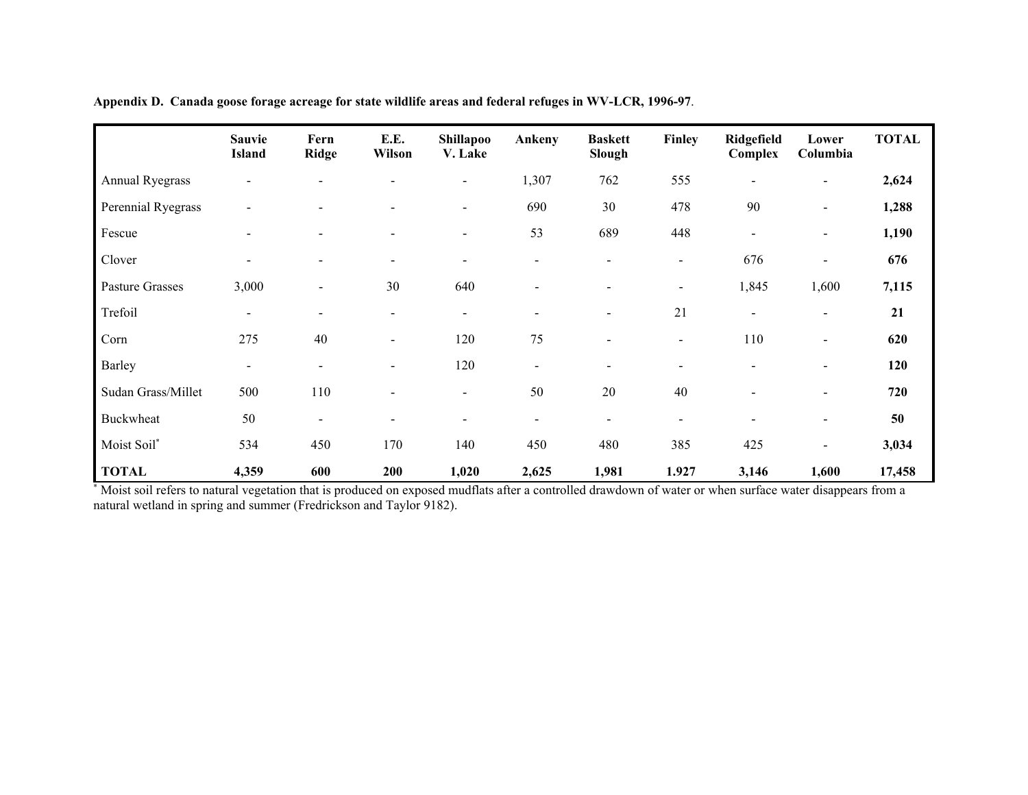**Appendix D. Canada goose forage acreage for state wildlife areas and federal refuges in WV-LCR, 1996-97**.

| | Sauvie Island | Fern Ridge | E.E. Wilson | Shillapoo V. Lake | Ankeny | Baskett Slough | Finley | Ridgefield Complex | Lower Columbia | TOTAL |
|---|---|---|---|---|---|---|---|---|---|---|
| Annual Ryegrass | - | - | - | - | 1,307 | 762 | 555 | - | - | **2,624** |
| Perennial Ryegrass | - | - | - | - | 690 | 30 | 478 | 90 | - | **1,288** |
| Fescue | - | - | - | - | 53 | 689 | 448 | - | - | **1,190** |
| Clover | - | - | - | - | - | - | - | 676 | - | **676** |
| Pasture Grasses | 3,000 | - | 30 | 640 | - | - | - | 1,845 | 1,600 | **7,115** |
| Trefoil | - | - | - | - | - | - | 21 | - | - | **21** |
| Corn | 275 | 40 | - | 120 | 75 | - | - | 110 | - | **620** |
| Barley | - | - | - | 120 | - | - | - | - | - | **120** |
| Sudan Grass/Millet | 500 | 110 | - | - | 50 | 20 | 40 | - | - | **720** |
| Buckwheat | 50 | - | - | - | - | - | - | - | - | **50** |
| Moist Soil* | 534 | 450 | 170 | 140 | 450 | 480 | 385 | 425 | - | **3,034** |
| **TOTAL** | **4,359** | **600** | **200** | **1,020** | **2,625** | **1,981** | **1.927** | **3,146** | **1,600** | **17,458** |

* Moist soil refers to natural vegetation that is produced on exposed mudflats after a controlled drawdown of water or when surface water disappears from a natural wetland in spring and summer (Fredrickson and Taylor 9182).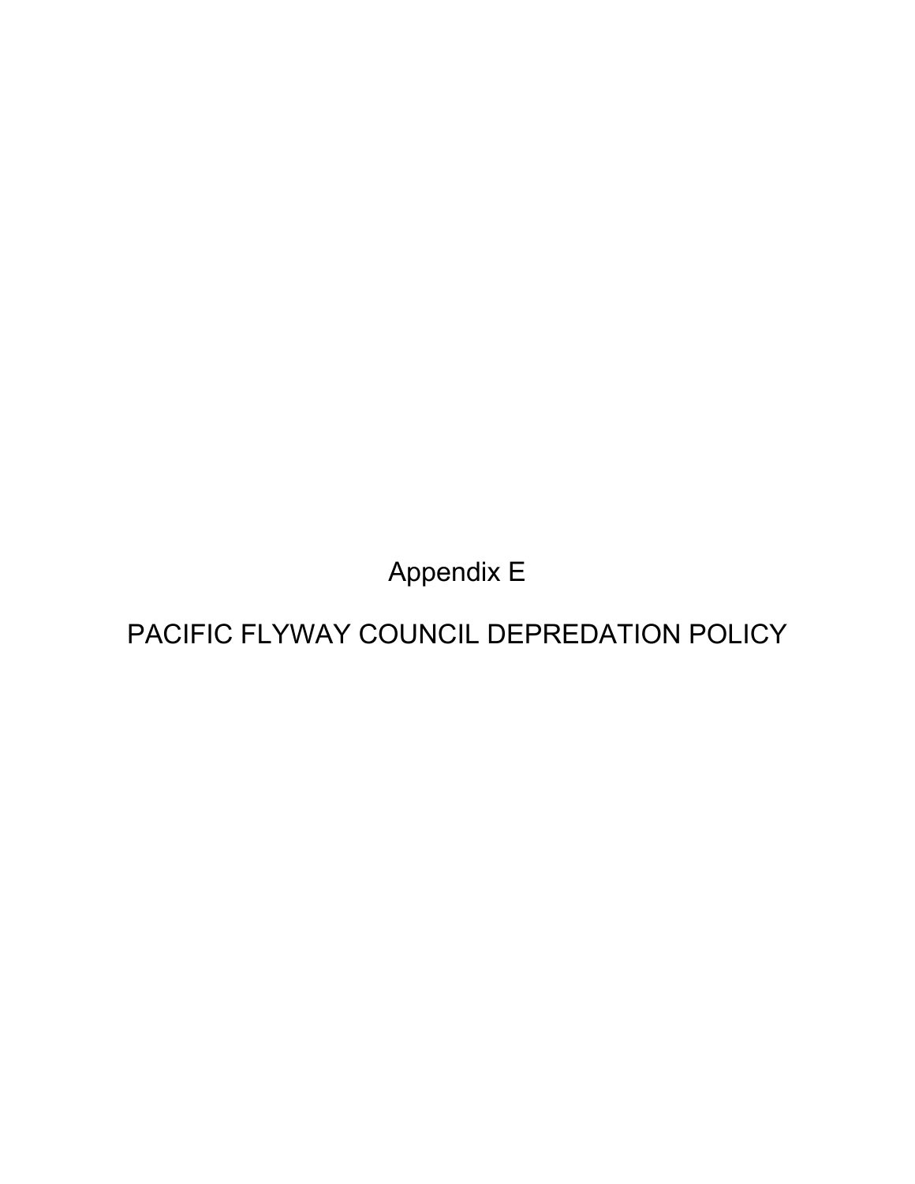# Appendix E

# PACIFIC FLYWAY COUNCIL DEPREDATION POLICY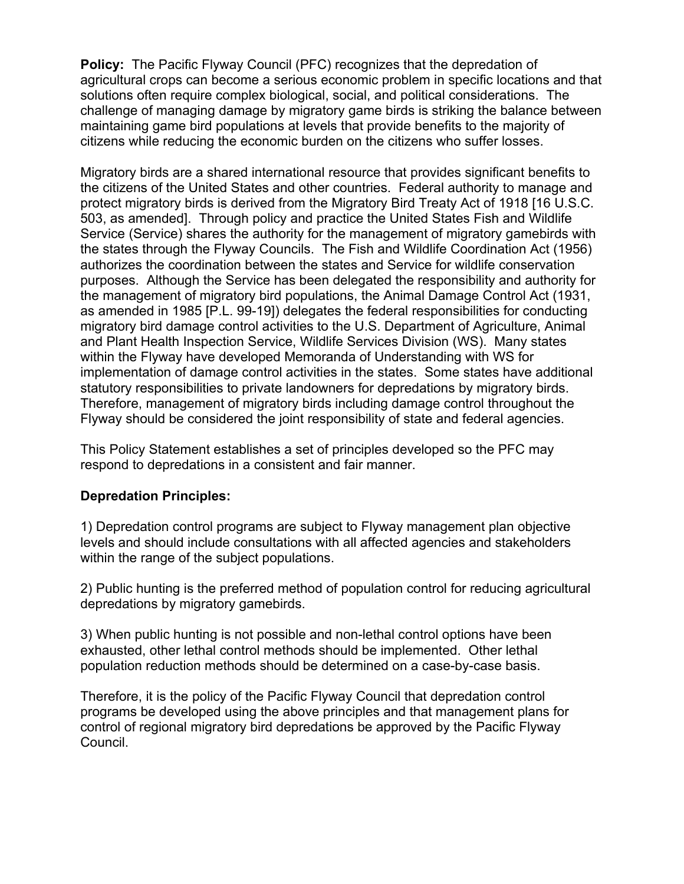**Policy:** The Pacific Flyway Council (PFC) recognizes that the depredation of agricultural crops can become a serious economic problem in specific locations and that solutions often require complex biological, social, and political considerations. The challenge of managing damage by migratory game birds is striking the balance between maintaining game bird populations at levels that provide benefits to the majority of citizens while reducing the economic burden on the citizens who suffer losses.

Migratory birds are a shared international resource that provides significant benefits to the citizens of the United States and other countries. Federal authority to manage and protect migratory birds is derived from the Migratory Bird Treaty Act of 1918 [16 U.S.C. 503, as amended]. Through policy and practice the United States Fish and Wildlife Service (Service) shares the authority for the management of migratory gamebirds with the states through the Flyway Councils. The Fish and Wildlife Coordination Act (1956) authorizes the coordination between the states and Service for wildlife conservation purposes. Although the Service has been delegated the responsibility and authority for the management of migratory bird populations, the Animal Damage Control Act (1931, as amended in 1985 [P.L. 99-19]) delegates the federal responsibilities for conducting migratory bird damage control activities to the U.S. Department of Agriculture, Animal and Plant Health Inspection Service, Wildlife Services Division (WS). Many states within the Flyway have developed Memoranda of Understanding with WS for implementation of damage control activities in the states. Some states have additional statutory responsibilities to private landowners for depredations by migratory birds. Therefore, management of migratory birds including damage control throughout the Flyway should be considered the joint responsibility of state and federal agencies.

This Policy Statement establishes a set of principles developed so the PFC may respond to depredations in a consistent and fair manner.

**Depredation Principles:**

1) Depredation control programs are subject to Flyway management plan objective levels and should include consultations with all affected agencies and stakeholders within the range of the subject populations.

2) Public hunting is the preferred method of population control for reducing agricultural depredations by migratory gamebirds.

3) When public hunting is not possible and non-lethal control options have been exhausted, other lethal control methods should be implemented. Other lethal population reduction methods should be determined on a case-by-case basis.

Therefore, it is the policy of the Pacific Flyway Council that depredation control programs be developed using the above principles and that management plans for control of regional migratory bird depredations be approved by the Pacific Flyway Council.